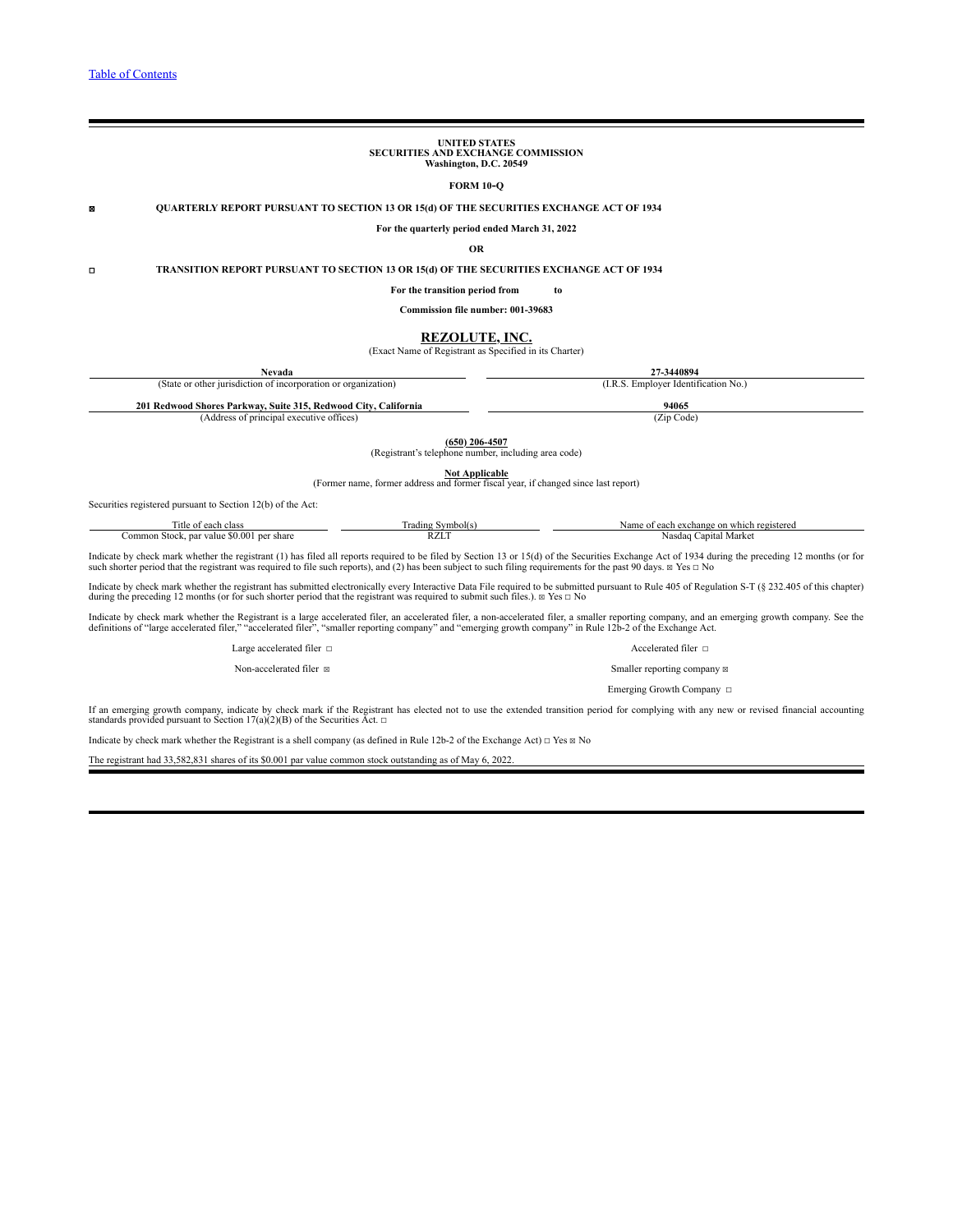[Table of Contents](#)

**UNITED STATES**
**SECURITIES AND EXCHANGE COMMISSION**
**Washington, D.C. 20549**

**FORM 10-Q**

☒ **QUARTERLY REPORT PURSUANT TO SECTION 13 OR 15(d) OF THE SECURITIES EXCHANGE ACT OF 1934**

**For the quarterly period ended March 31, 2022**

**OR**

☐ **TRANSITION REPORT PURSUANT TO SECTION 13 OR 15(d) OF THE SECURITIES EXCHANGE ACT OF 1934**

**For the transition period from to**

**Commission file number: 001-39683**

# REZOLUTE, INC.

(Exact Name of Registrant as Specified in its Charter)

| **Nevada** | **27-3440894** |
|---|---|
| (State or other jurisdiction of incorporation or organization) | (I.R.S. Employer Identification No.) |
| **201 Redwood Shores Parkway, Suite 315, Redwood City, California** | **94065** |
| (Address of principal executive offices) | (Zip Code) |

**(650) 206-4507**
(Registrant's telephone number, including area code)

**Not Applicable**
(Former name, former address and former fiscal year, if changed since last report)

Securities registered pursuant to Section 12(b) of the Act:

| Title of each class | Trading Symbol(s) | Name of each exchange on which registered |
|---|---|---|
| Common Stock, par value $0.001 per share | RZLT | Nasdaq Capital Market |

Indicate by check mark whether the registrant (1) has filed all reports required to be filed by Section 13 or 15(d) of the Securities Exchange Act of 1934 during the preceding 12 months (or for such shorter period that the registrant was required to file such reports), and (2) has been subject to such filing requirements for the past 90 days. ☒ Yes ☐ No

Indicate by check mark whether the registrant has submitted electronically every Interactive Data File required to be submitted pursuant to Rule 405 of Regulation S-T (§ 232.405 of this chapter) during the preceding 12 months (or for such shorter period that the registrant was required to submit such files.). ☒ Yes ☐ No

Indicate by check mark whether the Registrant is a large accelerated filer, an accelerated filer, a non-accelerated filer, a smaller reporting company, and an emerging growth company. See the definitions of "large accelerated filer," "accelerated filer", "smaller reporting company" and "emerging growth company" in Rule 12b-2 of the Exchange Act.

| | |
|---|---|
| Large accelerated filer ☐ | Accelerated filer ☐ |
| Non-accelerated filer ☒ | Smaller reporting company ☒ |
| | Emerging Growth Company ☐ |

If an emerging growth company, indicate by check mark if the Registrant has elected not to use the extended transition period for complying with any new or revised financial accounting standards provided pursuant to Section 17(a)(2)(B) of the Securities Act. ☐

Indicate by check mark whether the Registrant is a shell company (as defined in Rule 12b-2 of the Exchange Act) ☐ Yes ☒ No

The registrant had 33,582,831 shares of its $0.001 par value common stock outstanding as of May 6, 2022.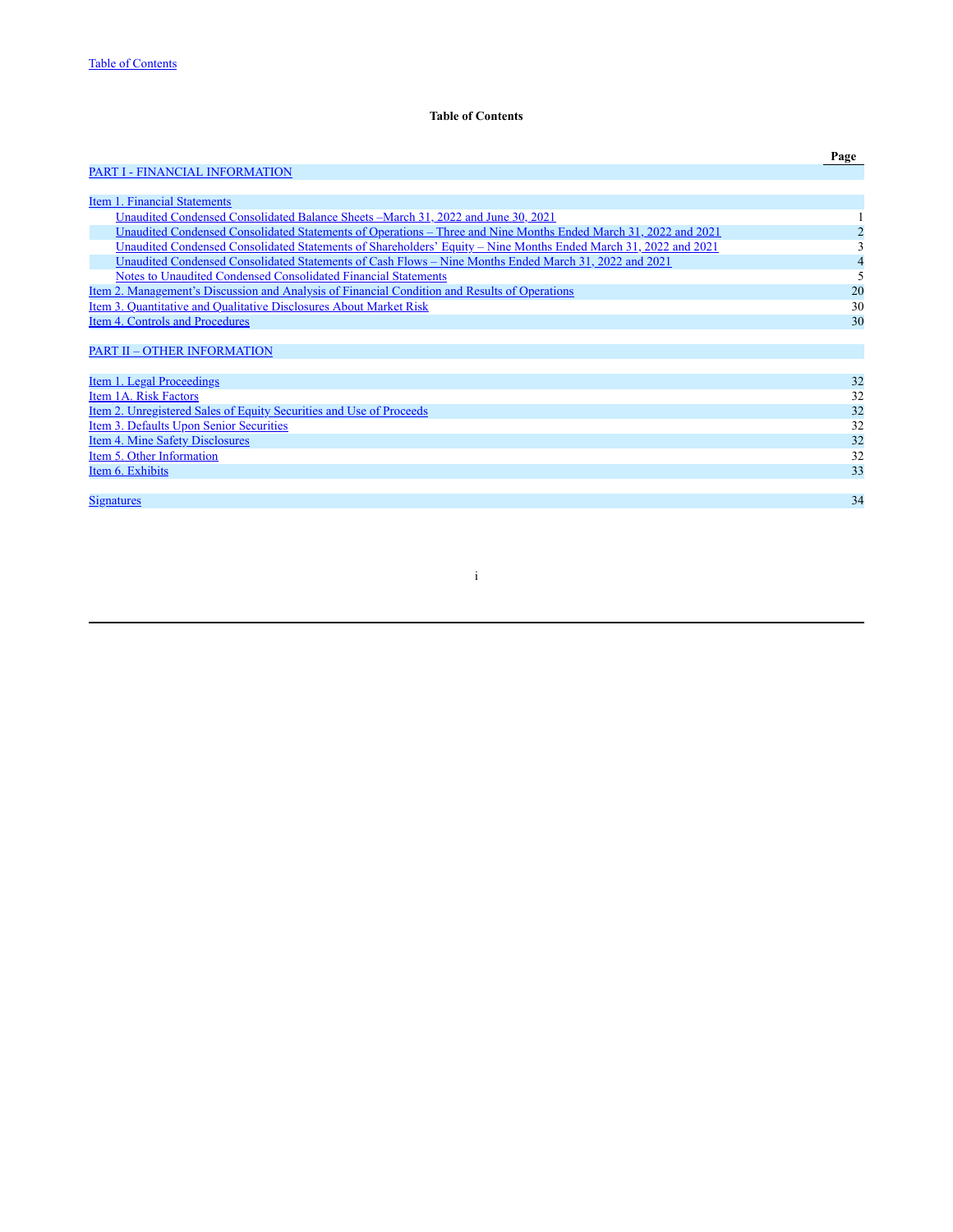**Table of Contents**

| | Page |
|---|---|
| PART I - FINANCIAL INFORMATION | |
| | |
| Item 1. Financial Statements | |
| Unaudited Condensed Consolidated Balance Sheets –March 31, 2022 and June 30, 2021 | 1 |
| Unaudited Condensed Consolidated Statements of Operations – Three and Nine Months Ended March 31, 2022 and 2021 | 2 |
| Unaudited Condensed Consolidated Statements of Shareholders' Equity – Nine Months Ended March 31, 2022 and 2021 | 3 |
| Unaudited Condensed Consolidated Statements of Cash Flows – Nine Months Ended March 31, 2022 and 2021 | 4 |
| Notes to Unaudited Condensed Consolidated Financial Statements | 5 |
| Item 2. Management's Discussion and Analysis of Financial Condition and Results of Operations | 20 |
| Item 3. Quantitative and Qualitative Disclosures About Market Risk | 30 |
| Item 4. Controls and Procedures | 30 |
| | |
| PART II – OTHER INFORMATION | |
| | |
| Item 1. Legal Proceedings | 32 |
| Item 1A. Risk Factors | 32 |
| Item 2. Unregistered Sales of Equity Securities and Use of Proceeds | 32 |
| Item 3. Defaults Upon Senior Securities | 32 |
| Item 4. Mine Safety Disclosures | 32 |
| Item 5. Other Information | 32 |
| Item 6. Exhibits | 33 |
| | |
| Signatures | 34 |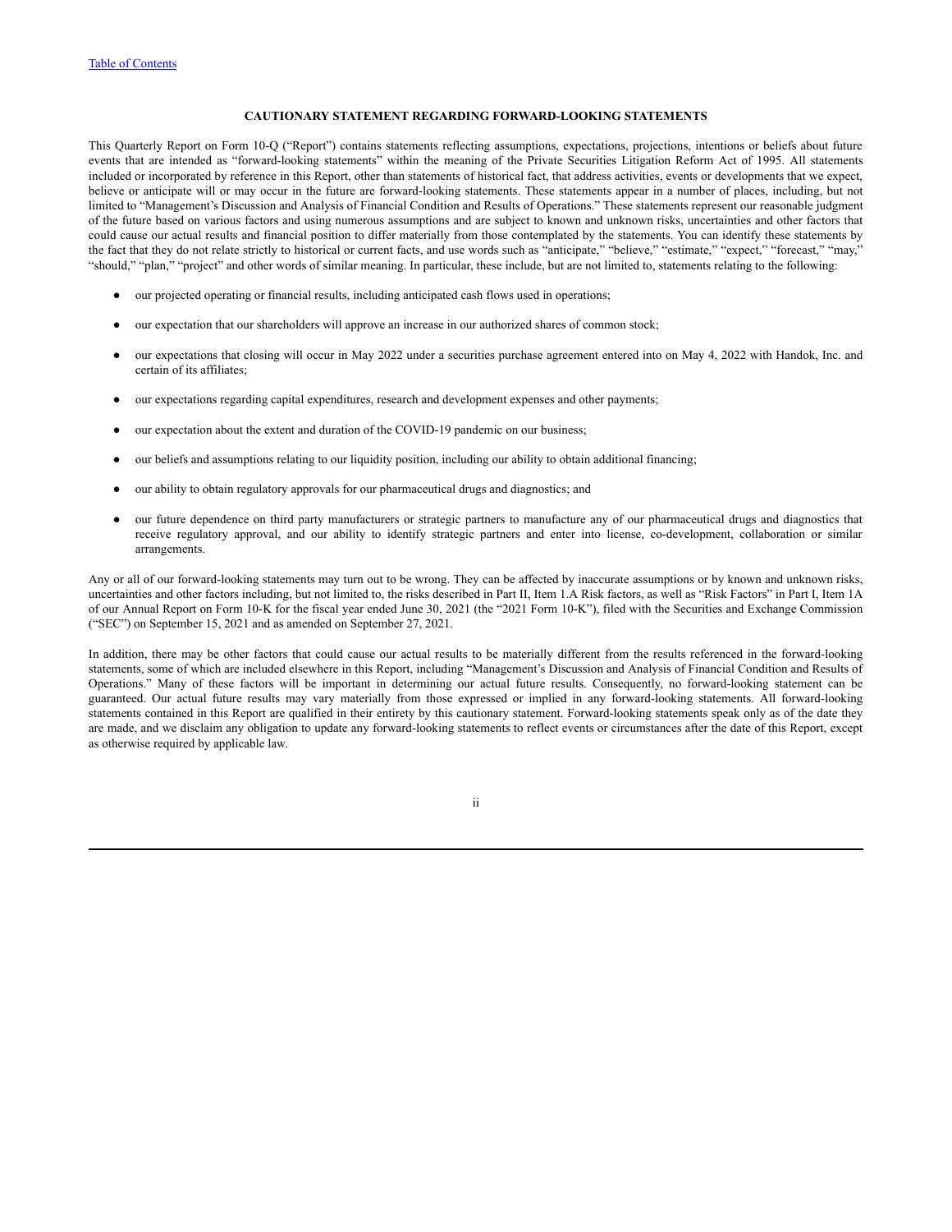Table of Contents

## CAUTIONARY STATEMENT REGARDING FORWARD-LOOKING STATEMENTS

This Quarterly Report on Form 10-Q ("Report") contains statements reflecting assumptions, expectations, projections, intentions or beliefs about future events that are intended as "forward-looking statements" within the meaning of the Private Securities Litigation Reform Act of 1995. All statements included or incorporated by reference in this Report, other than statements of historical fact, that address activities, events or developments that we expect, believe or anticipate will or may occur in the future are forward-looking statements. These statements appear in a number of places, including, but not limited to "Management's Discussion and Analysis of Financial Condition and Results of Operations." These statements represent our reasonable judgment of the future based on various factors and using numerous assumptions and are subject to known and unknown risks, uncertainties and other factors that could cause our actual results and financial position to differ materially from those contemplated by the statements. You can identify these statements by the fact that they do not relate strictly to historical or current facts, and use words such as "anticipate," "believe," "estimate," "expect," "forecast," "may," "should," "plan," "project" and other words of similar meaning. In particular, these include, but are not limited to, statements relating to the following:

- our projected operating or financial results, including anticipated cash flows used in operations;
- our expectation that our shareholders will approve an increase in our authorized shares of common stock;
- our expectations that closing will occur in May 2022 under a securities purchase agreement entered into on May 4, 2022 with Handok, Inc. and certain of its affiliates;
- our expectations regarding capital expenditures, research and development expenses and other payments;
- our expectation about the extent and duration of the COVID-19 pandemic on our business;
- our beliefs and assumptions relating to our liquidity position, including our ability to obtain additional financing;
- our ability to obtain regulatory approvals for our pharmaceutical drugs and diagnostics; and
- our future dependence on third party manufacturers or strategic partners to manufacture any of our pharmaceutical drugs and diagnostics that receive regulatory approval, and our ability to identify strategic partners and enter into license, co-development, collaboration or similar arrangements.

Any or all of our forward-looking statements may turn out to be wrong. They can be affected by inaccurate assumptions or by known and unknown risks, uncertainties and other factors including, but not limited to, the risks described in Part II, Item 1.A Risk factors, as well as "Risk Factors" in Part I, Item 1A of our Annual Report on Form 10-K for the fiscal year ended June 30, 2021 (the "2021 Form 10-K"), filed with the Securities and Exchange Commission ("SEC") on September 15, 2021 and as amended on September 27, 2021.

In addition, there may be other factors that could cause our actual results to be materially different from the results referenced in the forward-looking statements, some of which are included elsewhere in this Report, including "Management's Discussion and Analysis of Financial Condition and Results of Operations." Many of these factors will be important in determining our actual future results. Consequently, no forward-looking statement can be guaranteed. Our actual future results may vary materially from those expressed or implied in any forward-looking statements. All forward-looking statements contained in this Report are qualified in their entirety by this cautionary statement. Forward-looking statements speak only as of the date they are made, and we disclaim any obligation to update any forward-looking statements to reflect events or circumstances after the date of this Report, except as otherwise required by applicable law.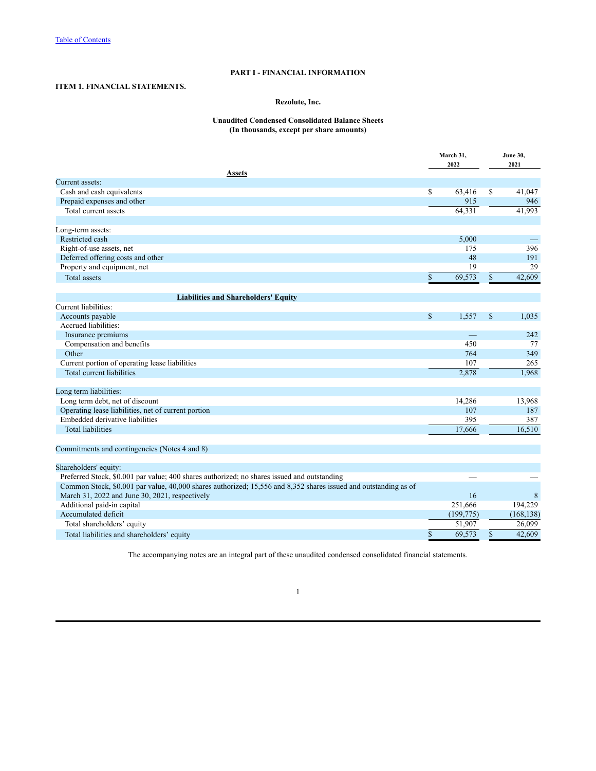## PART I - FINANCIAL INFORMATION

### ITEM 1. FINANCIAL STATEMENTS.

**Rezolute, Inc.**

**Unaudited Condensed Consolidated Balance Sheets**
**(In thousands, except per share amounts)**

| | March 31, 2022 | June 30, 2021 |
|---|---|---|
| **Assets** | | |
| Current assets: | | |
| Cash and cash equivalents | $ 63,416 | $ 41,047 |
| Prepaid expenses and other | 915 | 946 |
| Total current assets | 64,331 | 41,993 |
| | | |
| Long-term assets: | | |
| Restricted cash | 5,000 | — |
| Right-of-use assets, net | 175 | 396 |
| Deferred offering costs and other | 48 | 191 |
| Property and equipment, net | 19 | 29 |
| Total assets | $ 69,573 | $ 42,609 |
| | | |
| **Liabilities and Shareholders' Equity** | | |
| Current liabilities: | | |
| Accounts payable | $ 1,557 | $ 1,035 |
| Accrued liabilities: | | |
| Insurance premiums | — | 242 |
| Compensation and benefits | 450 | 77 |
| Other | 764 | 349 |
| Current portion of operating lease liabilities | 107 | 265 |
| Total current liabilities | 2,878 | 1,968 |
| | | |
| Long term liabilities: | | |
| Long term debt, net of discount | 14,286 | 13,968 |
| Operating lease liabilities, net of current portion | 107 | 187 |
| Embedded derivative liabilities | 395 | 387 |
| Total liabilities | 17,666 | 16,510 |
| | | |
| Commitments and contingencies (Notes 4 and 8) | | |
| | | |
| Shareholders' equity: | | |
| Preferred Stock, $0.001 par value; 400 shares authorized; no shares issued and outstanding | — | — |
| Common Stock, $0.001 par value, 40,000 shares authorized; 15,556 and 8,352 shares issued and outstanding as of March 31, 2022 and June 30, 2021, respectively | 16 | 8 |
| Additional paid-in capital | 251,666 | 194,229 |
| Accumulated deficit | (199,775) | (168,138) |
| Total shareholders' equity | 51,907 | 26,099 |
| Total liabilities and shareholders' equity | $ 69,573 | $ 42,609 |

The accompanying notes are an integral part of these unaudited condensed consolidated financial statements.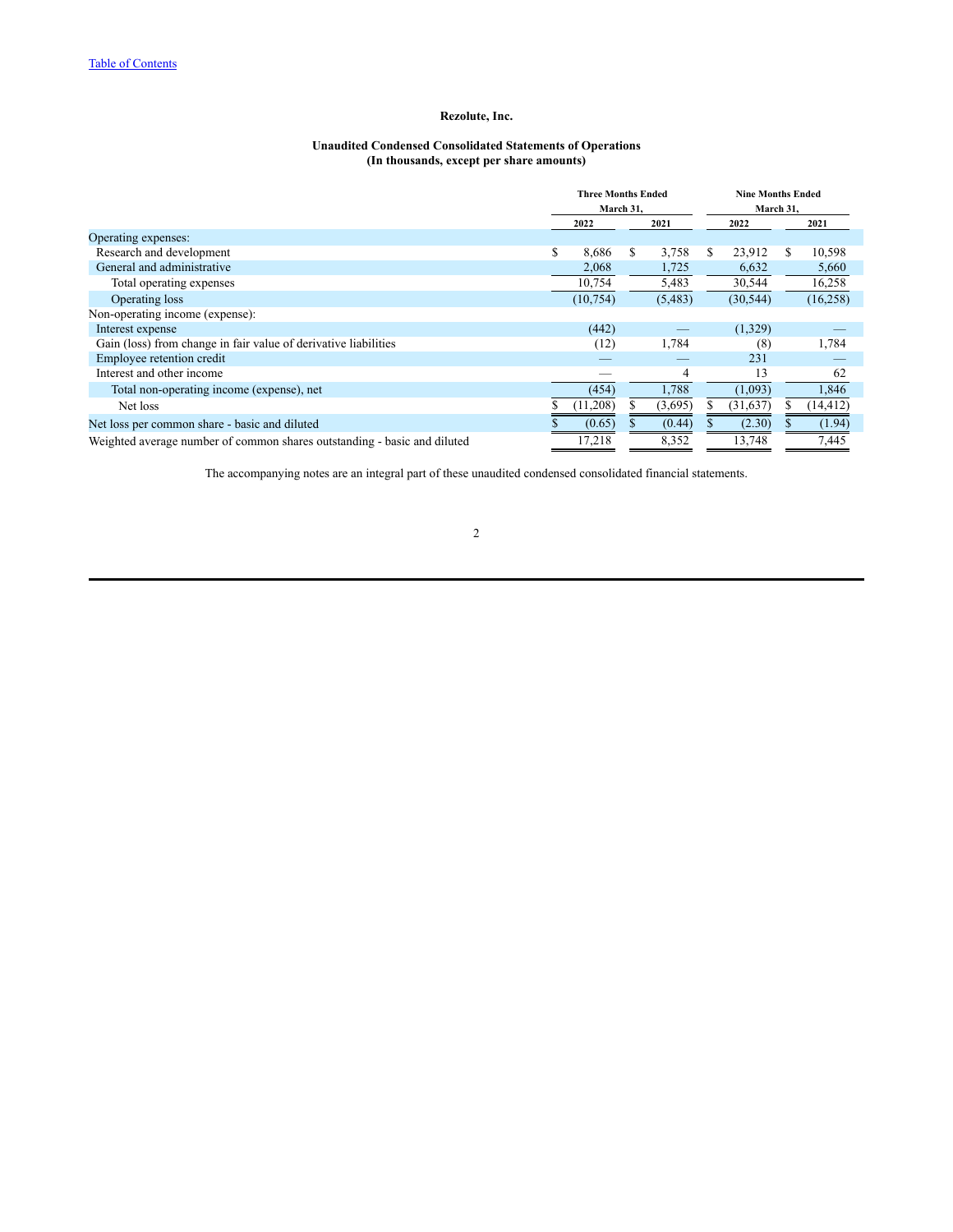**Rezolute, Inc.**

**Unaudited Condensed Consolidated Statements of Operations**
**(In thousands, except per share amounts)**

| | Three Months Ended March 31, | | Nine Months Ended March 31, | |
|---|---|---|---|---|
| | 2022 | 2021 | 2022 | 2021 |
| Operating expenses: | | | | |
| Research and development | $ 8,686 | $ 3,758 | $ 23,912 | $ 10,598 |
| General and administrative | 2,068 | 1,725 | 6,632 | 5,660 |
| Total operating expenses | 10,754 | 5,483 | 30,544 | 16,258 |
| Operating loss | (10,754) | (5,483) | (30,544) | (16,258) |
| Non-operating income (expense): | | | | |
| Interest expense | (442) | — | (1,329) | — |
| Gain (loss) from change in fair value of derivative liabilities | (12) | 1,784 | (8) | 1,784 |
| Employee retention credit | — | — | 231 | — |
| Interest and other income | — | 4 | 13 | 62 |
| Total non-operating income (expense), net | (454) | 1,788 | (1,093) | 1,846 |
| Net loss | $ (11,208) | $ (3,695) | $ (31,637) | $ (14,412) |
| Net loss per common share - basic and diluted | $ (0.65) | $ (0.44) | $ (2.30) | $ (1.94) |
| Weighted average number of common shares outstanding - basic and diluted | 17,218 | 8,352 | 13,748 | 7,445 |

The accompanying notes are an integral part of these unaudited condensed consolidated financial statements.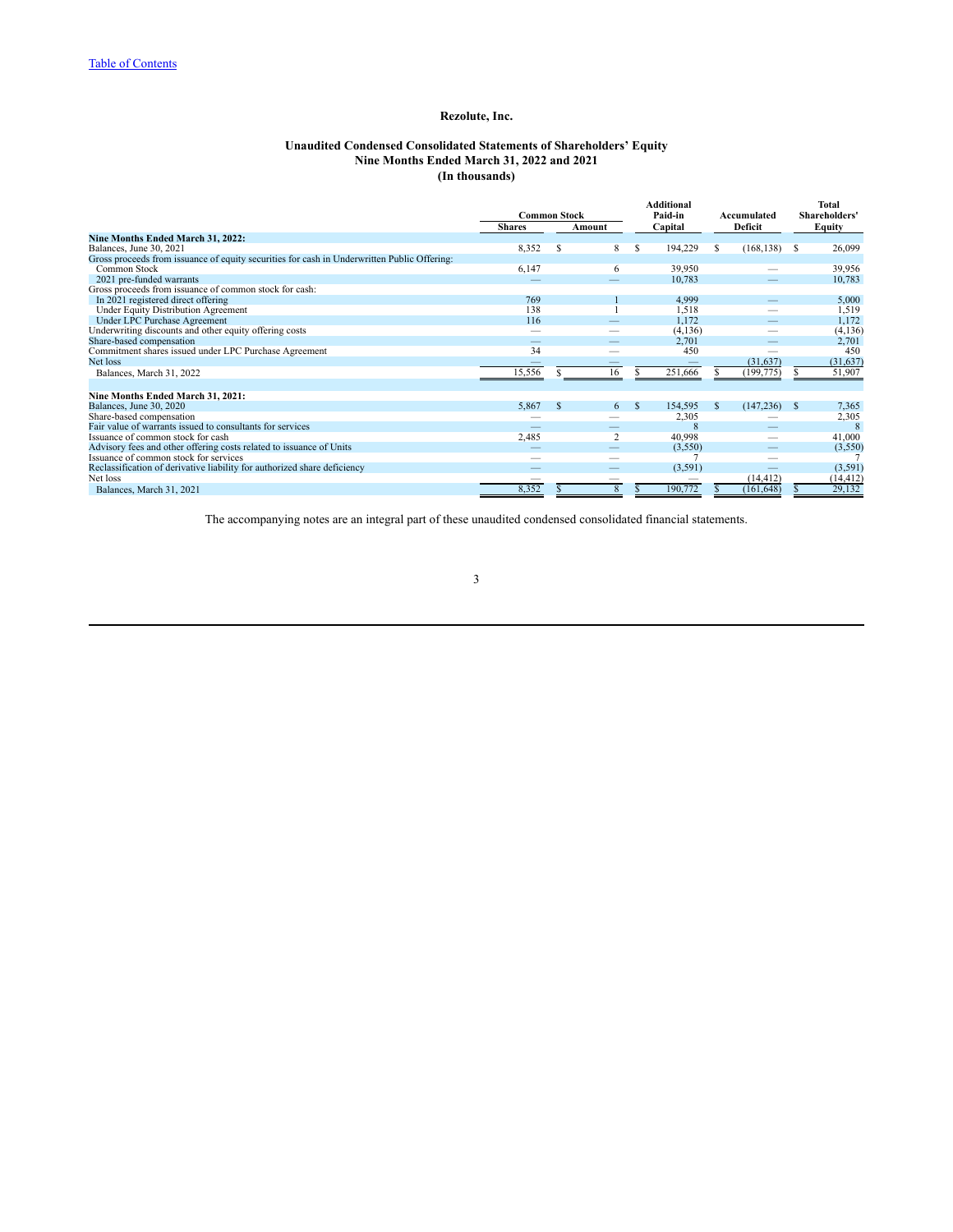Table of Contents

# Rezolute, Inc.

## Unaudited Condensed Consolidated Statements of Shareholders' Equity
## Nine Months Ended March 31, 2022 and 2021
## (In thousands)

| | Common Stock | | Additional Paid-in | Accumulated | Total Shareholders' |
|---|---|---|---|---|---|
| | Shares | Amount | Capital | Deficit | Equity |
| **Nine Months Ended March 31, 2022:** | | | | | |
| Balances, June 30, 2021 | 8,352 | $ 8 | $ 194,229 | $ (168,138) | $ 26,099 |
| Gross proceeds from issuance of equity securities for cash in Underwritten Public Offering: | | | | | |
| Common Stock | 6,147 | 6 | 39,950 | — | 39,956 |
| 2021 pre-funded warrants | — | — | 10,783 | — | 10,783 |
| Gross proceeds from issuance of common stock for cash: | | | | | |
| In 2021 registered direct offering | 769 | 1 | 4,999 | — | 5,000 |
| Under Equity Distribution Agreement | 138 | 1 | 1,518 | — | 1,519 |
| Under LPC Purchase Agreement | 116 | — | 1,172 | — | 1,172 |
| Underwriting discounts and other equity offering costs | — | — | (4,136) | — | (4,136) |
| Share-based compensation | — | — | 2,701 | — | 2,701 |
| Commitment shares issued under LPC Purchase Agreement | 34 | — | 450 | — | 450 |
| Net loss | — | — | — | (31,637) | (31,637) |
| Balances, March 31, 2022 | 15,556 | $ 16 | $ 251,666 | $ (199,775) | $ 51,907 |
| | | | | | |
| **Nine Months Ended March 31, 2021:** | | | | | |
| Balances, June 30, 2020 | 5,867 | $ 6 | $ 154,595 | $ (147,236) | $ 7,365 |
| Share-based compensation | — | — | 2,305 | — | 2,305 |
| Fair value of warrants issued to consultants for services | — | — | 8 | — | 8 |
| Issuance of common stock for cash | 2,485 | 2 | 40,998 | — | 41,000 |
| Advisory fees and other offering costs related to issuance of Units | — | — | (3,550) | — | (3,550) |
| Issuance of common stock for services | — | — | 7 | — | 7 |
| Reclassification of derivative liability for authorized share deficiency | — | — | (3,591) | — | (3,591) |
| Net loss | — | — | — | (14,412) | (14,412) |
| Balances, March 31, 2021 | 8,352 | $ 8 | $ 190,772 | $ (161,648) | $ 29,132 |

The accompanying notes are an integral part of these unaudited condensed consolidated financial statements.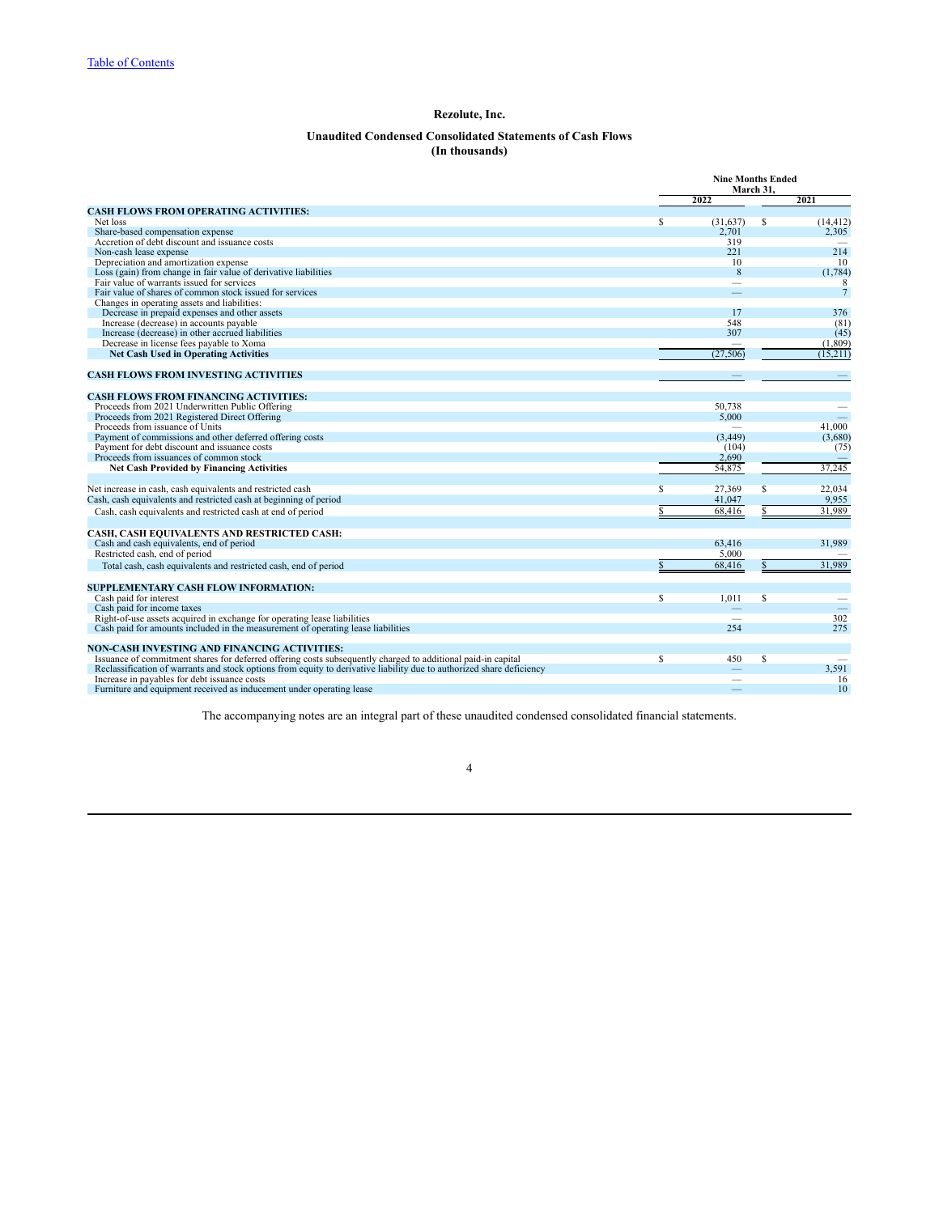Table of Contents

# Rezolute, Inc.

## Unaudited Condensed Consolidated Statements of Cash Flows
**(In thousands)**

| | Nine Months Ended March 31, 2022 | Nine Months Ended March 31, 2021 |
|---|---|---|
| **CASH FLOWS FROM OPERATING ACTIVITIES:** | | |
| Net loss | $ (31,637) | $ (14,412) |
| Share-based compensation expense | 2,701 | 2,305 |
| Accretion of debt discount and issuance costs | 319 | — |
| Non-cash lease expense | 221 | 214 |
| Depreciation and amortization expense | 10 | 10 |
| Loss (gain) from change in fair value of derivative liabilities | 8 | (1,784) |
| Fair value of warrants issued for services | — | 8 |
| Fair value of shares of common stock issued for services | — | 7 |
| Changes in operating assets and liabilities: | | |
| Decrease in prepaid expenses and other assets | 17 | 376 |
| Increase (decrease) in accounts payable | 548 | (81) |
| Increase (decrease) in other accrued liabilities | 307 | (45) |
| Decrease in license fees payable to Xoma | — | (1,809) |
| **Net Cash Used in Operating Activities** | (27,506) | (15,211) |
| | | |
| **CASH FLOWS FROM INVESTING ACTIVITIES** | — | — |
| | | |
| **CASH FLOWS FROM FINANCING ACTIVITIES:** | | |
| Proceeds from 2021 Underwritten Public Offering | 50,738 | — |
| Proceeds from 2021 Registered Direct Offering | 5,000 | — |
| Proceeds from issuance of Units | — | 41,000 |
| Payment of commissions and other deferred offering costs | (3,449) | (3,680) |
| Payment for debt discount and issuance costs | (104) | (75) |
| Proceeds from issuances of common stock | 2,690 | — |
| **Net Cash Provided by Financing Activities** | 54,875 | 37,245 |
| | | |
| Net increase in cash, cash equivalents and restricted cash | $ 27,369 | $ 22,034 |
| Cash, cash equivalents and restricted cash at beginning of period | 41,047 | 9,955 |
| Cash, cash equivalents and restricted cash at end of period | $ 68,416 | $ 31,989 |
| | | |
| **CASH, CASH EQUIVALENTS AND RESTRICTED CASH:** | | |
| Cash and cash equivalents, end of period | 63,416 | 31,989 |
| Restricted cash, end of period | 5,000 | — |
| Total cash, cash equivalents and restricted cash, end of period | $ 68,416 | $ 31,989 |
| | | |
| **SUPPLEMENTARY CASH FLOW INFORMATION:** | | |
| Cash paid for interest | $ 1,011 | $ — |
| Cash paid for income taxes | — | — |
| Right-of-use assets acquired in exchange for operating lease liabilities | — | 302 |
| Cash paid for amounts included in the measurement of operating lease liabilities | 254 | 275 |
| | | |
| **NON-CASH INVESTING AND FINANCING ACTIVITIES:** | | |
| Issuance of commitment shares for deferred offering costs subsequently charged to additional paid-in capital | $ 450 | $ — |
| Reclassification of warrants and stock options from equity to derivative liability due to authorized share deficiency | — | 3,591 |
| Increase in payables for debt issuance costs | — | 16 |
| Furniture and equipment received as inducement under operating lease | — | 10 |

The accompanying notes are an integral part of these unaudited condensed consolidated financial statements.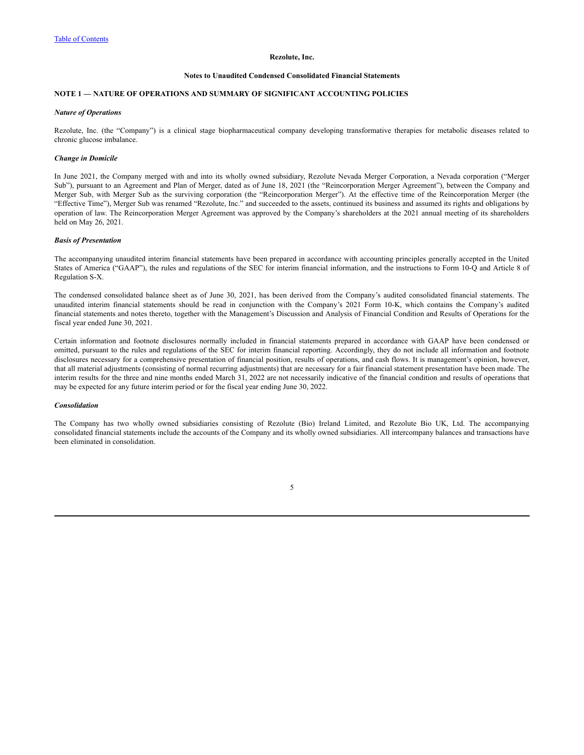**Rezolute, Inc.**

**Notes to Unaudited Condensed Consolidated Financial Statements**

**NOTE 1 — NATURE OF OPERATIONS AND SUMMARY OF SIGNIFICANT ACCOUNTING POLICIES**

***Nature of Operations***

Rezolute, Inc. (the "Company") is a clinical stage biopharmaceutical company developing transformative therapies for metabolic diseases related to chronic glucose imbalance.

***Change in Domicile***

In June 2021, the Company merged with and into its wholly owned subsidiary, Rezolute Nevada Merger Corporation, a Nevada corporation ("Merger Sub"), pursuant to an Agreement and Plan of Merger, dated as of June 18, 2021 (the "Reincorporation Merger Agreement"), between the Company and Merger Sub, with Merger Sub as the surviving corporation (the "Reincorporation Merger"). At the effective time of the Reincorporation Merger (the "Effective Time"), Merger Sub was renamed "Rezolute, Inc." and succeeded to the assets, continued its business and assumed its rights and obligations by operation of law. The Reincorporation Merger Agreement was approved by the Company's shareholders at the 2021 annual meeting of its shareholders held on May 26, 2021.

***Basis of Presentation***

The accompanying unaudited interim financial statements have been prepared in accordance with accounting principles generally accepted in the United States of America ("GAAP"), the rules and regulations of the SEC for interim financial information, and the instructions to Form 10-Q and Article 8 of Regulation S-X.

The condensed consolidated balance sheet as of June 30, 2021, has been derived from the Company's audited consolidated financial statements. The unaudited interim financial statements should be read in conjunction with the Company's 2021 Form 10-K, which contains the Company's audited financial statements and notes thereto, together with the Management's Discussion and Analysis of Financial Condition and Results of Operations for the fiscal year ended June 30, 2021.

Certain information and footnote disclosures normally included in financial statements prepared in accordance with GAAP have been condensed or omitted, pursuant to the rules and regulations of the SEC for interim financial reporting. Accordingly, they do not include all information and footnote disclosures necessary for a comprehensive presentation of financial position, results of operations, and cash flows. It is management's opinion, however, that all material adjustments (consisting of normal recurring adjustments) that are necessary for a fair financial statement presentation have been made. The interim results for the three and nine months ended March 31, 2022 are not necessarily indicative of the financial condition and results of operations that may be expected for any future interim period or for the fiscal year ending June 30, 2022.

***Consolidation***

The Company has two wholly owned subsidiaries consisting of Rezolute (Bio) Ireland Limited, and Rezolute Bio UK, Ltd. The accompanying consolidated financial statements include the accounts of the Company and its wholly owned subsidiaries. All intercompany balances and transactions have been eliminated in consolidation.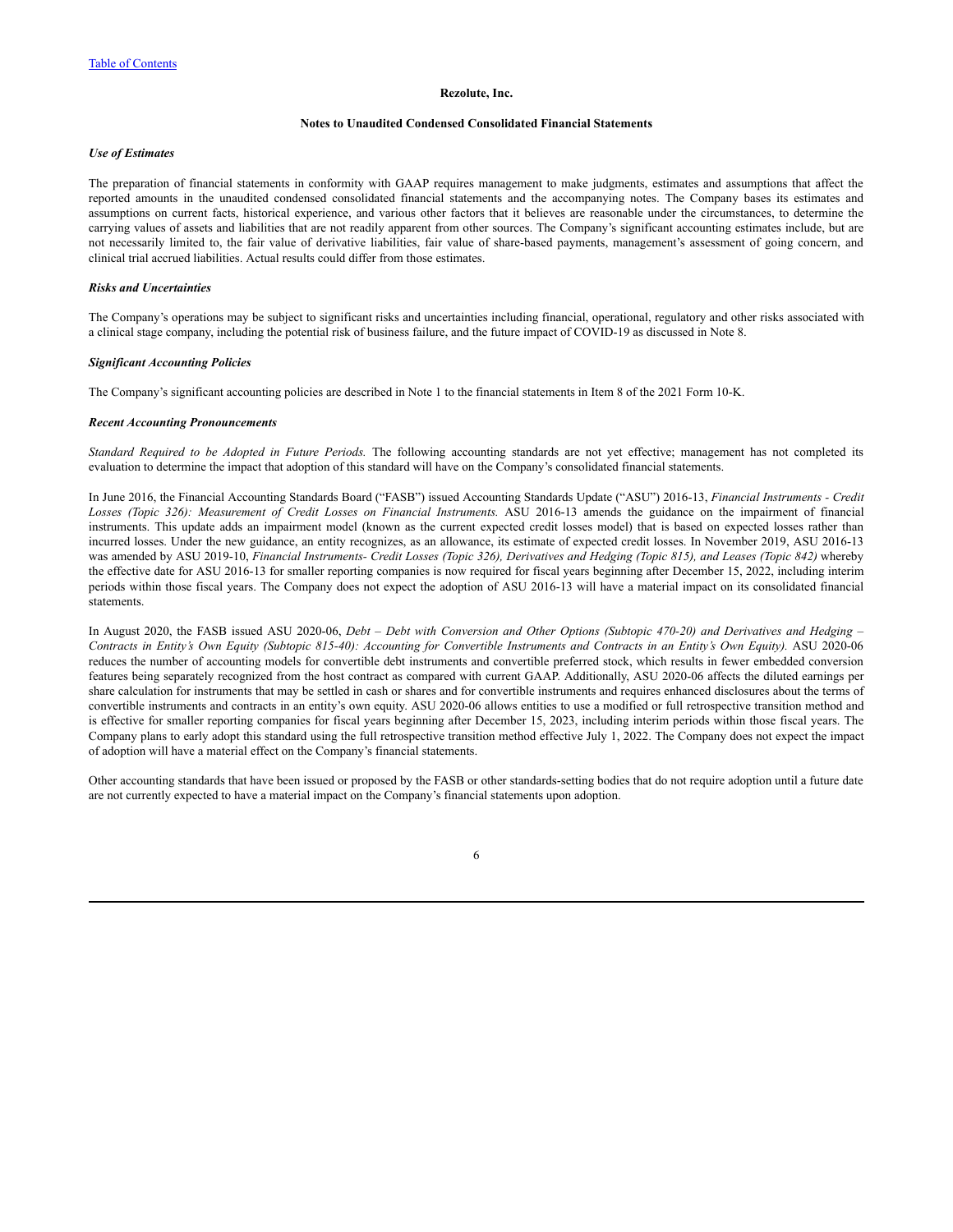**Rezolute, Inc.**

**Notes to Unaudited Condensed Consolidated Financial Statements**

***Use of Estimates***

The preparation of financial statements in conformity with GAAP requires management to make judgments, estimates and assumptions that affect the reported amounts in the unaudited condensed consolidated financial statements and the accompanying notes. The Company bases its estimates and assumptions on current facts, historical experience, and various other factors that it believes are reasonable under the circumstances, to determine the carrying values of assets and liabilities that are not readily apparent from other sources. The Company's significant accounting estimates include, but are not necessarily limited to, the fair value of derivative liabilities, fair value of share-based payments, management's assessment of going concern, and clinical trial accrued liabilities. Actual results could differ from those estimates.

***Risks and Uncertainties***

The Company's operations may be subject to significant risks and uncertainties including financial, operational, regulatory and other risks associated with a clinical stage company, including the potential risk of business failure, and the future impact of COVID-19 as discussed in Note 8.

***Significant Accounting Policies***

The Company's significant accounting policies are described in Note 1 to the financial statements in Item 8 of the 2021 Form 10-K.

***Recent Accounting Pronouncements***

*Standard Required to be Adopted in Future Periods.* The following accounting standards are not yet effective; management has not completed its evaluation to determine the impact that adoption of this standard will have on the Company's consolidated financial statements.

In June 2016, the Financial Accounting Standards Board ("FASB") issued Accounting Standards Update ("ASU") 2016-13, *Financial Instruments - Credit Losses (Topic 326): Measurement of Credit Losses on Financial Instruments.* ASU 2016-13 amends the guidance on the impairment of financial instruments. This update adds an impairment model (known as the current expected credit losses model) that is based on expected losses rather than incurred losses. Under the new guidance, an entity recognizes, as an allowance, its estimate of expected credit losses. In November 2019, ASU 2016-13 was amended by ASU 2019-10, *Financial Instruments- Credit Losses (Topic 326), Derivatives and Hedging (Topic 815), and Leases (Topic 842)* whereby the effective date for ASU 2016-13 for smaller reporting companies is now required for fiscal years beginning after December 15, 2022, including interim periods within those fiscal years. The Company does not expect the adoption of ASU 2016-13 will have a material impact on its consolidated financial statements.

In August 2020, the FASB issued ASU 2020-06, *Debt – Debt with Conversion and Other Options (Subtopic 470-20) and Derivatives and Hedging – Contracts in Entity's Own Equity (Subtopic 815-40): Accounting for Convertible Instruments and Contracts in an Entity's Own Equity).* ASU 2020-06 reduces the number of accounting models for convertible debt instruments and convertible preferred stock, which results in fewer embedded conversion features being separately recognized from the host contract as compared with current GAAP. Additionally, ASU 2020-06 affects the diluted earnings per share calculation for instruments that may be settled in cash or shares and for convertible instruments and requires enhanced disclosures about the terms of convertible instruments and contracts in an entity's own equity. ASU 2020-06 allows entities to use a modified or full retrospective transition method and is effective for smaller reporting companies for fiscal years beginning after December 15, 2023, including interim periods within those fiscal years. The Company plans to early adopt this standard using the full retrospective transition method effective July 1, 2022. The Company does not expect the impact of adoption will have a material effect on the Company's financial statements.

Other accounting standards that have been issued or proposed by the FASB or other standards-setting bodies that do not require adoption until a future date are not currently expected to have a material impact on the Company's financial statements upon adoption.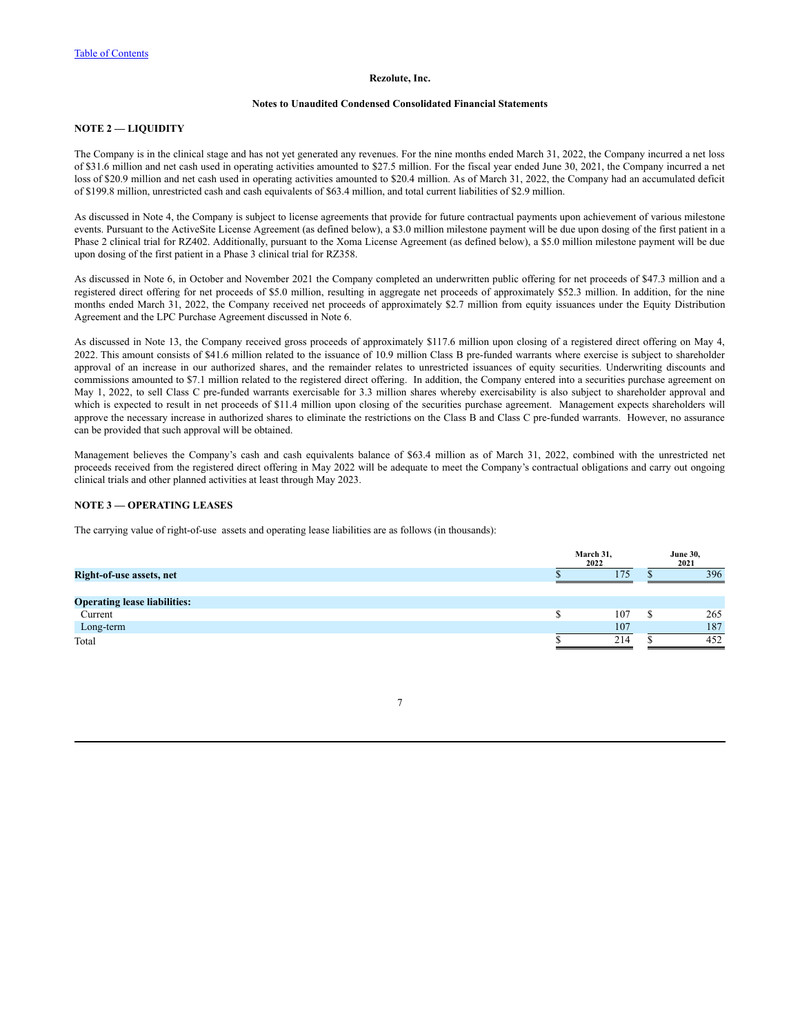Table of Contents

**Rezolute, Inc.**

**Notes to Unaudited Condensed Consolidated Financial Statements**

## NOTE 2 — LIQUIDITY

The Company is in the clinical stage and has not yet generated any revenues. For the nine months ended March 31, 2022, the Company incurred a net loss of $31.6 million and net cash used in operating activities amounted to $27.5 million. For the fiscal year ended June 30, 2021, the Company incurred a net loss of $20.9 million and net cash used in operating activities amounted to $20.4 million. As of March 31, 2022, the Company had an accumulated deficit of $199.8 million, unrestricted cash and cash equivalents of $63.4 million, and total current liabilities of $2.9 million.

As discussed in Note 4, the Company is subject to license agreements that provide for future contractual payments upon achievement of various milestone events. Pursuant to the ActiveSite License Agreement (as defined below), a $3.0 million milestone payment will be due upon dosing of the first patient in a Phase 2 clinical trial for RZ402. Additionally, pursuant to the Xoma License Agreement (as defined below), a $5.0 million milestone payment will be due upon dosing of the first patient in a Phase 3 clinical trial for RZ358.

As discussed in Note 6, in October and November 2021 the Company completed an underwritten public offering for net proceeds of $47.3 million and a registered direct offering for net proceeds of $5.0 million, resulting in aggregate net proceeds of approximately $52.3 million. In addition, for the nine months ended March 31, 2022, the Company received net proceeds of approximately $2.7 million from equity issuances under the Equity Distribution Agreement and the LPC Purchase Agreement discussed in Note 6.

As discussed in Note 13, the Company received gross proceeds of approximately $117.6 million upon closing of a registered direct offering on May 4, 2022. This amount consists of $41.6 million related to the issuance of 10.9 million Class B pre-funded warrants where exercise is subject to shareholder approval of an increase in our authorized shares, and the remainder relates to unrestricted issuances of equity securities. Underwriting discounts and commissions amounted to $7.1 million related to the registered direct offering. In addition, the Company entered into a securities purchase agreement on May 1, 2022, to sell Class C pre-funded warrants exercisable for 3.3 million shares whereby exercisability is also subject to shareholder approval and which is expected to result in net proceeds of $11.4 million upon closing of the securities purchase agreement. Management expects shareholders will approve the necessary increase in authorized shares to eliminate the restrictions on the Class B and Class C pre-funded warrants. However, no assurance can be provided that such approval will be obtained.

Management believes the Company's cash and cash equivalents balance of $63.4 million as of March 31, 2022, combined with the unrestricted net proceeds received from the registered direct offering in May 2022 will be adequate to meet the Company's contractual obligations and carry out ongoing clinical trials and other planned activities at least through May 2023.

## NOTE 3 — OPERATING LEASES

The carrying value of right-of-use assets and operating lease liabilities are as follows (in thousands):

| | March 31, 2022 | June 30, 2021 |
|---|---|---|
| **Right-of-use assets, net** | $ 175 | $ 396 |
| | | |
| **Operating lease liabilities:** | | |
| Current | $ 107 | $ 265 |
| Long-term | 107 | 187 |
| Total | $ 214 | $ 452 |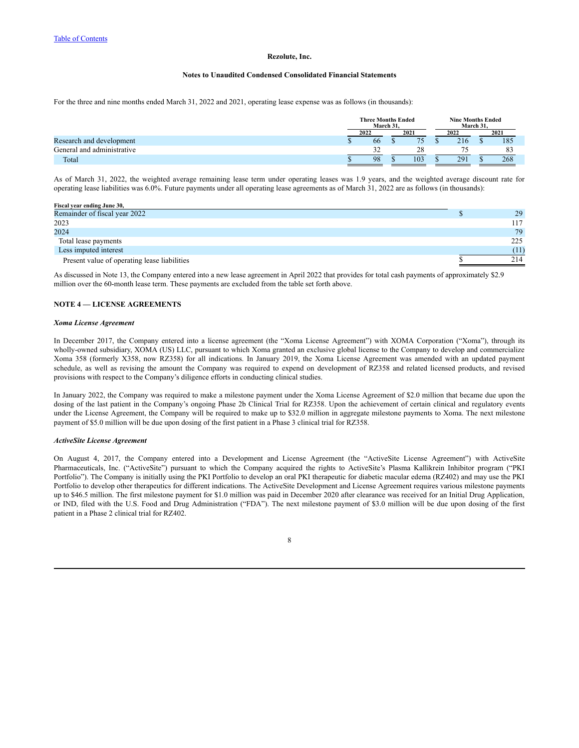For the three and nine months ended March 31, 2022 and 2021, operating lease expense was as follows (in thousands):

| | Three Months Ended March 31, | | Nine Months Ended March 31, | |
|---|---|---|---|---|
| | 2022 | 2021 | 2022 | 2021 |
| Research and development | $ 66 | $ 75 | $ 216 | $ 185 |
| General and administrative | 32 | 28 | 75 | 83 |
| Total | $ 98 | $ 103 | $ 291 | $ 268 |

As of March 31, 2022, the weighted average remaining lease term under operating leases was 1.9 years, and the weighted average discount rate for operating lease liabilities was 6.0%. Future payments under all operating lease agreements as of March 31, 2022 are as follows (in thousands):

| Fiscal year ending June 30, | |
|---|---|
| Remainder of fiscal year 2022 | $ 29 |
| 2023 | 117 |
| 2024 | 79 |
| Total lease payments | 225 |
| Less imputed interest | (11) |
| Present value of operating lease liabilities | $ 214 |

As discussed in Note 13, the Company entered into a new lease agreement in April 2022 that provides for total cash payments of approximately $2.9 million over the 60-month lease term. These payments are excluded from the table set forth above.

## NOTE 4 — LICENSE AGREEMENTS

***Xoma License Agreement***

In December 2017, the Company entered into a license agreement (the "Xoma License Agreement") with XOMA Corporation ("Xoma"), through its wholly-owned subsidiary, XOMA (US) LLC, pursuant to which Xoma granted an exclusive global license to the Company to develop and commercialize Xoma 358 (formerly X358, now RZ358) for all indications. In January 2019, the Xoma License Agreement was amended with an updated payment schedule, as well as revising the amount the Company was required to expend on development of RZ358 and related licensed products, and revised provisions with respect to the Company's diligence efforts in conducting clinical studies.

In January 2022, the Company was required to make a milestone payment under the Xoma License Agreement of $2.0 million that became due upon the dosing of the last patient in the Company's ongoing Phase 2b Clinical Trial for RZ358. Upon the achievement of certain clinical and regulatory events under the License Agreement, the Company will be required to make up to $32.0 million in aggregate milestone payments to Xoma. The next milestone payment of $5.0 million will be due upon dosing of the first patient in a Phase 3 clinical trial for RZ358.

***ActiveSite License Agreement***

On August 4, 2017, the Company entered into a Development and License Agreement (the "ActiveSite License Agreement") with ActiveSite Pharmaceuticals, Inc. ("ActiveSite") pursuant to which the Company acquired the rights to ActiveSite's Plasma Kallikrein Inhibitor program ("PKI Portfolio"). The Company is initially using the PKI Portfolio to develop an oral PKI therapeutic for diabetic macular edema (RZ402) and may use the PKI Portfolio to develop other therapeutics for different indications. The ActiveSite Development and License Agreement requires various milestone payments up to $46.5 million. The first milestone payment for $1.0 million was paid in December 2020 after clearance was received for an Initial Drug Application, or IND, filed with the U.S. Food and Drug Administration ("FDA"). The next milestone payment of $3.0 million will be due upon dosing of the first patient in a Phase 2 clinical trial for RZ402.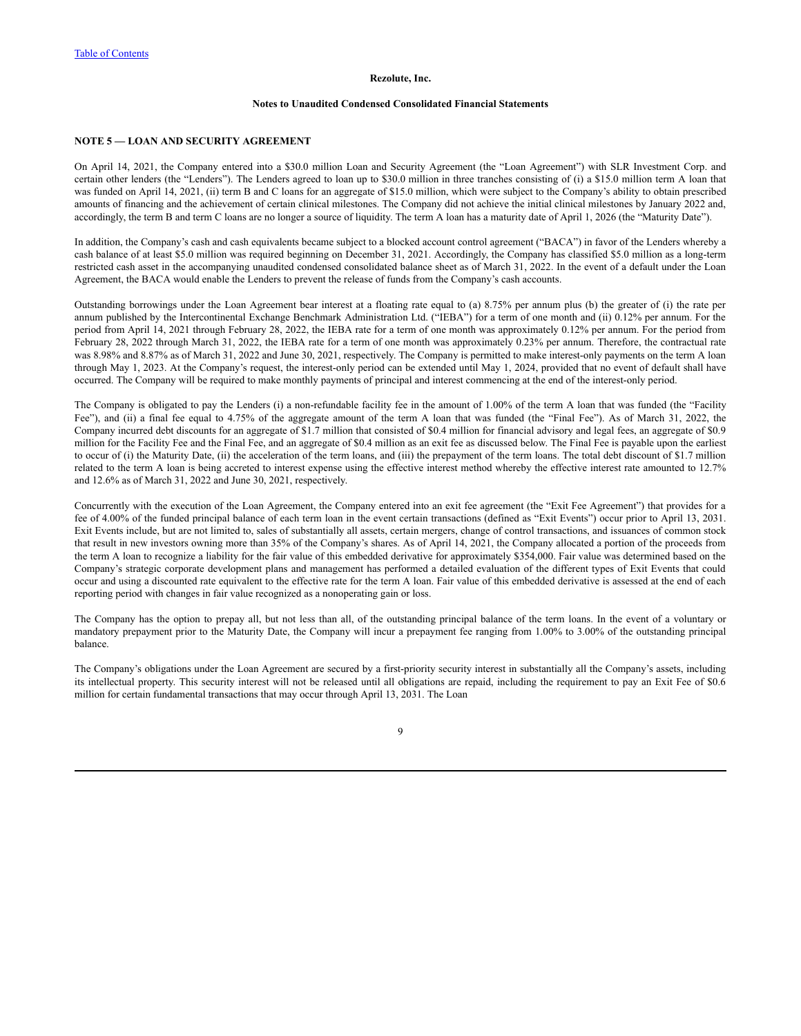**Rezolute, Inc.**

**Notes to Unaudited Condensed Consolidated Financial Statements**

**NOTE 5 — LOAN AND SECURITY AGREEMENT**

On April 14, 2021, the Company entered into a $30.0 million Loan and Security Agreement (the "Loan Agreement") with SLR Investment Corp. and certain other lenders (the "Lenders"). The Lenders agreed to loan up to $30.0 million in three tranches consisting of (i) a $15.0 million term A loan that was funded on April 14, 2021, (ii) term B and C loans for an aggregate of $15.0 million, which were subject to the Company's ability to obtain prescribed amounts of financing and the achievement of certain clinical milestones. The Company did not achieve the initial clinical milestones by January 2022 and, accordingly, the term B and term C loans are no longer a source of liquidity. The term A loan has a maturity date of April 1, 2026 (the "Maturity Date").

In addition, the Company's cash and cash equivalents became subject to a blocked account control agreement ("BACA") in favor of the Lenders whereby a cash balance of at least $5.0 million was required beginning on December 31, 2021. Accordingly, the Company has classified $5.0 million as a long-term restricted cash asset in the accompanying unaudited condensed consolidated balance sheet as of March 31, 2022. In the event of a default under the Loan Agreement, the BACA would enable the Lenders to prevent the release of funds from the Company's cash accounts.

Outstanding borrowings under the Loan Agreement bear interest at a floating rate equal to (a) 8.75% per annum plus (b) the greater of (i) the rate per annum published by the Intercontinental Exchange Benchmark Administration Ltd. ("IEBA") for a term of one month and (ii) 0.12% per annum. For the period from April 14, 2021 through February 28, 2022, the IEBA rate for a term of one month was approximately 0.12% per annum. For the period from February 28, 2022 through March 31, 2022, the IEBA rate for a term of one month was approximately 0.23% per annum. Therefore, the contractual rate was 8.98% and 8.87% as of March 31, 2022 and June 30, 2021, respectively. The Company is permitted to make interest-only payments on the term A loan through May 1, 2023. At the Company's request, the interest-only period can be extended until May 1, 2024, provided that no event of default shall have occurred. The Company will be required to make monthly payments of principal and interest commencing at the end of the interest-only period.

The Company is obligated to pay the Lenders (i) a non-refundable facility fee in the amount of 1.00% of the term A loan that was funded (the "Facility Fee"), and (ii) a final fee equal to 4.75% of the aggregate amount of the term A loan that was funded (the "Final Fee"). As of March 31, 2022, the Company incurred debt discounts for an aggregate of $1.7 million that consisted of $0.4 million for financial advisory and legal fees, an aggregate of $0.9 million for the Facility Fee and the Final Fee, and an aggregate of $0.4 million as an exit fee as discussed below. The Final Fee is payable upon the earliest to occur of (i) the Maturity Date, (ii) the acceleration of the term loans, and (iii) the prepayment of the term loans. The total debt discount of $1.7 million related to the term A loan is being accreted to interest expense using the effective interest method whereby the effective interest rate amounted to 12.7% and 12.6% as of March 31, 2022 and June 30, 2021, respectively.

Concurrently with the execution of the Loan Agreement, the Company entered into an exit fee agreement (the "Exit Fee Agreement") that provides for a fee of 4.00% of the funded principal balance of each term loan in the event certain transactions (defined as "Exit Events") occur prior to April 13, 2031. Exit Events include, but are not limited to, sales of substantially all assets, certain mergers, change of control transactions, and issuances of common stock that result in new investors owning more than 35% of the Company's shares. As of April 14, 2021, the Company allocated a portion of the proceeds from the term A loan to recognize a liability for the fair value of this embedded derivative for approximately $354,000. Fair value was determined based on the Company's strategic corporate development plans and management has performed a detailed evaluation of the different types of Exit Events that could occur and using a discounted rate equivalent to the effective rate for the term A loan. Fair value of this embedded derivative is assessed at the end of each reporting period with changes in fair value recognized as a nonoperating gain or loss.

The Company has the option to prepay all, but not less than all, of the outstanding principal balance of the term loans. In the event of a voluntary or mandatory prepayment prior to the Maturity Date, the Company will incur a prepayment fee ranging from 1.00% to 3.00% of the outstanding principal balance.

The Company's obligations under the Loan Agreement are secured by a first-priority security interest in substantially all the Company's assets, including its intellectual property. This security interest will not be released until all obligations are repaid, including the requirement to pay an Exit Fee of $0.6 million for certain fundamental transactions that may occur through April 13, 2031. The Loan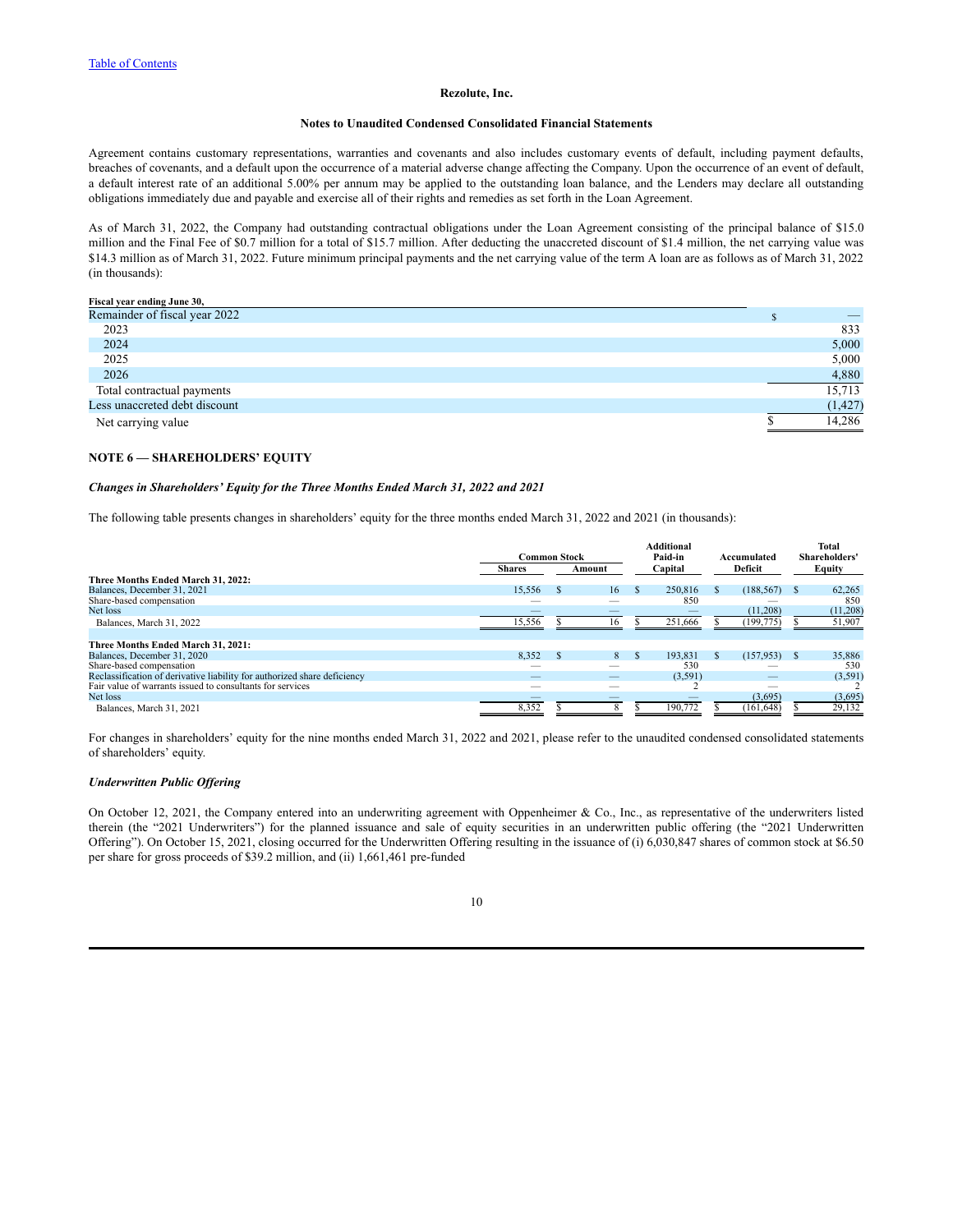[Table of Contents](#)

**Rezolute, Inc.**

**Notes to Unaudited Condensed Consolidated Financial Statements**

Agreement contains customary representations, warranties and covenants and also includes customary events of default, including payment defaults, breaches of covenants, and a default upon the occurrence of a material adverse change affecting the Company. Upon the occurrence of an event of default, a default interest rate of an additional 5.00% per annum may be applied to the outstanding loan balance, and the Lenders may declare all outstanding obligations immediately due and payable and exercise all of their rights and remedies as set forth in the Loan Agreement.

As of March 31, 2022, the Company had outstanding contractual obligations under the Loan Agreement consisting of the principal balance of $15.0 million and the Final Fee of $0.7 million for a total of $15.7 million. After deducting the unaccreted discount of $1.4 million, the net carrying value was $14.3 million as of March 31, 2022. Future minimum principal payments and the net carrying value of the term A loan are as follows as of March 31, 2022 (in thousands):

| Fiscal year ending June 30, | |
|---|---|
| Remainder of fiscal year 2022 | $ — |
| 2023 | 833 |
| 2024 | 5,000 |
| 2025 | 5,000 |
| 2026 | 4,880 |
| Total contractual payments | 15,713 |
| Less unaccreted debt discount | (1,427) |
| Net carrying value | $ 14,286 |

## NOTE 6 — SHAREHOLDERS' EQUITY

***Changes in Shareholders' Equity for the Three Months Ended March 31, 2022 and 2021***

The following table presents changes in shareholders' equity for the three months ended March 31, 2022 and 2021 (in thousands):

| | Common Stock | | Additional Paid-in Capital | Accumulated Deficit | Total Shareholders' Equity |
|---|---|---|---|---|---|
| | Shares | Amount | | | |
| **Three Months Ended March 31, 2022:** | | | | | |
| Balances, December 31, 2021 | 15,556 | $ 16 | $ 250,816 | $ (188,567) | $ 62,265 |
| Share-based compensation | — | — | 850 | — | 850 |
| Net loss | — | — | — | (11,208) | (11,208) |
| Balances, March 31, 2022 | 15,556 | $ 16 | $ 251,666 | $ (199,775) | $ 51,907 |
| | | | | | |
| **Three Months Ended March 31, 2021:** | | | | | |
| Balances, December 31, 2020 | 8,352 | $ 8 | $ 193,831 | $ (157,953) | $ 35,886 |
| Share-based compensation | — | — | 530 | — | 530 |
| Reclassification of derivative liability for authorized share deficiency | — | — | (3,591) | — | (3,591) |
| Fair value of warrants issued to consultants for services | — | — | 2 | — | 2 |
| Net loss | — | — | — | (3,695) | (3,695) |
| Balances, March 31, 2021 | 8,352 | $ 8 | $ 190,772 | $ (161,648) | $ 29,132 |

For changes in shareholders' equity for the nine months ended March 31, 2022 and 2021, please refer to the unaudited condensed consolidated statements of shareholders' equity.

***Underwritten Public Offering***

On October 12, 2021, the Company entered into an underwriting agreement with Oppenheimer & Co., Inc., as representative of the underwriters listed therein (the "2021 Underwriters") for the planned issuance and sale of equity securities in an underwritten public offering (the "2021 Underwritten Offering"). On October 15, 2021, closing occurred for the Underwritten Offering resulting in the issuance of (i) 6,030,847 shares of common stock at $6.50 per share for gross proceeds of $39.2 million, and (ii) 1,661,461 pre-funded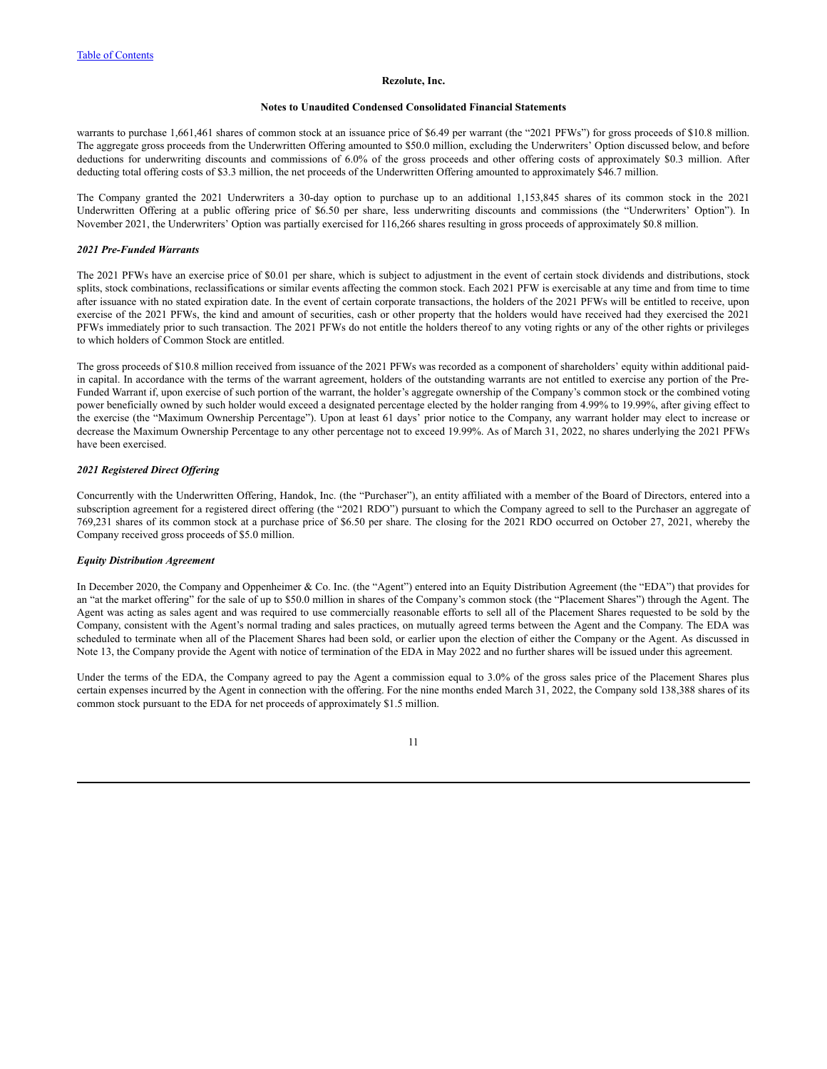warrants to purchase 1,661,461 shares of common stock at an issuance price of $6.49 per warrant (the "2021 PFWs") for gross proceeds of $10.8 million. The aggregate gross proceeds from the Underwritten Offering amounted to $50.0 million, excluding the Underwriters' Option discussed below, and before deductions for underwriting discounts and commissions of 6.0% of the gross proceeds and other offering costs of approximately $0.3 million. After deducting total offering costs of $3.3 million, the net proceeds of the Underwritten Offering amounted to approximately $46.7 million.

The Company granted the 2021 Underwriters a 30-day option to purchase up to an additional 1,153,845 shares of its common stock in the 2021 Underwritten Offering at a public offering price of $6.50 per share, less underwriting discounts and commissions (the "Underwriters' Option"). In November 2021, the Underwriters' Option was partially exercised for 116,266 shares resulting in gross proceeds of approximately $0.8 million.

***2021 Pre-Funded Warrants***

The 2021 PFWs have an exercise price of $0.01 per share, which is subject to adjustment in the event of certain stock dividends and distributions, stock splits, stock combinations, reclassifications or similar events affecting the common stock. Each 2021 PFW is exercisable at any time and from time to time after issuance with no stated expiration date. In the event of certain corporate transactions, the holders of the 2021 PFWs will be entitled to receive, upon exercise of the 2021 PFWs, the kind and amount of securities, cash or other property that the holders would have received had they exercised the 2021 PFWs immediately prior to such transaction. The 2021 PFWs do not entitle the holders thereof to any voting rights or any of the other rights or privileges to which holders of Common Stock are entitled.

The gross proceeds of $10.8 million received from issuance of the 2021 PFWs was recorded as a component of shareholders' equity within additional paid-in capital. In accordance with the terms of the warrant agreement, holders of the outstanding warrants are not entitled to exercise any portion of the Pre-Funded Warrant if, upon exercise of such portion of the warrant, the holder's aggregate ownership of the Company's common stock or the combined voting power beneficially owned by such holder would exceed a designated percentage elected by the holder ranging from 4.99% to 19.99%, after giving effect to the exercise (the "Maximum Ownership Percentage"). Upon at least 61 days' prior notice to the Company, any warrant holder may elect to increase or decrease the Maximum Ownership Percentage to any other percentage not to exceed 19.99%. As of March 31, 2022, no shares underlying the 2021 PFWs have been exercised.

***2021 Registered Direct Offering***

Concurrently with the Underwritten Offering, Handok, Inc. (the "Purchaser"), an entity affiliated with a member of the Board of Directors, entered into a subscription agreement for a registered direct offering (the "2021 RDO") pursuant to which the Company agreed to sell to the Purchaser an aggregate of 769,231 shares of its common stock at a purchase price of $6.50 per share. The closing for the 2021 RDO occurred on October 27, 2021, whereby the Company received gross proceeds of $5.0 million.

***Equity Distribution Agreement***

In December 2020, the Company and Oppenheimer & Co. Inc. (the "Agent") entered into an Equity Distribution Agreement (the "EDA") that provides for an "at the market offering" for the sale of up to $50.0 million in shares of the Company's common stock (the "Placement Shares") through the Agent. The Agent was acting as sales agent and was required to use commercially reasonable efforts to sell all of the Placement Shares requested to be sold by the Company, consistent with the Agent's normal trading and sales practices, on mutually agreed terms between the Agent and the Company. The EDA was scheduled to terminate when all of the Placement Shares had been sold, or earlier upon the election of either the Company or the Agent. As discussed in Note 13, the Company provide the Agent with notice of termination of the EDA in May 2022 and no further shares will be issued under this agreement.

Under the terms of the EDA, the Company agreed to pay the Agent a commission equal to 3.0% of the gross sales price of the Placement Shares plus certain expenses incurred by the Agent in connection with the offering. For the nine months ended March 31, 2022, the Company sold 138,388 shares of its common stock pursuant to the EDA for net proceeds of approximately $1.5 million.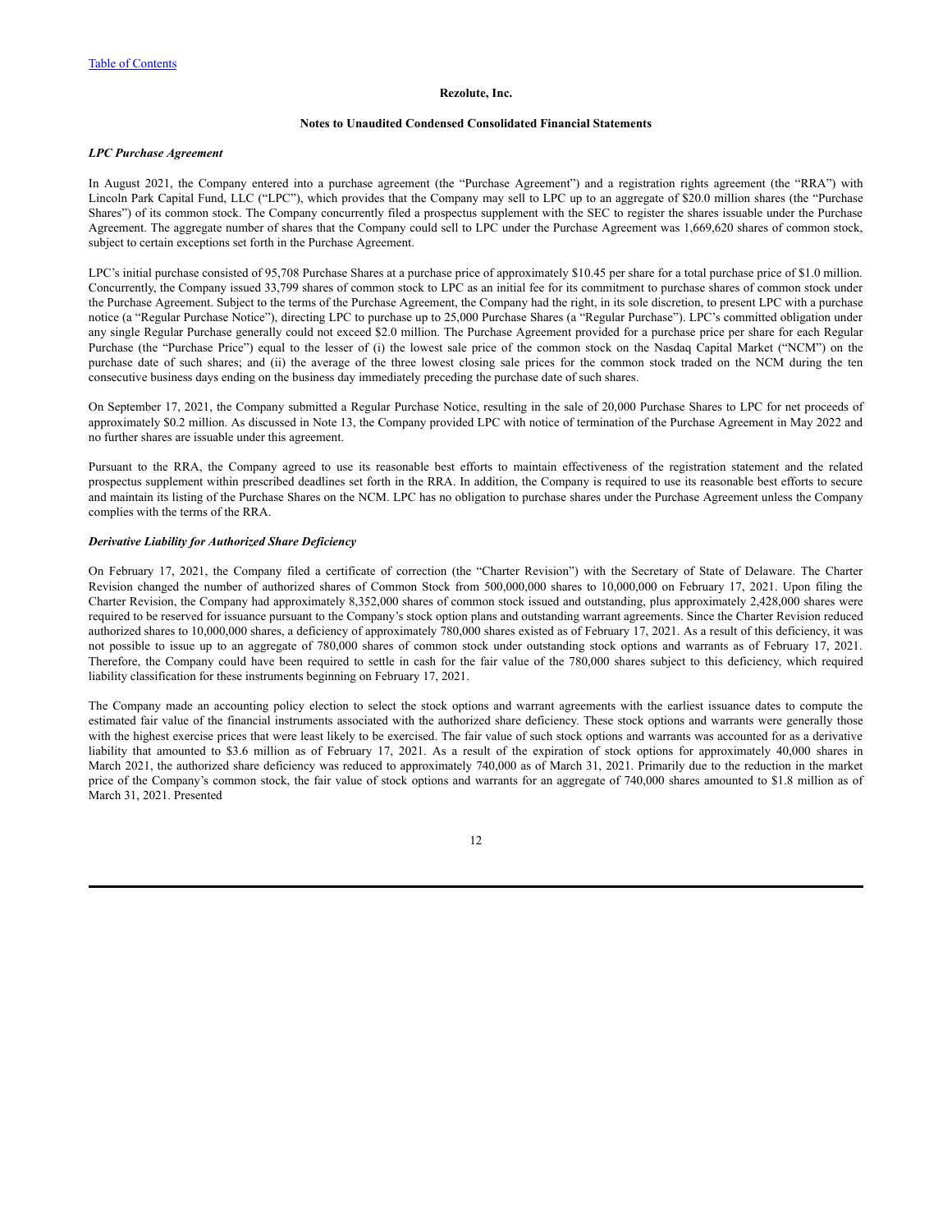Table of Contents

**Rezolute, Inc.**

**Notes to Unaudited Condensed Consolidated Financial Statements**

***LPC Purchase Agreement***

In August 2021, the Company entered into a purchase agreement (the "Purchase Agreement") and a registration rights agreement (the "RRA") with Lincoln Park Capital Fund, LLC ("LPC"), which provides that the Company may sell to LPC up to an aggregate of $20.0 million shares (the "Purchase Shares") of its common stock. The Company concurrently filed a prospectus supplement with the SEC to register the shares issuable under the Purchase Agreement. The aggregate number of shares that the Company could sell to LPC under the Purchase Agreement was 1,669,620 shares of common stock, subject to certain exceptions set forth in the Purchase Agreement.

LPC's initial purchase consisted of 95,708 Purchase Shares at a purchase price of approximately $10.45 per share for a total purchase price of $1.0 million. Concurrently, the Company issued 33,799 shares of common stock to LPC as an initial fee for its commitment to purchase shares of common stock under the Purchase Agreement. Subject to the terms of the Purchase Agreement, the Company had the right, in its sole discretion, to present LPC with a purchase notice (a "Regular Purchase Notice"), directing LPC to purchase up to 25,000 Purchase Shares (a "Regular Purchase"). LPC's committed obligation under any single Regular Purchase generally could not exceed $2.0 million. The Purchase Agreement provided for a purchase price per share for each Regular Purchase (the "Purchase Price") equal to the lesser of (i) the lowest sale price of the common stock on the Nasdaq Capital Market ("NCM") on the purchase date of such shares; and (ii) the average of the three lowest closing sale prices for the common stock traded on the NCM during the ten consecutive business days ending on the business day immediately preceding the purchase date of such shares.

On September 17, 2021, the Company submitted a Regular Purchase Notice, resulting in the sale of 20,000 Purchase Shares to LPC for net proceeds of approximately $0.2 million. As discussed in Note 13, the Company provided LPC with notice of termination of the Purchase Agreement in May 2022 and no further shares are issuable under this agreement.

Pursuant to the RRA, the Company agreed to use its reasonable best efforts to maintain effectiveness of the registration statement and the related prospectus supplement within prescribed deadlines set forth in the RRA. In addition, the Company is required to use its reasonable best efforts to secure and maintain its listing of the Purchase Shares on the NCM. LPC has no obligation to purchase shares under the Purchase Agreement unless the Company complies with the terms of the RRA.

***Derivative Liability for Authorized Share Deficiency***

On February 17, 2021, the Company filed a certificate of correction (the "Charter Revision") with the Secretary of State of Delaware. The Charter Revision changed the number of authorized shares of Common Stock from 500,000,000 shares to 10,000,000 on February 17, 2021. Upon filing the Charter Revision, the Company had approximately 8,352,000 shares of common stock issued and outstanding, plus approximately 2,428,000 shares were required to be reserved for issuance pursuant to the Company's stock option plans and outstanding warrant agreements. Since the Charter Revision reduced authorized shares to 10,000,000 shares, a deficiency of approximately 780,000 shares existed as of February 17, 2021. As a result of this deficiency, it was not possible to issue up to an aggregate of 780,000 shares of common stock under outstanding stock options and warrants as of February 17, 2021. Therefore, the Company could have been required to settle in cash for the fair value of the 780,000 shares subject to this deficiency, which required liability classification for these instruments beginning on February 17, 2021.

The Company made an accounting policy election to select the stock options and warrant agreements with the earliest issuance dates to compute the estimated fair value of the financial instruments associated with the authorized share deficiency. These stock options and warrants were generally those with the highest exercise prices that were least likely to be exercised. The fair value of such stock options and warrants was accounted for as a derivative liability that amounted to $3.6 million as of February 17, 2021. As a result of the expiration of stock options for approximately 40,000 shares in March 2021, the authorized share deficiency was reduced to approximately 740,000 as of March 31, 2021. Primarily due to the reduction in the market price of the Company's common stock, the fair value of stock options and warrants for an aggregate of 740,000 shares amounted to $1.8 million as of March 31, 2021. Presented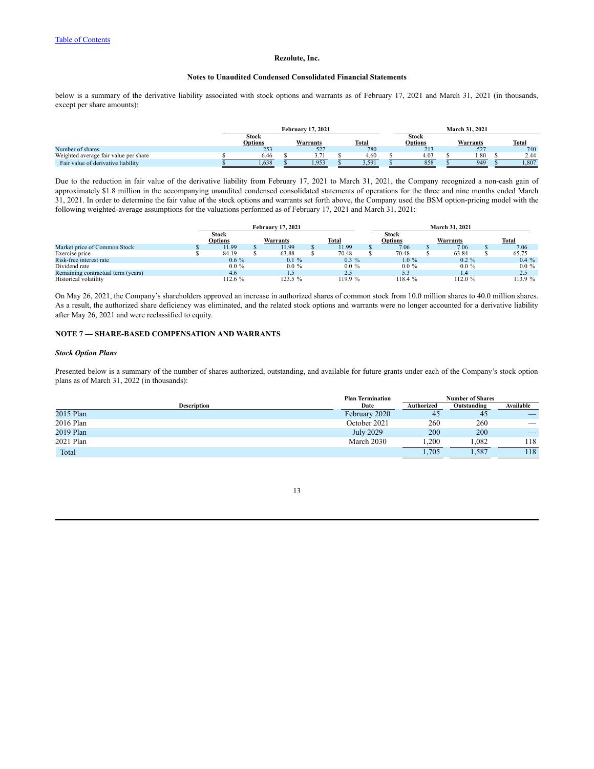below is a summary of the derivative liability associated with stock options and warrants as of February 17, 2021 and March 31, 2021 (in thousands, except per share amounts):

| | February 17, 2021 | | | March 31, 2021 | | |
|---|---|---|---|---|---|---|
| | Stock Options | Warrants | Total | Stock Options | Warrants | Total |
| Number of shares | 253 | 527 | 780 | 213 | 527 | 740 |
| Weighted average fair value per share | $ 6.46 | $ 3.71 | $ 4.60 | $ 4.03 | $ 1.80 | $ 2.44 |
| Fair value of derivative liability | $ 1,638 | $ 1,953 | $ 3,591 | $ 858 | $ 949 | $ 1,807 |

Due to the reduction in fair value of the derivative liability from February 17, 2021 to March 31, 2021, the Company recognized a non-cash gain of approximately $1.8 million in the accompanying unaudited condensed consolidated statements of operations for the three and nine months ended March 31, 2021. In order to determine the fair value of the stock options and warrants set forth above, the Company used the BSM option-pricing model with the following weighted-average assumptions for the valuations performed as of February 17, 2021 and March 31, 2021:

| | February 17, 2021 | | | March 31, 2021 | | |
|---|---|---|---|---|---|---|
| | Stock Options | Warrants | Total | Stock Options | Warrants | Total |
| Market price of Common Stock | $ 11.99 | $ 11.99 | $ 11.99 | $ 7.06 | $ 7.06 | $ 7.06 |
| Exercise price | $ 84.19 | $ 63.88 | $ 70.48 | $ 70.48 | $ 63.84 | $ 65.75 |
| Risk-free interest rate | 0.6 % | 0.1 % | 0.3 % | 1.0 % | 0.2 % | 0.4 % |
| Dividend rate | 0.0 % | 0.0 % | 0.0 % | 0.0 % | 0.0 % | 0.0 % |
| Remaining contractual term (years) | 4.6 | 1.5 | 2.5 | 5.3 | 1.4 | 2.5 |
| Historical volatility | 112.6 % | 123.5 % | 119.9 % | 118.4 % | 112.0 % | 113.9 % |

On May 26, 2021, the Company's shareholders approved an increase in authorized shares of common stock from 10.0 million shares to 40.0 million shares. As a result, the authorized share deficiency was eliminated, and the related stock options and warrants were no longer accounted for a derivative liability after May 26, 2021 and were reclassified to equity.

## NOTE 7 — SHARE-BASED COMPENSATION AND WARRANTS

### *Stock Option Plans*

Presented below is a summary of the number of shares authorized, outstanding, and available for future grants under each of the Company's stock option plans as of March 31, 2022 (in thousands):

| Description | Plan Termination Date | Number of Shares | | |
|---|---|---|---|---|
| | | Authorized | Outstanding | Available |
| 2015 Plan | February 2020 | 45 | 45 | — |
| 2016 Plan | October 2021 | 260 | 260 | — |
| 2019 Plan | July 2029 | 200 | 200 | — |
| 2021 Plan | March 2030 | 1,200 | 1,082 | 118 |
| Total | | 1,705 | 1,587 | 118 |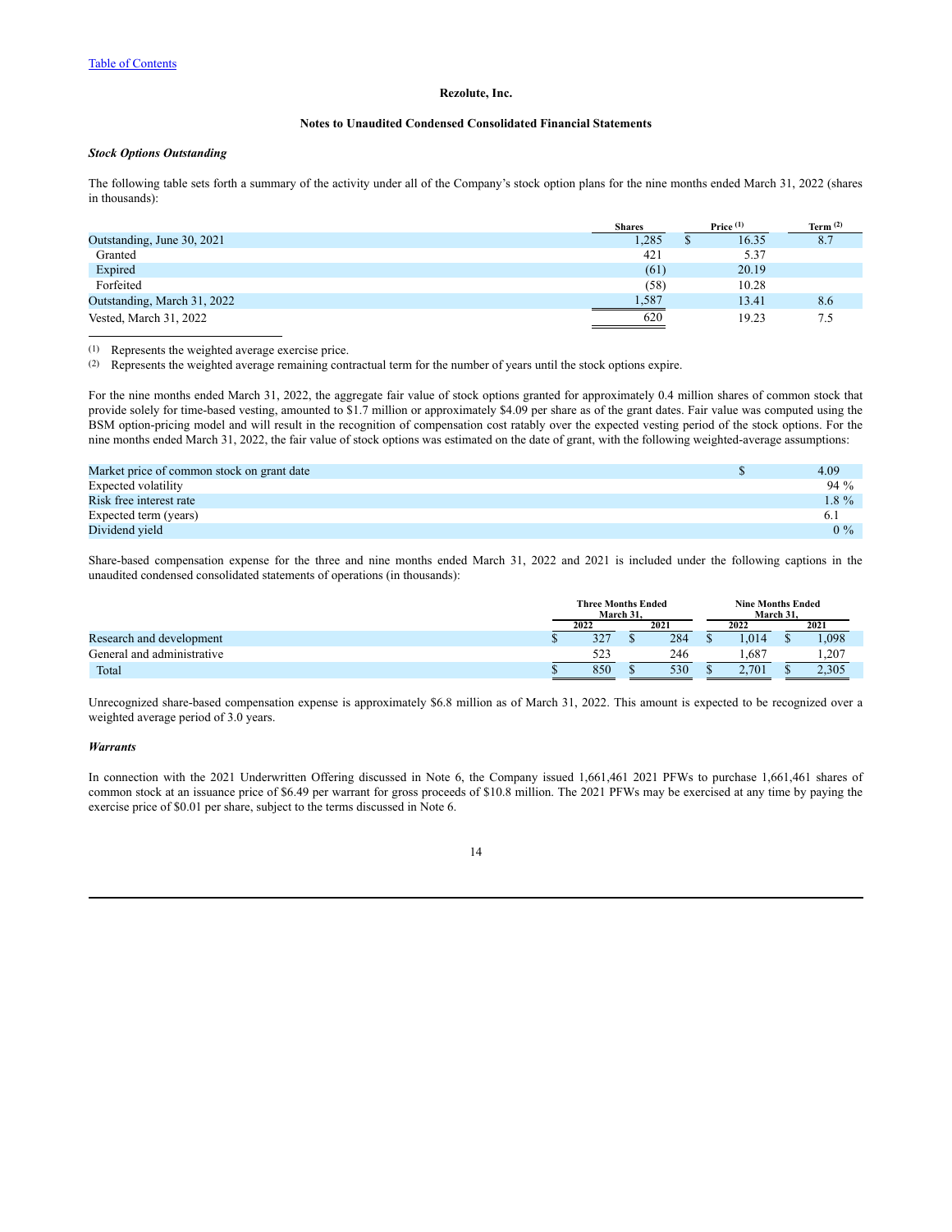Rezolute, Inc.

Notes to Unaudited Condensed Consolidated Financial Statements

***Stock Options Outstanding***

The following table sets forth a summary of the activity under all of the Company's stock option plans for the nine months ended March 31, 2022 (shares in thousands):

| | Shares | Price [(1)] | Term [(2)] |
|---|---|---|---|
| Outstanding, June 30, 2021 | 1,285 | $ 16.35 | 8.7 |
| Granted | 421 | 5.37 | |
| Expired | (61) | 20.19 | |
| Forfeited | (58) | 10.28 | |
| Outstanding, March 31, 2022 | 1,587 | 13.41 | 8.6 |
| Vested, March 31, 2022 | 620 | 19.23 | 7.5 |

(1) Represents the weighted average exercise price.
(2) Represents the weighted average remaining contractual term for the number of years until the stock options expire.

For the nine months ended March 31, 2022, the aggregate fair value of stock options granted for approximately 0.4 million shares of common stock that provide solely for time-based vesting, amounted to $1.7 million or approximately $4.09 per share as of the grant dates. Fair value was computed using the BSM option-pricing model and will result in the recognition of compensation cost ratably over the expected vesting period of the stock options. For the nine months ended March 31, 2022, the fair value of stock options was estimated on the date of grant, with the following weighted-average assumptions:

| | |
|---|---|
| Market price of common stock on grant date | $ 4.09 |
| Expected volatility | 94 % |
| Risk free interest rate | 1.8 % |
| Expected term (years) | 6.1 |
| Dividend yield | 0 % |

Share-based compensation expense for the three and nine months ended March 31, 2022 and 2021 is included under the following captions in the unaudited condensed consolidated statements of operations (in thousands):

| | Three Months Ended March 31, | | Nine Months Ended March 31, | |
|---|---|---|---|---|
| | 2022 | 2021 | 2022 | 2021 |
| Research and development | $ 327 | $ 284 | $ 1,014 | $ 1,098 |
| General and administrative | 523 | 246 | 1,687 | 1,207 |
| Total | $ 850 | $ 530 | $ 2,701 | $ 2,305 |

Unrecognized share-based compensation expense is approximately $6.8 million as of March 31, 2022. This amount is expected to be recognized over a weighted average period of 3.0 years.

***Warrants***

In connection with the 2021 Underwritten Offering discussed in Note 6, the Company issued 1,661,461 2021 PFWs to purchase 1,661,461 shares of common stock at an issuance price of $6.49 per warrant for gross proceeds of $10.8 million. The 2021 PFWs may be exercised at any time by paying the exercise price of $0.01 per share, subject to the terms discussed in Note 6.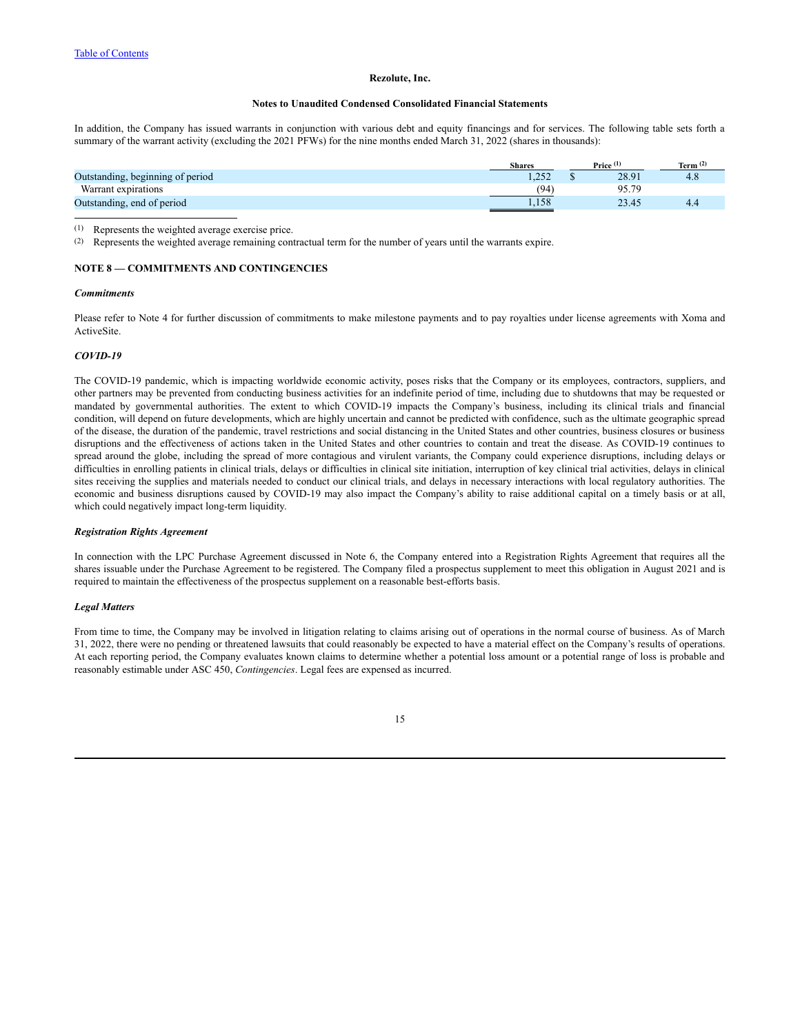In addition, the Company has issued warrants in conjunction with various debt and equity financings and for services. The following table sets forth a summary of the warrant activity (excluding the 2021 PFWs) for the nine months ended March 31, 2022 (shares in thousands):

| | Shares | Price [(1)] | Term [(2)] |
|---|---|---|---|
| Outstanding, beginning of period | 1,252 | $ 28.91 | 4.8 |
| Warrant expirations | (94) | 95.79 | |
| Outstanding, end of period | 1,158 | 23.45 | 4.4 |

(1) Represents the weighted average exercise price.

(2) Represents the weighted average remaining contractual term for the number of years until the warrants expire.

## NOTE 8 — COMMITMENTS AND CONTINGENCIES

***Commitments***

Please refer to Note 4 for further discussion of commitments to make milestone payments and to pay royalties under license agreements with Xoma and ActiveSite.

***COVID-19***

The COVID-19 pandemic, which is impacting worldwide economic activity, poses risks that the Company or its employees, contractors, suppliers, and other partners may be prevented from conducting business activities for an indefinite period of time, including due to shutdowns that may be requested or mandated by governmental authorities. The extent to which COVID-19 impacts the Company's business, including its clinical trials and financial condition, will depend on future developments, which are highly uncertain and cannot be predicted with confidence, such as the ultimate geographic spread of the disease, the duration of the pandemic, travel restrictions and social distancing in the United States and other countries, business closures or business disruptions and the effectiveness of actions taken in the United States and other countries to contain and treat the disease. As COVID-19 continues to spread around the globe, including the spread of more contagious and virulent variants, the Company could experience disruptions, including delays or difficulties in enrolling patients in clinical trials, delays or difficulties in clinical site initiation, interruption of key clinical trial activities, delays in clinical sites receiving the supplies and materials needed to conduct our clinical trials, and delays in necessary interactions with local regulatory authorities. The economic and business disruptions caused by COVID-19 may also impact the Company's ability to raise additional capital on a timely basis or at all, which could negatively impact long-term liquidity.

***Registration Rights Agreement***

In connection with the LPC Purchase Agreement discussed in Note 6, the Company entered into a Registration Rights Agreement that requires all the shares issuable under the Purchase Agreement to be registered. The Company filed a prospectus supplement to meet this obligation in August 2021 and is required to maintain the effectiveness of the prospectus supplement on a reasonable best-efforts basis.

***Legal Matters***

From time to time, the Company may be involved in litigation relating to claims arising out of operations in the normal course of business. As of March 31, 2022, there were no pending or threatened lawsuits that could reasonably be expected to have a material effect on the Company's results of operations. At each reporting period, the Company evaluates known claims to determine whether a potential loss amount or a potential range of loss is probable and reasonably estimable under ASC 450, *Contingencies*. Legal fees are expensed as incurred.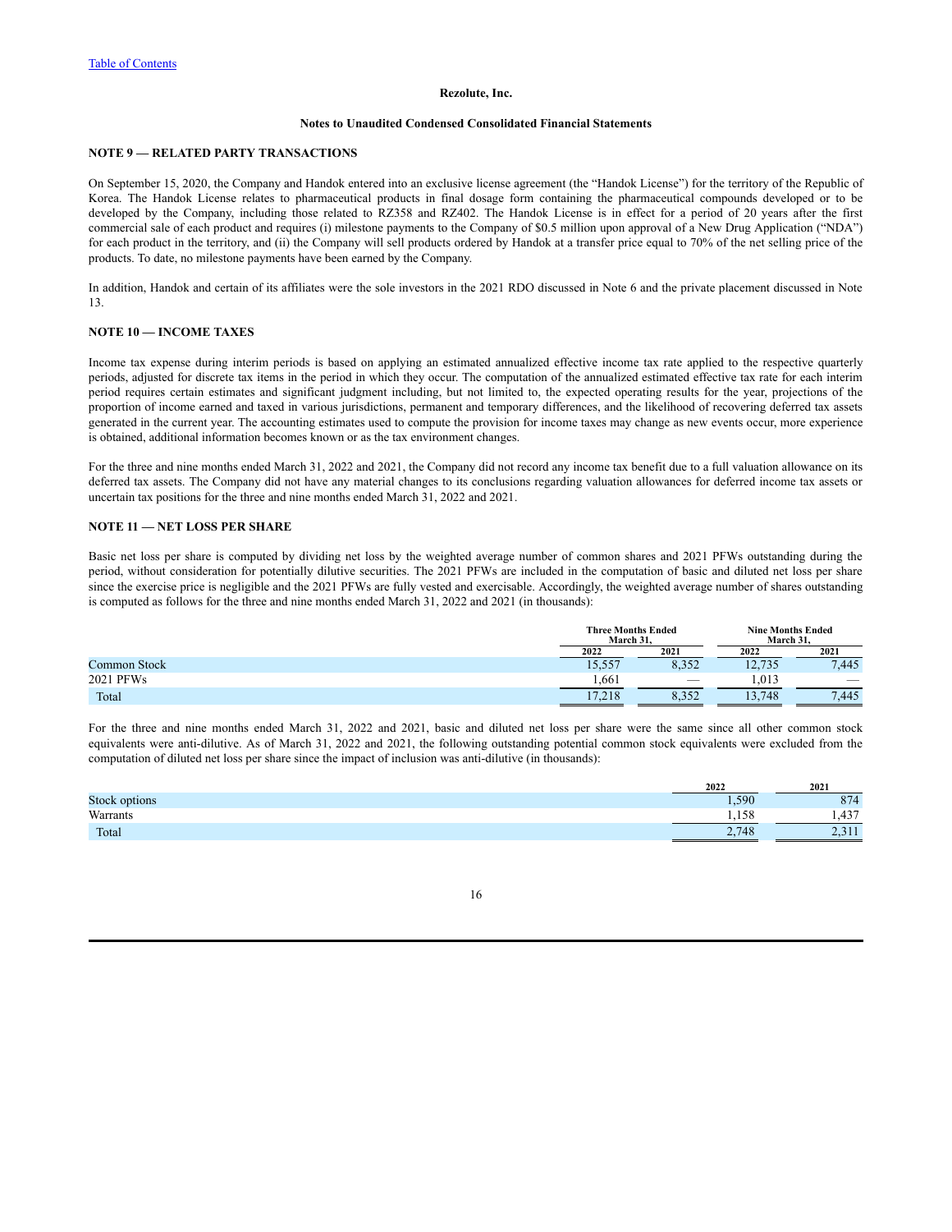Rezolute, Inc.

Notes to Unaudited Condensed Consolidated Financial Statements

### NOTE 9 — RELATED PARTY TRANSACTIONS

On September 15, 2020, the Company and Handok entered into an exclusive license agreement (the "Handok License") for the territory of the Republic of Korea. The Handok License relates to pharmaceutical products in final dosage form containing the pharmaceutical compounds developed or to be developed by the Company, including those related to RZ358 and RZ402. The Handok License is in effect for a period of 20 years after the first commercial sale of each product and requires (i) milestone payments to the Company of $0.5 million upon approval of a New Drug Application ("NDA") for each product in the territory, and (ii) the Company will sell products ordered by Handok at a transfer price equal to 70% of the net selling price of the products. To date, no milestone payments have been earned by the Company.

In addition, Handok and certain of its affiliates were the sole investors in the 2021 RDO discussed in Note 6 and the private placement discussed in Note 13.

### NOTE 10 — INCOME TAXES

Income tax expense during interim periods is based on applying an estimated annualized effective income tax rate applied to the respective quarterly periods, adjusted for discrete tax items in the period in which they occur. The computation of the annualized estimated effective tax rate for each interim period requires certain estimates and significant judgment including, but not limited to, the expected operating results for the year, projections of the proportion of income earned and taxed in various jurisdictions, permanent and temporary differences, and the likelihood of recovering deferred tax assets generated in the current year. The accounting estimates used to compute the provision for income taxes may change as new events occur, more experience is obtained, additional information becomes known or as the tax environment changes.

For the three and nine months ended March 31, 2022 and 2021, the Company did not record any income tax benefit due to a full valuation allowance on its deferred tax assets. The Company did not have any material changes to its conclusions regarding valuation allowances for deferred income tax assets or uncertain tax positions for the three and nine months ended March 31, 2022 and 2021.

### NOTE 11 — NET LOSS PER SHARE

Basic net loss per share is computed by dividing net loss by the weighted average number of common shares and 2021 PFWs outstanding during the period, without consideration for potentially dilutive securities. The 2021 PFWs are included in the computation of basic and diluted net loss per share since the exercise price is negligible and the 2021 PFWs are fully vested and exercisable. Accordingly, the weighted average number of shares outstanding is computed as follows for the three and nine months ended March 31, 2022 and 2021 (in thousands):

| | Three Months Ended March 31, | | Nine Months Ended March 31, | |
|---|---|---|---|---|
| | 2022 | 2021 | 2022 | 2021 |
| Common Stock | 15,557 | 8,352 | 12,735 | 7,445 |
| 2021 PFWs | 1,661 | — | 1,013 | — |
| Total | 17,218 | 8,352 | 13,748 | 7,445 |

For the three and nine months ended March 31, 2022 and 2021, basic and diluted net loss per share were the same since all other common stock equivalents were anti-dilutive. As of March 31, 2022 and 2021, the following outstanding potential common stock equivalents were excluded from the computation of diluted net loss per share since the impact of inclusion was anti-dilutive (in thousands):

| | 2022 | 2021 |
|---|---|---|
| Stock options | 1,590 | 874 |
| Warrants | 1,158 | 1,437 |
| Total | 2,748 | 2,311 |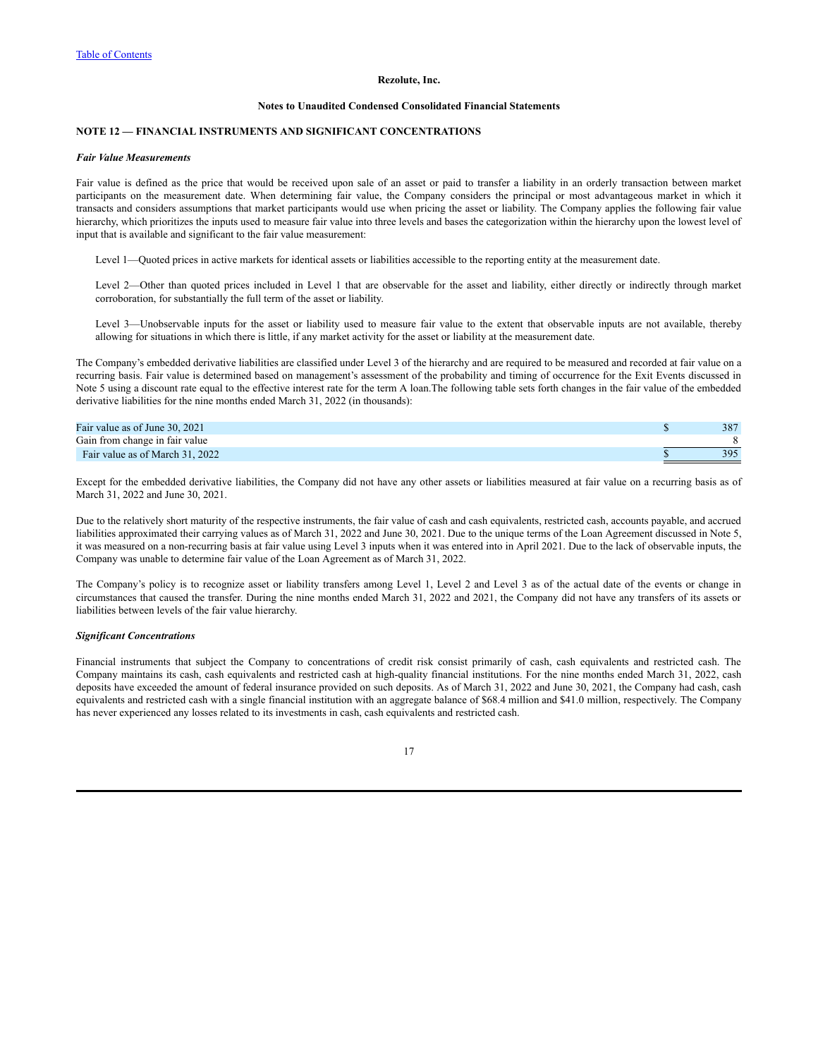Rezolute, Inc.

Notes to Unaudited Condensed Consolidated Financial Statements

## NOTE 12 — FINANCIAL INSTRUMENTS AND SIGNIFICANT CONCENTRATIONS

### *Fair Value Measurements*

Fair value is defined as the price that would be received upon sale of an asset or paid to transfer a liability in an orderly transaction between market participants on the measurement date. When determining fair value, the Company considers the principal or most advantageous market in which it transacts and considers assumptions that market participants would use when pricing the asset or liability. The Company applies the following fair value hierarchy, which prioritizes the inputs used to measure fair value into three levels and bases the categorization within the hierarchy upon the lowest level of input that is available and significant to the fair value measurement:

Level 1—Quoted prices in active markets for identical assets or liabilities accessible to the reporting entity at the measurement date.

Level 2—Other than quoted prices included in Level 1 that are observable for the asset and liability, either directly or indirectly through market corroboration, for substantially the full term of the asset or liability.

Level 3—Unobservable inputs for the asset or liability used to measure fair value to the extent that observable inputs are not available, thereby allowing for situations in which there is little, if any market activity for the asset or liability at the measurement date.

The Company's embedded derivative liabilities are classified under Level 3 of the hierarchy and are required to be measured and recorded at fair value on a recurring basis. Fair value is determined based on management's assessment of the probability and timing of occurrence for the Exit Events discussed in Note 5 using a discount rate equal to the effective interest rate for the term A loan.The following table sets forth changes in the fair value of the embedded derivative liabilities for the nine months ended March 31, 2022 (in thousands):

| | | |
|---|---|---|
| Fair value as of June 30, 2021 | $ | 387 |
| Gain from change in fair value | | 8 |
| Fair value as of March 31, 2022 | $ | 395 |

Except for the embedded derivative liabilities, the Company did not have any other assets or liabilities measured at fair value on a recurring basis as of March 31, 2022 and June 30, 2021.

Due to the relatively short maturity of the respective instruments, the fair value of cash and cash equivalents, restricted cash, accounts payable, and accrued liabilities approximated their carrying values as of March 31, 2022 and June 30, 2021. Due to the unique terms of the Loan Agreement discussed in Note 5, it was measured on a non-recurring basis at fair value using Level 3 inputs when it was entered into in April 2021. Due to the lack of observable inputs, the Company was unable to determine fair value of the Loan Agreement as of March 31, 2022.

The Company's policy is to recognize asset or liability transfers among Level 1, Level 2 and Level 3 as of the actual date of the events or change in circumstances that caused the transfer. During the nine months ended March 31, 2022 and 2021, the Company did not have any transfers of its assets or liabilities between levels of the fair value hierarchy.

### *Significant Concentrations*

Financial instruments that subject the Company to concentrations of credit risk consist primarily of cash, cash equivalents and restricted cash. The Company maintains its cash, cash equivalents and restricted cash at high-quality financial institutions. For the nine months ended March 31, 2022, cash deposits have exceeded the amount of federal insurance provided on such deposits. As of March 31, 2022 and June 30, 2021, the Company had cash, cash equivalents and restricted cash with a single financial institution with an aggregate balance of $68.4 million and $41.0 million, respectively. The Company has never experienced any losses related to its investments in cash, cash equivalents and restricted cash.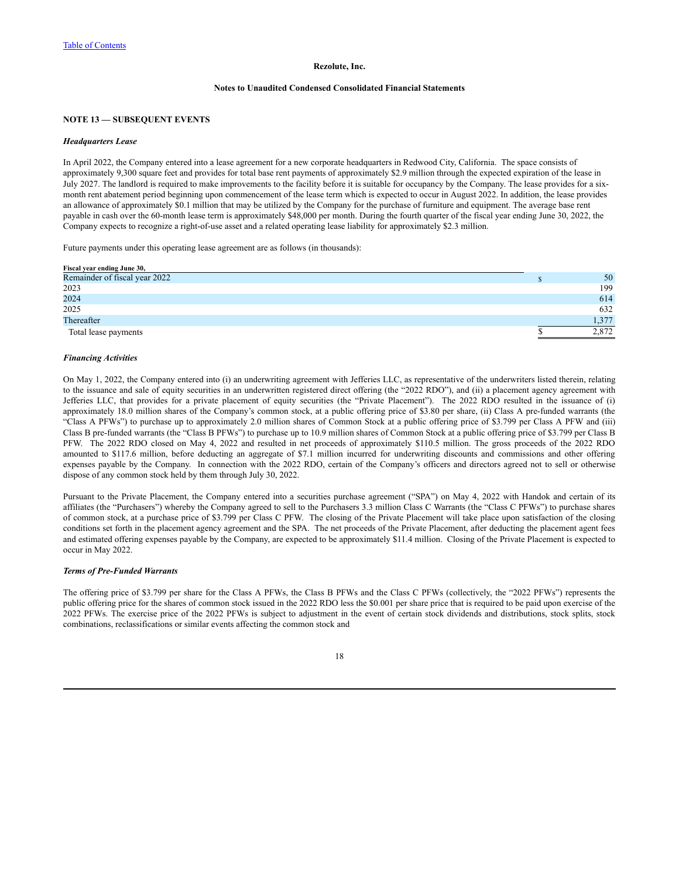Rezolute, Inc.

Notes to Unaudited Condensed Consolidated Financial Statements

## NOTE 13 — SUBSEQUENT EVENTS

### *Headquarters Lease*

In April 2022, the Company entered into a lease agreement for a new corporate headquarters in Redwood City, California. The space consists of approximately 9,300 square feet and provides for total base rent payments of approximately $2.9 million through the expected expiration of the lease in July 2027. The landlord is required to make improvements to the facility before it is suitable for occupancy by the Company. The lease provides for a six-month rent abatement period beginning upon commencement of the lease term which is expected to occur in August 2022. In addition, the lease provides an allowance of approximately $0.1 million that may be utilized by the Company for the purchase of furniture and equipment. The average base rent payable in cash over the 60-month lease term is approximately $48,000 per month. During the fourth quarter of the fiscal year ending June 30, 2022, the Company expects to recognize a right-of-use asset and a related operating lease liability for approximately $2.3 million.

Future payments under this operating lease agreement are as follows (in thousands):

| Fiscal year ending June 30, | | |
|---|---|---|
| Remainder of fiscal year 2022 | $ | 50 |
| 2023 | | 199 |
| 2024 | | 614 |
| 2025 | | 632 |
| Thereafter | | 1,377 |
| Total lease payments | $ | 2,872 |

### *Financing Activities*

On May 1, 2022, the Company entered into (i) an underwriting agreement with Jefferies LLC, as representative of the underwriters listed therein, relating to the issuance and sale of equity securities in an underwritten registered direct offering (the "2022 RDO"), and (ii) a placement agency agreement with Jefferies LLC, that provides for a private placement of equity securities (the "Private Placement"). The 2022 RDO resulted in the issuance of (i) approximately 18.0 million shares of the Company's common stock, at a public offering price of $3.80 per share, (ii) Class A pre-funded warrants (the "Class A PFWs") to purchase up to approximately 2.0 million shares of Common Stock at a public offering price of $3.799 per Class A PFW and (iii) Class B pre-funded warrants (the "Class B PFWs") to purchase up to 10.9 million shares of Common Stock at a public offering price of $3.799 per Class B PFW. The 2022 RDO closed on May 4, 2022 and resulted in net proceeds of approximately $110.5 million. The gross proceeds of the 2022 RDO amounted to $117.6 million, before deducting an aggregate of $7.1 million incurred for underwriting discounts and commissions and other offering expenses payable by the Company. In connection with the 2022 RDO, certain of the Company's officers and directors agreed not to sell or otherwise dispose of any common stock held by them through July 30, 2022.

Pursuant to the Private Placement, the Company entered into a securities purchase agreement ("SPA") on May 4, 2022 with Handok and certain of its affiliates (the "Purchasers") whereby the Company agreed to sell to the Purchasers 3.3 million Class C Warrants (the "Class C PFWs") to purchase shares of common stock, at a purchase price of $3.799 per Class C PFW. The closing of the Private Placement will take place upon satisfaction of the closing conditions set forth in the placement agency agreement and the SPA. The net proceeds of the Private Placement, after deducting the placement agent fees and estimated offering expenses payable by the Company, are expected to be approximately $11.4 million. Closing of the Private Placement is expected to occur in May 2022.

### *Terms of Pre-Funded Warrants*

The offering price of $3.799 per share for the Class A PFWs, the Class B PFWs and the Class C PFWs (collectively, the "2022 PFWs") represents the public offering price for the shares of common stock issued in the 2022 RDO less the $0.001 per share price that is required to be paid upon exercise of the 2022 PFWs. The exercise price of the 2022 PFWs is subject to adjustment in the event of certain stock dividends and distributions, stock splits, stock combinations, reclassifications or similar events affecting the common stock and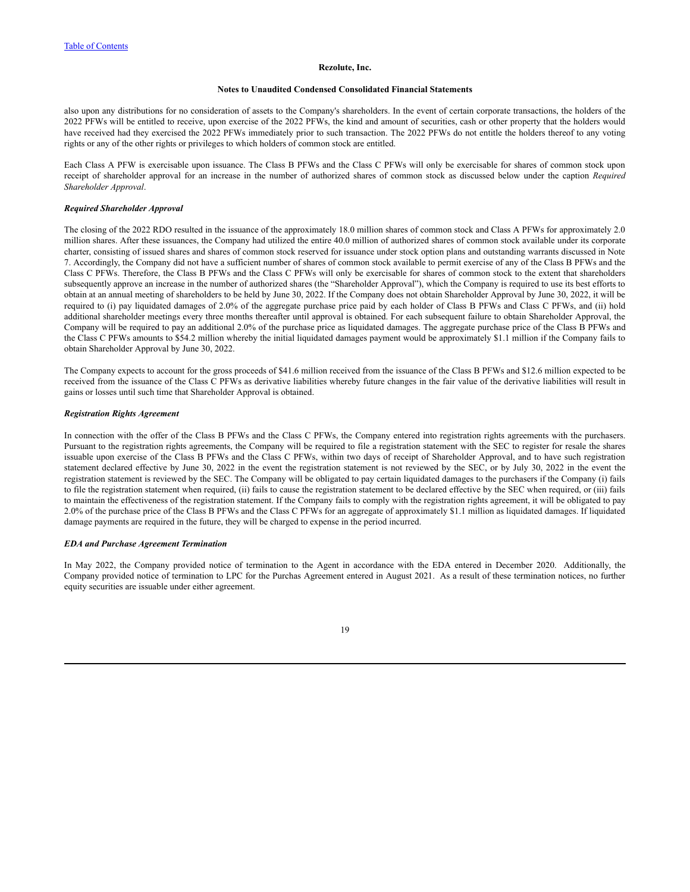also upon any distributions for no consideration of assets to the Company's shareholders. In the event of certain corporate transactions, the holders of the 2022 PFWs will be entitled to receive, upon exercise of the 2022 PFWs, the kind and amount of securities, cash or other property that the holders would have received had they exercised the 2022 PFWs immediately prior to such transaction. The 2022 PFWs do not entitle the holders thereof to any voting rights or any of the other rights or privileges to which holders of common stock are entitled.

Each Class A PFW is exercisable upon issuance. The Class B PFWs and the Class C PFWs will only be exercisable for shares of common stock upon receipt of shareholder approval for an increase in the number of authorized shares of common stock as discussed below under the caption *Required Shareholder Approval*.

***Required Shareholder Approval***

The closing of the 2022 RDO resulted in the issuance of the approximately 18.0 million shares of common stock and Class A PFWs for approximately 2.0 million shares. After these issuances, the Company had utilized the entire 40.0 million of authorized shares of common stock available under its corporate charter, consisting of issued shares and shares of common stock reserved for issuance under stock option plans and outstanding warrants discussed in Note 7. Accordingly, the Company did not have a sufficient number of shares of common stock available to permit exercise of any of the Class B PFWs and the Class C PFWs. Therefore, the Class B PFWs and the Class C PFWs will only be exercisable for shares of common stock to the extent that shareholders subsequently approve an increase in the number of authorized shares (the "Shareholder Approval"), which the Company is required to use its best efforts to obtain at an annual meeting of shareholders to be held by June 30, 2022. If the Company does not obtain Shareholder Approval by June 30, 2022, it will be required to (i) pay liquidated damages of 2.0% of the aggregate purchase price paid by each holder of Class B PFWs and Class C PFWs, and (ii) hold additional shareholder meetings every three months thereafter until approval is obtained. For each subsequent failure to obtain Shareholder Approval, the Company will be required to pay an additional 2.0% of the purchase price as liquidated damages. The aggregate purchase price of the Class B PFWs and the Class C PFWs amounts to $54.2 million whereby the initial liquidated damages payment would be approximately $1.1 million if the Company fails to obtain Shareholder Approval by June 30, 2022.

The Company expects to account for the gross proceeds of $41.6 million received from the issuance of the Class B PFWs and $12.6 million expected to be received from the issuance of the Class C PFWs as derivative liabilities whereby future changes in the fair value of the derivative liabilities will result in gains or losses until such time that Shareholder Approval is obtained.

***Registration Rights Agreement***

In connection with the offer of the Class B PFWs and the Class C PFWs, the Company entered into registration rights agreements with the purchasers. Pursuant to the registration rights agreements, the Company will be required to file a registration statement with the SEC to register for resale the shares issuable upon exercise of the Class B PFWs and the Class C PFWs, within two days of receipt of Shareholder Approval, and to have such registration statement declared effective by June 30, 2022 in the event the registration statement is not reviewed by the SEC, or by July 30, 2022 in the event the registration statement is reviewed by the SEC. The Company will be obligated to pay certain liquidated damages to the purchasers if the Company (i) fails to file the registration statement when required, (ii) fails to cause the registration statement to be declared effective by the SEC when required, or (iii) fails to maintain the effectiveness of the registration statement. If the Company fails to comply with the registration rights agreement, it will be obligated to pay 2.0% of the purchase price of the Class B PFWs and the Class C PFWs for an aggregate of approximately $1.1 million as liquidated damages. If liquidated damage payments are required in the future, they will be charged to expense in the period incurred.

***EDA and Purchase Agreement Termination***

In May 2022, the Company provided notice of termination to the Agent in accordance with the EDA entered in December 2020. Additionally, the Company provided notice of termination to LPC for the Purchas Agreement entered in August 2021. As a result of these termination notices, no further equity securities are issuable under either agreement.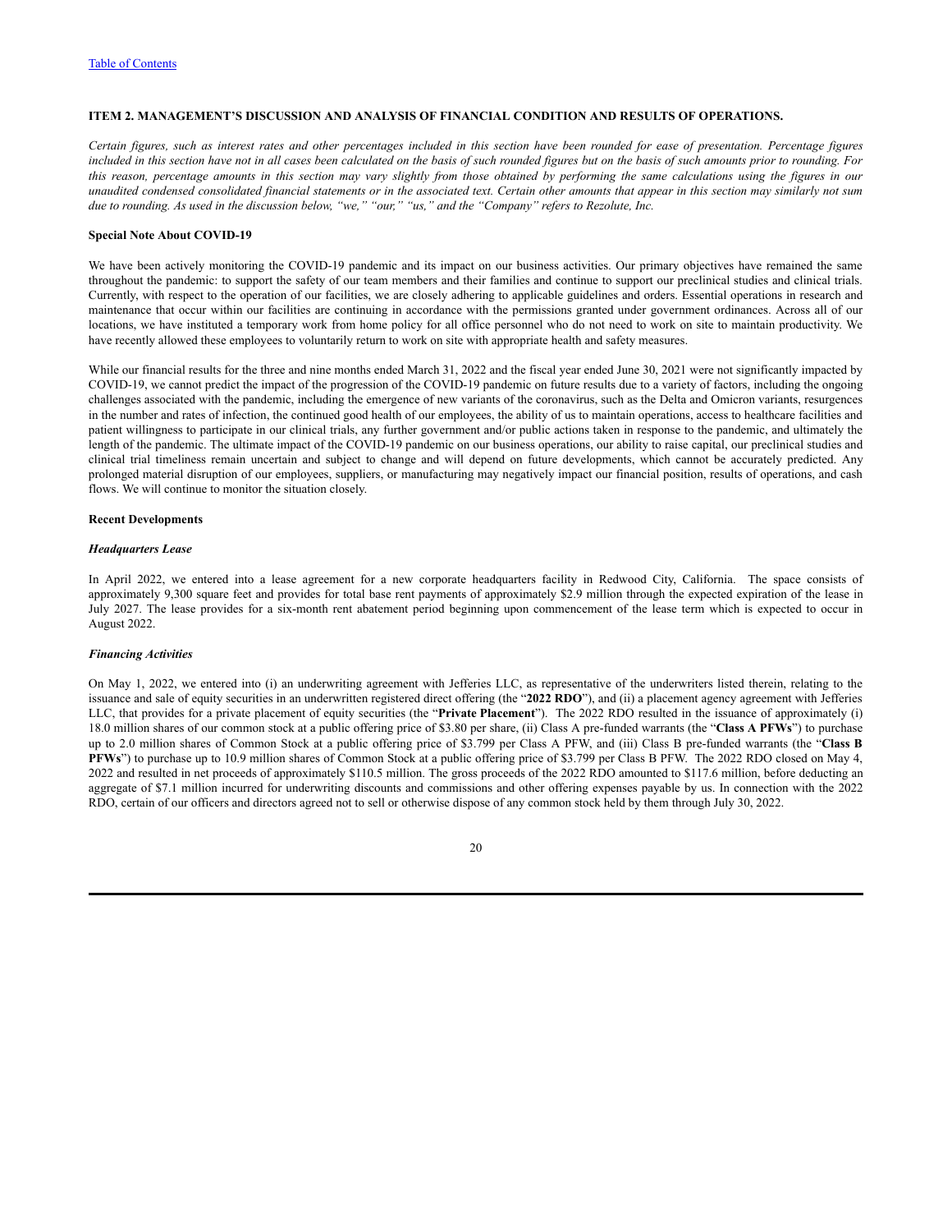[Table of Contents](#)

## ITEM 2. MANAGEMENT'S DISCUSSION AND ANALYSIS OF FINANCIAL CONDITION AND RESULTS OF OPERATIONS.

*Certain figures, such as interest rates and other percentages included in this section have been rounded for ease of presentation. Percentage figures included in this section have not in all cases been calculated on the basis of such rounded figures but on the basis of such amounts prior to rounding. For this reason, percentage amounts in this section may vary slightly from those obtained by performing the same calculations using the figures in our unaudited condensed consolidated financial statements or in the associated text. Certain other amounts that appear in this section may similarly not sum due to rounding. As used in the discussion below, "we," "our," "us," and the "Company" refers to Rezolute, Inc.*

**Special Note About COVID-19**

We have been actively monitoring the COVID-19 pandemic and its impact on our business activities. Our primary objectives have remained the same throughout the pandemic: to support the safety of our team members and their families and continue to support our preclinical studies and clinical trials. Currently, with respect to the operation of our facilities, we are closely adhering to applicable guidelines and orders. Essential operations in research and maintenance that occur within our facilities are continuing in accordance with the permissions granted under government ordinances. Across all of our locations, we have instituted a temporary work from home policy for all office personnel who do not need to work on site to maintain productivity. We have recently allowed these employees to voluntarily return to work on site with appropriate health and safety measures.

While our financial results for the three and nine months ended March 31, 2022 and the fiscal year ended June 30, 2021 were not significantly impacted by COVID-19, we cannot predict the impact of the progression of the COVID-19 pandemic on future results due to a variety of factors, including the ongoing challenges associated with the pandemic, including the emergence of new variants of the coronavirus, such as the Delta and Omicron variants, resurgences in the number and rates of infection, the continued good health of our employees, the ability of us to maintain operations, access to healthcare facilities and patient willingness to participate in our clinical trials, any further government and/or public actions taken in response to the pandemic, and ultimately the length of the pandemic. The ultimate impact of the COVID-19 pandemic on our business operations, our ability to raise capital, our preclinical studies and clinical trial timeliness remain uncertain and subject to change and will depend on future developments, which cannot be accurately predicted. Any prolonged material disruption of our employees, suppliers, or manufacturing may negatively impact our financial position, results of operations, and cash flows. We will continue to monitor the situation closely.

**Recent Developments**

***Headquarters Lease***

In April 2022, we entered into a lease agreement for a new corporate headquarters facility in Redwood City, California. The space consists of approximately 9,300 square feet and provides for total base rent payments of approximately $2.9 million through the expected expiration of the lease in July 2027. The lease provides for a six-month rent abatement period beginning upon commencement of the lease term which is expected to occur in August 2022.

***Financing Activities***

On May 1, 2022, we entered into (i) an underwriting agreement with Jefferies LLC, as representative of the underwriters listed therein, relating to the issuance and sale of equity securities in an underwritten registered direct offering (the "**2022 RDO**"), and (ii) a placement agency agreement with Jefferies LLC, that provides for a private placement of equity securities (the "**Private Placement**"). The 2022 RDO resulted in the issuance of approximately (i) 18.0 million shares of our common stock at a public offering price of $3.80 per share, (ii) Class A pre-funded warrants (the "**Class A PFWs**") to purchase up to 2.0 million shares of Common Stock at a public offering price of $3.799 per Class A PFW, and (iii) Class B pre-funded warrants (the "**Class B PFWs**") to purchase up to 10.9 million shares of Common Stock at a public offering price of $3.799 per Class B PFW. The 2022 RDO closed on May 4, 2022 and resulted in net proceeds of approximately $110.5 million. The gross proceeds of the 2022 RDO amounted to $117.6 million, before deducting an aggregate of $7.1 million incurred for underwriting discounts and commissions and other offering expenses payable by us. In connection with the 2022 RDO, certain of our officers and directors agreed not to sell or otherwise dispose of any common stock held by them through July 30, 2022.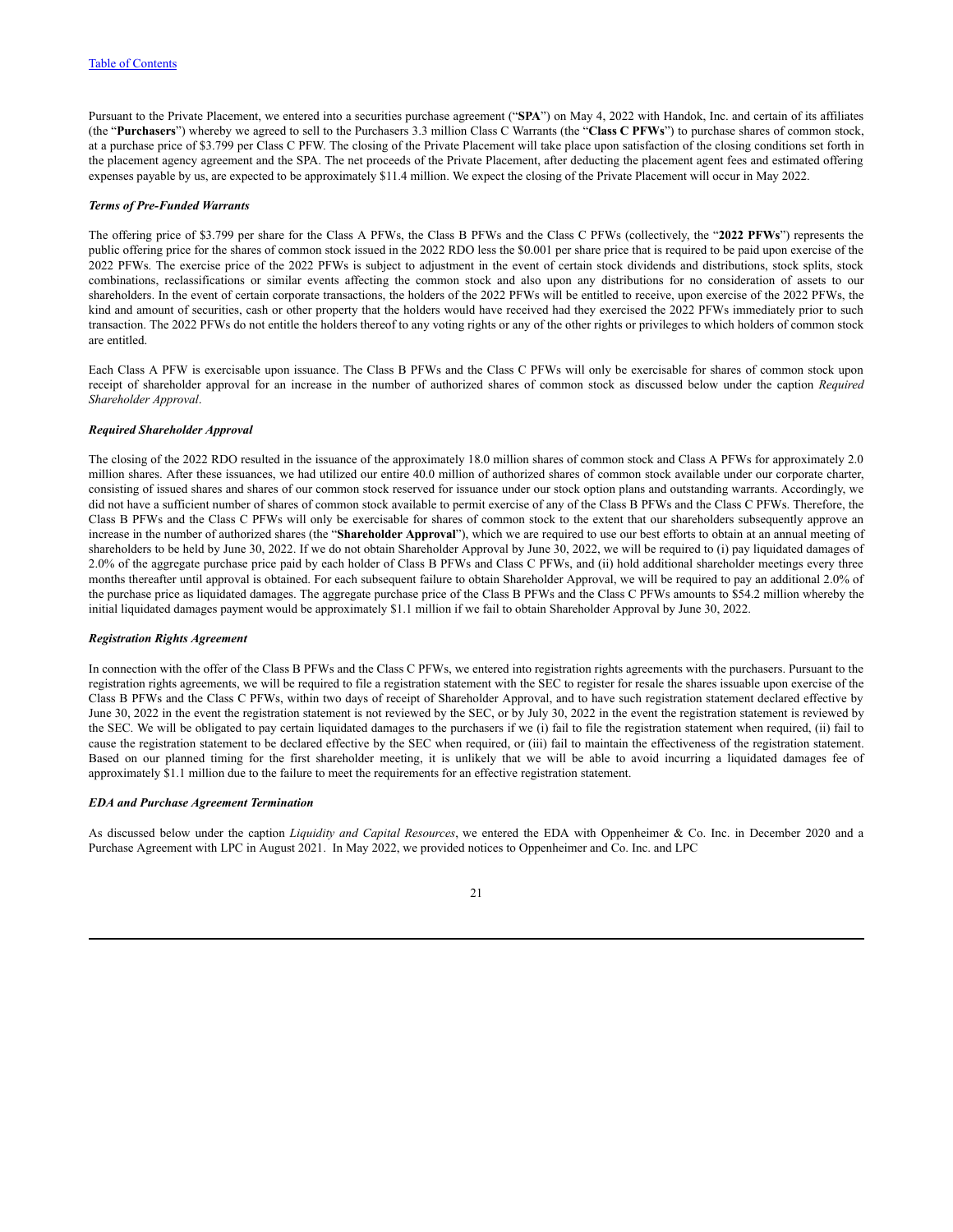Pursuant to the Private Placement, we entered into a securities purchase agreement ("**SPA**") on May 4, 2022 with Handok, Inc. and certain of its affiliates (the "**Purchasers**") whereby we agreed to sell to the Purchasers 3.3 million Class C Warrants (the "**Class C PFWs**") to purchase shares of common stock, at a purchase price of $3.799 per Class C PFW. The closing of the Private Placement will take place upon satisfaction of the closing conditions set forth in the placement agency agreement and the SPA. The net proceeds of the Private Placement, after deducting the placement agent fees and estimated offering expenses payable by us, are expected to be approximately $11.4 million. We expect the closing of the Private Placement will occur in May 2022.

***Terms of Pre-Funded Warrants***

The offering price of $3.799 per share for the Class A PFWs, the Class B PFWs and the Class C PFWs (collectively, the "**2022 PFWs**") represents the public offering price for the shares of common stock issued in the 2022 RDO less the $0.001 per share price that is required to be paid upon exercise of the 2022 PFWs. The exercise price of the 2022 PFWs is subject to adjustment in the event of certain stock dividends and distributions, stock splits, stock combinations, reclassifications or similar events affecting the common stock and also upon any distributions for no consideration of assets to our shareholders. In the event of certain corporate transactions, the holders of the 2022 PFWs will be entitled to receive, upon exercise of the 2022 PFWs, the kind and amount of securities, cash or other property that the holders would have received had they exercised the 2022 PFWs immediately prior to such transaction. The 2022 PFWs do not entitle the holders thereof to any voting rights or any of the other rights or privileges to which holders of common stock are entitled.

Each Class A PFW is exercisable upon issuance. The Class B PFWs and the Class C PFWs will only be exercisable for shares of common stock upon receipt of shareholder approval for an increase in the number of authorized shares of common stock as discussed below under the caption *Required Shareholder Approval*.

***Required Shareholder Approval***

The closing of the 2022 RDO resulted in the issuance of the approximately 18.0 million shares of common stock and Class A PFWs for approximately 2.0 million shares. After these issuances, we had utilized our entire 40.0 million of authorized shares of common stock available under our corporate charter, consisting of issued shares and shares of our common stock reserved for issuance under our stock option plans and outstanding warrants. Accordingly, we did not have a sufficient number of shares of common stock available to permit exercise of any of the Class B PFWs and the Class C PFWs. Therefore, the Class B PFWs and the Class C PFWs will only be exercisable for shares of common stock to the extent that our shareholders subsequently approve an increase in the number of authorized shares (the "**Shareholder Approval**"), which we are required to use our best efforts to obtain at an annual meeting of shareholders to be held by June 30, 2022. If we do not obtain Shareholder Approval by June 30, 2022, we will be required to (i) pay liquidated damages of 2.0% of the aggregate purchase price paid by each holder of Class B PFWs and Class C PFWs, and (ii) hold additional shareholder meetings every three months thereafter until approval is obtained. For each subsequent failure to obtain Shareholder Approval, we will be required to pay an additional 2.0% of the purchase price as liquidated damages. The aggregate purchase price of the Class B PFWs and the Class C PFWs amounts to $54.2 million whereby the initial liquidated damages payment would be approximately $1.1 million if we fail to obtain Shareholder Approval by June 30, 2022.

***Registration Rights Agreement***

In connection with the offer of the Class B PFWs and the Class C PFWs, we entered into registration rights agreements with the purchasers. Pursuant to the registration rights agreements, we will be required to file a registration statement with the SEC to register for resale the shares issuable upon exercise of the Class B PFWs and the Class C PFWs, within two days of receipt of Shareholder Approval, and to have such registration statement declared effective by June 30, 2022 in the event the registration statement is not reviewed by the SEC, or by July 30, 2022 in the event the registration statement is reviewed by the SEC. We will be obligated to pay certain liquidated damages to the purchasers if we (i) fail to file the registration statement when required, (ii) fail to cause the registration statement to be declared effective by the SEC when required, or (iii) fail to maintain the effectiveness of the registration statement. Based on our planned timing for the first shareholder meeting, it is unlikely that we will be able to avoid incurring a liquidated damages fee of approximately $1.1 million due to the failure to meet the requirements for an effective registration statement.

***EDA and Purchase Agreement Termination***

As discussed below under the caption *Liquidity and Capital Resources*, we entered the EDA with Oppenheimer & Co. Inc. in December 2020 and a Purchase Agreement with LPC in August 2021. In May 2022, we provided notices to Oppenheimer and Co. Inc. and LPC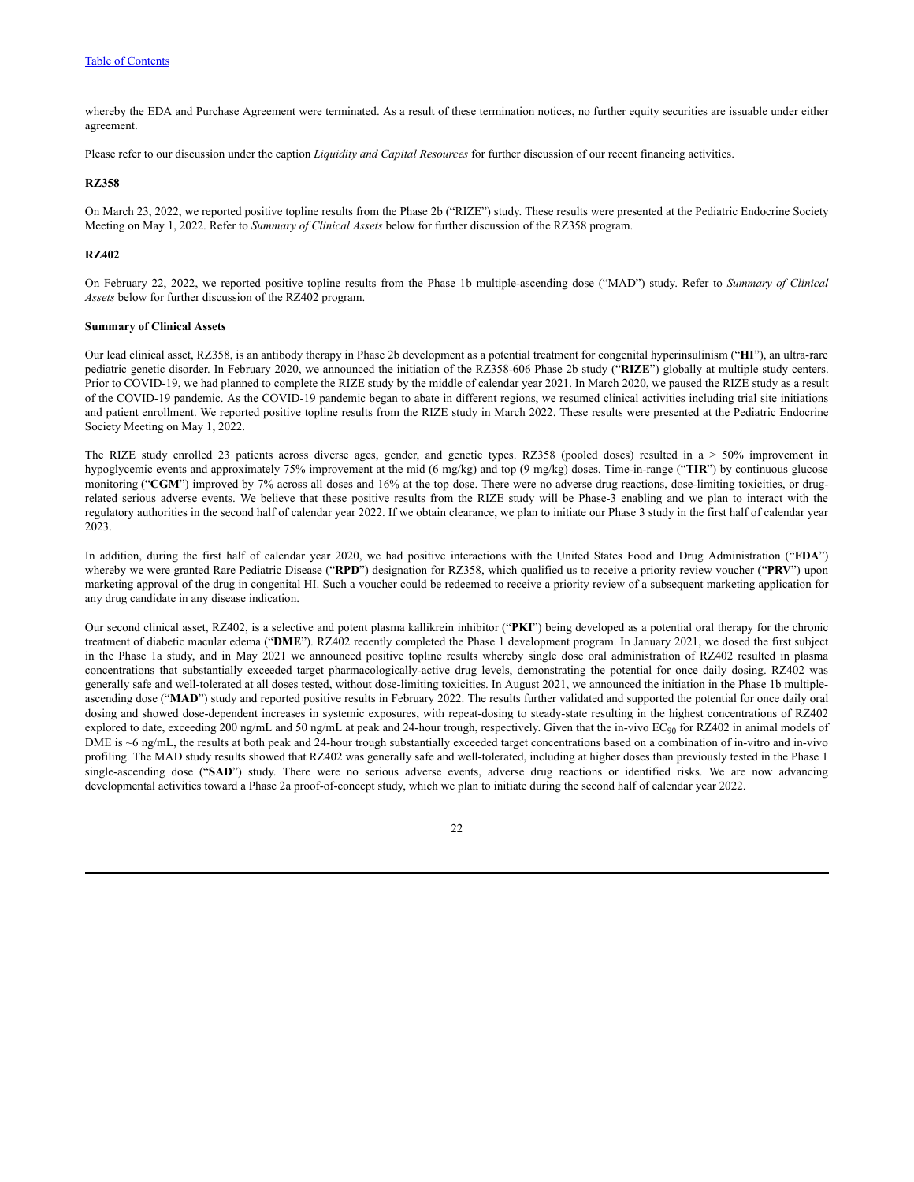whereby the EDA and Purchase Agreement were terminated. As a result of these termination notices, no further equity securities are issuable under either agreement.

Please refer to our discussion under the caption *Liquidity and Capital Resources* for further discussion of our recent financing activities.

**RZ358**

On March 23, 2022, we reported positive topline results from the Phase 2b ("RIZE") study. These results were presented at the Pediatric Endocrine Society Meeting on May 1, 2022. Refer to *Summary of Clinical Assets* below for further discussion of the RZ358 program.

**RZ402**

On February 22, 2022, we reported positive topline results from the Phase 1b multiple-ascending dose ("MAD") study. Refer to *Summary of Clinical Assets* below for further discussion of the RZ402 program.

**Summary of Clinical Assets**

Our lead clinical asset, RZ358, is an antibody therapy in Phase 2b development as a potential treatment for congenital hyperinsulinism ("**HI**"), an ultra-rare pediatric genetic disorder. In February 2020, we announced the initiation of the RZ358-606 Phase 2b study ("**RIZE**") globally at multiple study centers. Prior to COVID-19, we had planned to complete the RIZE study by the middle of calendar year 2021. In March 2020, we paused the RIZE study as a result of the COVID-19 pandemic. As the COVID-19 pandemic began to abate in different regions, we resumed clinical activities including trial site initiations and patient enrollment. We reported positive topline results from the RIZE study in March 2022. These results were presented at the Pediatric Endocrine Society Meeting on May 1, 2022.

The RIZE study enrolled 23 patients across diverse ages, gender, and genetic types. RZ358 (pooled doses) resulted in a > 50% improvement in hypoglycemic events and approximately 75% improvement at the mid (6 mg/kg) and top (9 mg/kg) doses. Time-in-range ("**TIR**") by continuous glucose monitoring ("**CGM**") improved by 7% across all doses and 16% at the top dose. There were no adverse drug reactions, dose-limiting toxicities, or drug-related serious adverse events. We believe that these positive results from the RIZE study will be Phase-3 enabling and we plan to interact with the regulatory authorities in the second half of calendar year 2022. If we obtain clearance, we plan to initiate our Phase 3 study in the first half of calendar year 2023.

In addition, during the first half of calendar year 2020, we had positive interactions with the United States Food and Drug Administration ("**FDA**") whereby we were granted Rare Pediatric Disease ("**RPD**") designation for RZ358, which qualified us to receive a priority review voucher ("**PRV**") upon marketing approval of the drug in congenital HI. Such a voucher could be redeemed to receive a priority review of a subsequent marketing application for any drug candidate in any disease indication.

Our second clinical asset, RZ402, is a selective and potent plasma kallikrein inhibitor ("**PKI**") being developed as a potential oral therapy for the chronic treatment of diabetic macular edema ("**DME**"). RZ402 recently completed the Phase 1 development program. In January 2021, we dosed the first subject in the Phase 1a study, and in May 2021 we announced positive topline results whereby single dose oral administration of RZ402 resulted in plasma concentrations that substantially exceeded target pharmacologically-active drug levels, demonstrating the potential for once daily dosing. RZ402 was generally safe and well-tolerated at all doses tested, without dose-limiting toxicities. In August 2021, we announced the initiation in the Phase 1b multiple-ascending dose ("**MAD**") study and reported positive results in February 2022. The results further validated and supported the potential for once daily oral dosing and showed dose-dependent increases in systemic exposures, with repeat-dosing to steady-state resulting in the highest concentrations of RZ402 explored to date, exceeding 200 ng/mL and 50 ng/mL at peak and 24-hour trough, respectively. Given that the in-vivo $EC_{90}$ for RZ402 in animal models of DME is ~6 ng/mL, the results at both peak and 24-hour trough substantially exceeded target concentrations based on a combination of in-vitro and in-vivo profiling. The MAD study results showed that RZ402 was generally safe and well-tolerated, including at higher doses than previously tested in the Phase 1 single-ascending dose ("**SAD**") study. There were no serious adverse events, adverse drug reactions or identified risks. We are now advancing developmental activities toward a Phase 2a proof-of-concept study, which we plan to initiate during the second half of calendar year 2022.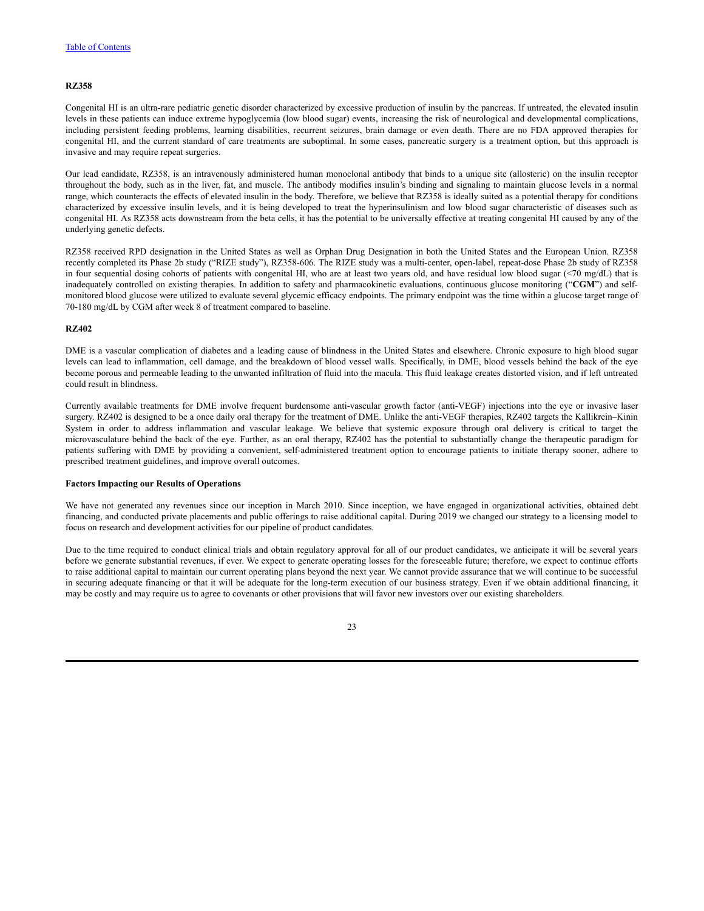**RZ358**

Congenital HI is an ultra-rare pediatric genetic disorder characterized by excessive production of insulin by the pancreas. If untreated, the elevated insulin levels in these patients can induce extreme hypoglycemia (low blood sugar) events, increasing the risk of neurological and developmental complications, including persistent feeding problems, learning disabilities, recurrent seizures, brain damage or even death. There are no FDA approved therapies for congenital HI, and the current standard of care treatments are suboptimal. In some cases, pancreatic surgery is a treatment option, but this approach is invasive and may require repeat surgeries.

Our lead candidate, RZ358, is an intravenously administered human monoclonal antibody that binds to a unique site (allosteric) on the insulin receptor throughout the body, such as in the liver, fat, and muscle. The antibody modifies insulin's binding and signaling to maintain glucose levels in a normal range, which counteracts the effects of elevated insulin in the body. Therefore, we believe that RZ358 is ideally suited as a potential therapy for conditions characterized by excessive insulin levels, and it is being developed to treat the hyperinsulinism and low blood sugar characteristic of diseases such as congenital HI. As RZ358 acts downstream from the beta cells, it has the potential to be universally effective at treating congenital HI caused by any of the underlying genetic defects.

RZ358 received RPD designation in the United States as well as Orphan Drug Designation in both the United States and the European Union. RZ358 recently completed its Phase 2b study ("RIZE study"), RZ358-606. The RIZE study was a multi-center, open-label, repeat-dose Phase 2b study of RZ358 in four sequential dosing cohorts of patients with congenital HI, who are at least two years old, and have residual low blood sugar (<70 mg/dL) that is inadequately controlled on existing therapies. In addition to safety and pharmacokinetic evaluations, continuous glucose monitoring ("**CGM**") and self-monitored blood glucose were utilized to evaluate several glycemic efficacy endpoints. The primary endpoint was the time within a glucose target range of 70-180 mg/dL by CGM after week 8 of treatment compared to baseline.

**RZ402**

DME is a vascular complication of diabetes and a leading cause of blindness in the United States and elsewhere. Chronic exposure to high blood sugar levels can lead to inflammation, cell damage, and the breakdown of blood vessel walls. Specifically, in DME, blood vessels behind the back of the eye become porous and permeable leading to the unwanted infiltration of fluid into the macula. This fluid leakage creates distorted vision, and if left untreated could result in blindness.

Currently available treatments for DME involve frequent burdensome anti-vascular growth factor (anti-VEGF) injections into the eye or invasive laser surgery. RZ402 is designed to be a once daily oral therapy for the treatment of DME. Unlike the anti-VEGF therapies, RZ402 targets the Kallikrein–Kinin System in order to address inflammation and vascular leakage. We believe that systemic exposure through oral delivery is critical to target the microvasculature behind the back of the eye. Further, as an oral therapy, RZ402 has the potential to substantially change the therapeutic paradigm for patients suffering with DME by providing a convenient, self-administered treatment option to encourage patients to initiate therapy sooner, adhere to prescribed treatment guidelines, and improve overall outcomes.

**Factors Impacting our Results of Operations**

We have not generated any revenues since our inception in March 2010. Since inception, we have engaged in organizational activities, obtained debt financing, and conducted private placements and public offerings to raise additional capital. During 2019 we changed our strategy to a licensing model to focus on research and development activities for our pipeline of product candidates.

Due to the time required to conduct clinical trials and obtain regulatory approval for all of our product candidates, we anticipate it will be several years before we generate substantial revenues, if ever. We expect to generate operating losses for the foreseeable future; therefore, we expect to continue efforts to raise additional capital to maintain our current operating plans beyond the next year. We cannot provide assurance that we will continue to be successful in securing adequate financing or that it will be adequate for the long-term execution of our business strategy. Even if we obtain additional financing, it may be costly and may require us to agree to covenants or other provisions that will favor new investors over our existing shareholders.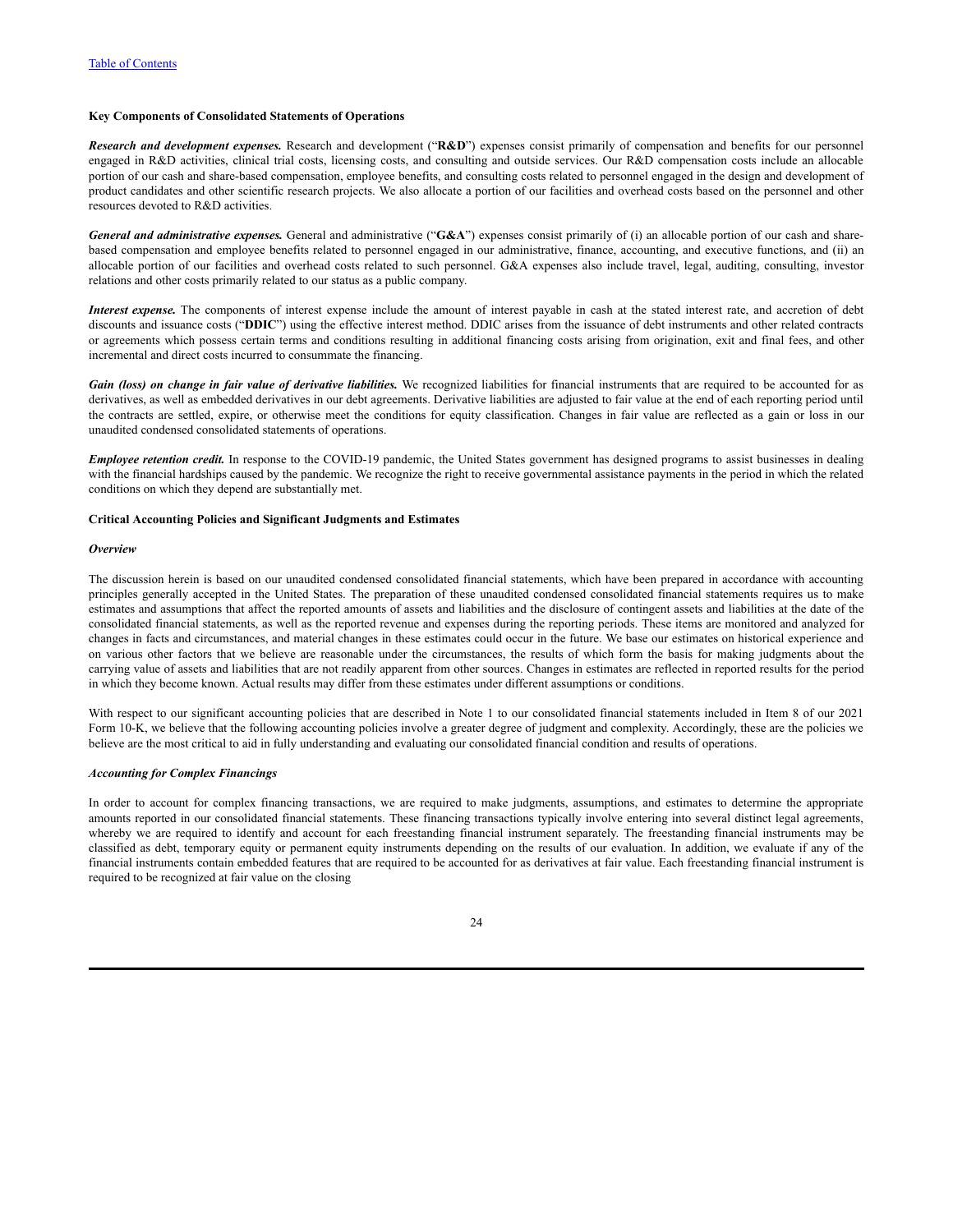**Key Components of Consolidated Statements of Operations**

***Research and development expenses.*** Research and development ("**R&D**") expenses consist primarily of compensation and benefits for our personnel engaged in R&D activities, clinical trial costs, licensing costs, and consulting and outside services. Our R&D compensation costs include an allocable portion of our cash and share-based compensation, employee benefits, and consulting costs related to personnel engaged in the design and development of product candidates and other scientific research projects. We also allocate a portion of our facilities and overhead costs based on the personnel and other resources devoted to R&D activities.

***General and administrative expenses.*** General and administrative ("**G&A**") expenses consist primarily of (i) an allocable portion of our cash and share-based compensation and employee benefits related to personnel engaged in our administrative, finance, accounting, and executive functions, and (ii) an allocable portion of our facilities and overhead costs related to such personnel. G&A expenses also include travel, legal, auditing, consulting, investor relations and other costs primarily related to our status as a public company.

***Interest expense.*** The components of interest expense include the amount of interest payable in cash at the stated interest rate, and accretion of debt discounts and issuance costs ("**DDIC**") using the effective interest method. DDIC arises from the issuance of debt instruments and other related contracts or agreements which possess certain terms and conditions resulting in additional financing costs arising from origination, exit and final fees, and other incremental and direct costs incurred to consummate the financing.

***Gain (loss) on change in fair value of derivative liabilities.*** We recognized liabilities for financial instruments that are required to be accounted for as derivatives, as well as embedded derivatives in our debt agreements. Derivative liabilities are adjusted to fair value at the end of each reporting period until the contracts are settled, expire, or otherwise meet the conditions for equity classification. Changes in fair value are reflected as a gain or loss in our unaudited condensed consolidated statements of operations.

***Employee retention credit.*** In response to the COVID-19 pandemic, the United States government has designed programs to assist businesses in dealing with the financial hardships caused by the pandemic. We recognize the right to receive governmental assistance payments in the period in which the related conditions on which they depend are substantially met.

**Critical Accounting Policies and Significant Judgments and Estimates**

***Overview***

The discussion herein is based on our unaudited condensed consolidated financial statements, which have been prepared in accordance with accounting principles generally accepted in the United States. The preparation of these unaudited condensed consolidated financial statements requires us to make estimates and assumptions that affect the reported amounts of assets and liabilities and the disclosure of contingent assets and liabilities at the date of the consolidated financial statements, as well as the reported revenue and expenses during the reporting periods. These items are monitored and analyzed for changes in facts and circumstances, and material changes in these estimates could occur in the future. We base our estimates on historical experience and on various other factors that we believe are reasonable under the circumstances, the results of which form the basis for making judgments about the carrying value of assets and liabilities that are not readily apparent from other sources. Changes in estimates are reflected in reported results for the period in which they become known. Actual results may differ from these estimates under different assumptions or conditions.

With respect to our significant accounting policies that are described in Note 1 to our consolidated financial statements included in Item 8 of our 2021 Form 10-K, we believe that the following accounting policies involve a greater degree of judgment and complexity. Accordingly, these are the policies we believe are the most critical to aid in fully understanding and evaluating our consolidated financial condition and results of operations.

***Accounting for Complex Financings***

In order to account for complex financing transactions, we are required to make judgments, assumptions, and estimates to determine the appropriate amounts reported in our consolidated financial statements. These financing transactions typically involve entering into several distinct legal agreements, whereby we are required to identify and account for each freestanding financial instrument separately. The freestanding financial instruments may be classified as debt, temporary equity or permanent equity instruments depending on the results of our evaluation. In addition, we evaluate if any of the financial instruments contain embedded features that are required to be accounted for as derivatives at fair value. Each freestanding financial instrument is required to be recognized at fair value on the closing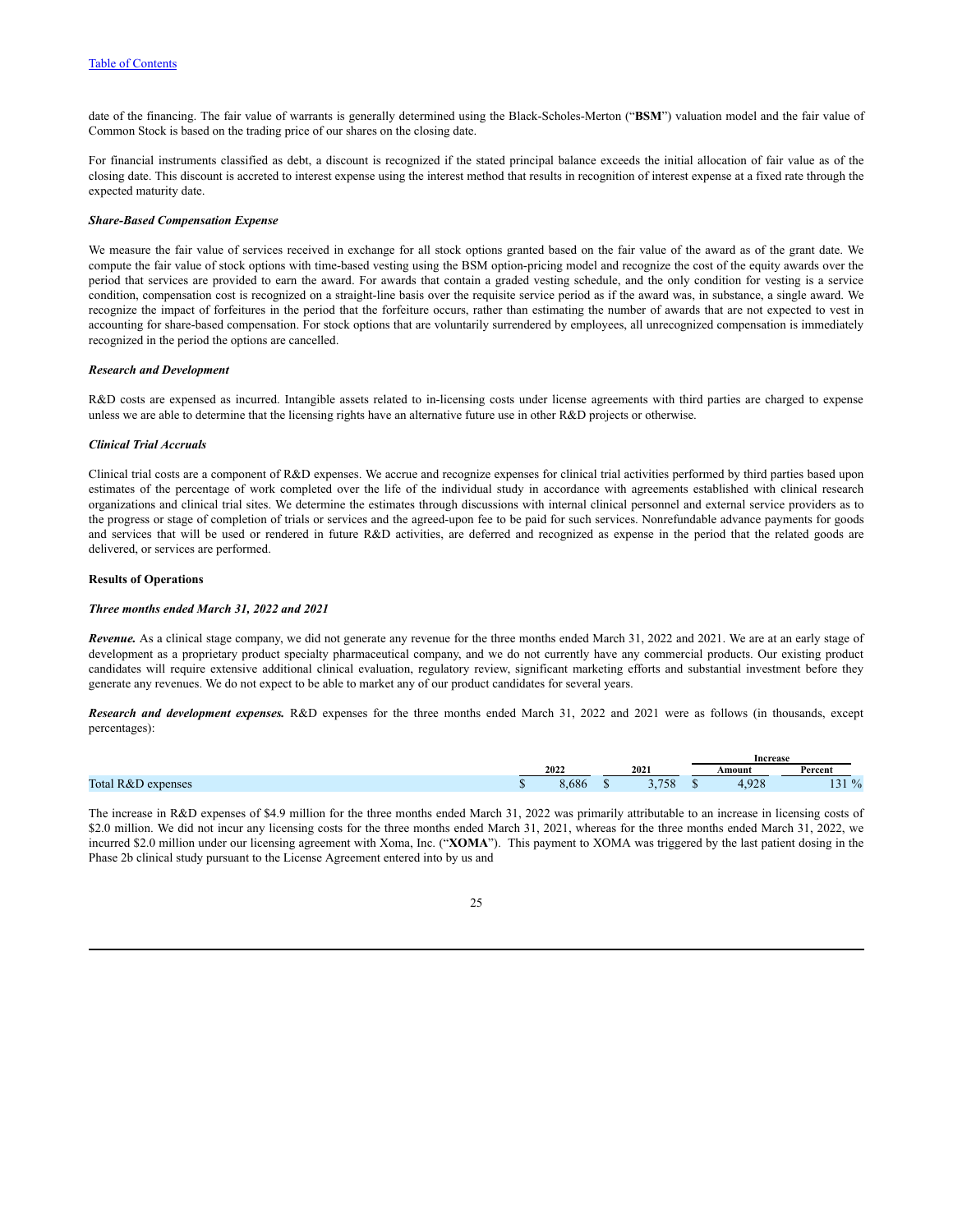date of the financing. The fair value of warrants is generally determined using the Black-Scholes-Merton ("**BSM**") valuation model and the fair value of Common Stock is based on the trading price of our shares on the closing date.

For financial instruments classified as debt, a discount is recognized if the stated principal balance exceeds the initial allocation of fair value as of the closing date. This discount is accreted to interest expense using the interest method that results in recognition of interest expense at a fixed rate through the expected maturity date.

***Share-Based Compensation Expense***

We measure the fair value of services received in exchange for all stock options granted based on the fair value of the award as of the grant date. We compute the fair value of stock options with time-based vesting using the BSM option-pricing model and recognize the cost of the equity awards over the period that services are provided to earn the award. For awards that contain a graded vesting schedule, and the only condition for vesting is a service condition, compensation cost is recognized on a straight-line basis over the requisite service period as if the award was, in substance, a single award. We recognize the impact of forfeitures in the period that the forfeiture occurs, rather than estimating the number of awards that are not expected to vest in accounting for share-based compensation. For stock options that are voluntarily surrendered by employees, all unrecognized compensation is immediately recognized in the period the options are cancelled.

***Research and Development***

R&D costs are expensed as incurred. Intangible assets related to in-licensing costs under license agreements with third parties are charged to expense unless we are able to determine that the licensing rights have an alternative future use in other R&D projects or otherwise.

***Clinical Trial Accruals***

Clinical trial costs are a component of R&D expenses. We accrue and recognize expenses for clinical trial activities performed by third parties based upon estimates of the percentage of work completed over the life of the individual study in accordance with agreements established with clinical research organizations and clinical trial sites. We determine the estimates through discussions with internal clinical personnel and external service providers as to the progress or stage of completion of trials or services and the agreed-upon fee to be paid for such services. Nonrefundable advance payments for goods and services that will be used or rendered in future R&D activities, are deferred and recognized as expense in the period that the related goods are delivered, or services are performed.

**Results of Operations**

***Three months ended March 31, 2022 and 2021***

***Revenue.*** As a clinical stage company, we did not generate any revenue for the three months ended March 31, 2022 and 2021. We are at an early stage of development as a proprietary product specialty pharmaceutical company, and we do not currently have any commercial products. Our existing product candidates will require extensive additional clinical evaluation, regulatory review, significant marketing efforts and substantial investment before they generate any revenues. We do not expect to be able to market any of our product candidates for several years.

***Research and development expenses.*** R&D expenses for the three months ended March 31, 2022 and 2021 were as follows (in thousands, except percentages):

| | | | Increase | |
|---|---|---|---|---|
| | 2022 | 2021 | Amount | Percent |
| Total R&D expenses | $ 8,686 | $ 3,758 | $ 4,928 | 131 % |

The increase in R&D expenses of $4.9 million for the three months ended March 31, 2022 was primarily attributable to an increase in licensing costs of $2.0 million. We did not incur any licensing costs for the three months ended March 31, 2021, whereas for the three months ended March 31, 2022, we incurred $2.0 million under our licensing agreement with Xoma, Inc. ("**XOMA**"). This payment to XOMA was triggered by the last patient dosing in the Phase 2b clinical study pursuant to the License Agreement entered into by us and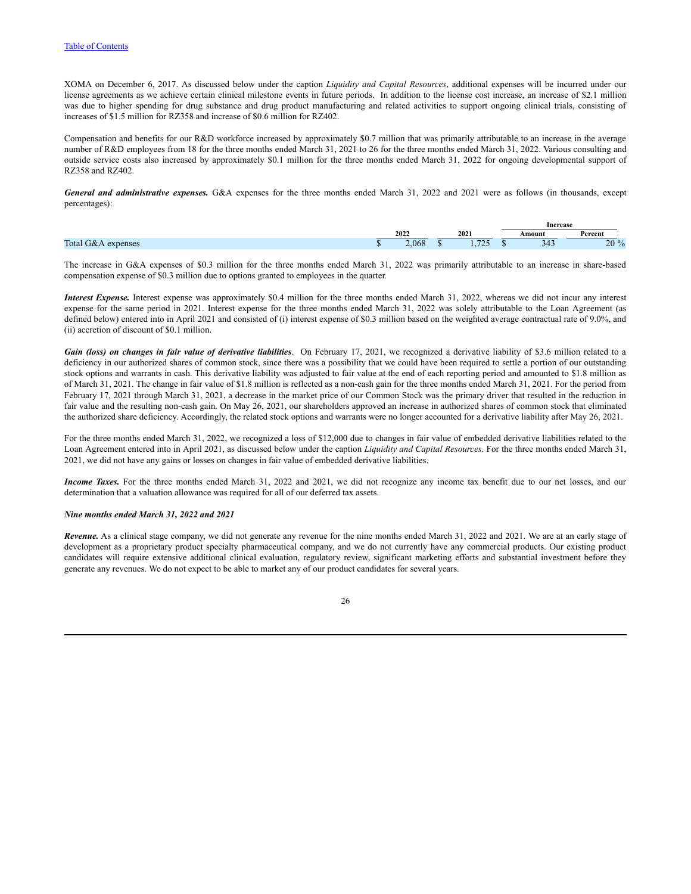XOMA on December 6, 2017. As discussed below under the caption *Liquidity and Capital Resources*, additional expenses will be incurred under our license agreements as we achieve certain clinical milestone events in future periods. In addition to the license cost increase, an increase of $2.1 million was due to higher spending for drug substance and drug product manufacturing and related activities to support ongoing clinical trials, consisting of increases of $1.5 million for RZ358 and increase of $0.6 million for RZ402.

Compensation and benefits for our R&D workforce increased by approximately $0.7 million that was primarily attributable to an increase in the average number of R&D employees from 18 for the three months ended March 31, 2021 to 26 for the three months ended March 31, 2022. Various consulting and outside service costs also increased by approximately $0.1 million for the three months ended March 31, 2022 for ongoing developmental support of RZ358 and RZ402.

***General and administrative expenses.*** G&A expenses for the three months ended March 31, 2022 and 2021 were as follows (in thousands, except percentages):

| | | | Increase | |
|---|---|---|---|---|
| | 2022 | 2021 | Amount | Percent |
| Total G&A expenses | $ 2,068 | $ 1,725 | $ 343 | 20 % |

The increase in G&A expenses of $0.3 million for the three months ended March 31, 2022 was primarily attributable to an increase in share-based compensation expense of $0.3 million due to options granted to employees in the quarter.

***Interest Expense.*** Interest expense was approximately $0.4 million for the three months ended March 31, 2022, whereas we did not incur any interest expense for the same period in 2021. Interest expense for the three months ended March 31, 2022 was solely attributable to the Loan Agreement (as defined below) entered into in April 2021 and consisted of (i) interest expense of $0.3 million based on the weighted average contractual rate of 9.0%, and (ii) accretion of discount of $0.1 million.

***Gain (loss) on changes in fair value of derivative liabilities***. On February 17, 2021, we recognized a derivative liability of $3.6 million related to a deficiency in our authorized shares of common stock, since there was a possibility that we could have been required to settle a portion of our outstanding stock options and warrants in cash. This derivative liability was adjusted to fair value at the end of each reporting period and amounted to $1.8 million as of March 31, 2021. The change in fair value of $1.8 million is reflected as a non-cash gain for the three months ended March 31, 2021. For the period from February 17, 2021 through March 31, 2021, a decrease in the market price of our Common Stock was the primary driver that resulted in the reduction in fair value and the resulting non-cash gain. On May 26, 2021, our shareholders approved an increase in authorized shares of common stock that eliminated the authorized share deficiency. Accordingly, the related stock options and warrants were no longer accounted for a derivative liability after May 26, 2021.

For the three months ended March 31, 2022, we recognized a loss of $12,000 due to changes in fair value of embedded derivative liabilities related to the Loan Agreement entered into in April 2021, as discussed below under the caption *Liquidity and Capital Resources*. For the three months ended March 31, 2021, we did not have any gains or losses on changes in fair value of embedded derivative liabilities.

***Income Taxes.*** For the three months ended March 31, 2022 and 2021, we did not recognize any income tax benefit due to our net losses, and our determination that a valuation allowance was required for all of our deferred tax assets.

***Nine months ended March 31, 2022 and 2021***

***Revenue.*** As a clinical stage company, we did not generate any revenue for the nine months ended March 31, 2022 and 2021. We are at an early stage of development as a proprietary product specialty pharmaceutical company, and we do not currently have any commercial products. Our existing product candidates will require extensive additional clinical evaluation, regulatory review, significant marketing efforts and substantial investment before they generate any revenues. We do not expect to be able to market any of our product candidates for several years.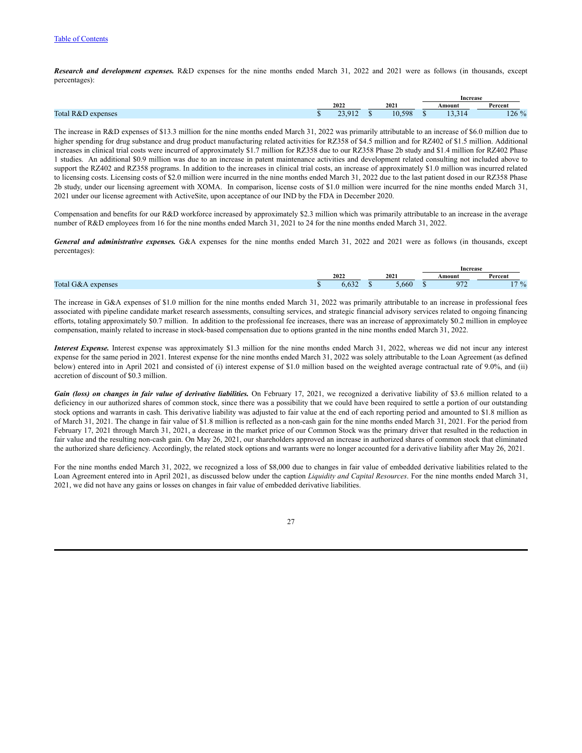[Table of Contents](#)

***Research and development expenses.*** R&D expenses for the nine months ended March 31, 2022 and 2021 were as follows (in thousands, except percentages):

| | 2022 | 2021 | Increase Amount | Increase Percent |
|---|---|---|---|---|
| Total R&D expenses | $ 23,912 | $ 10,598 | $ 13,314 | 126 % |

The increase in R&D expenses of $13.3 million for the nine months ended March 31, 2022 was primarily attributable to an increase of $6.0 million due to higher spending for drug substance and drug product manufacturing related activities for RZ358 of $4.5 million and for RZ402 of $1.5 million. Additional increases in clinical trial costs were incurred of approximately $1.7 million for RZ358 due to our RZ358 Phase 2b study and $1.4 million for RZ402 Phase 1 studies. An additional $0.9 million was due to an increase in patent maintenance activities and development related consulting not included above to support the RZ402 and RZ358 programs. In addition to the increases in clinical trial costs, an increase of approximately $1.0 million was incurred related to licensing costs. Licensing costs of $2.0 million were incurred in the nine months ended March 31, 2022 due to the last patient dosed in our RZ358 Phase 2b study, under our licensing agreement with XOMA. In comparison, license costs of $1.0 million were incurred for the nine months ended March 31, 2021 under our license agreement with ActiveSite, upon acceptance of our IND by the FDA in December 2020.

Compensation and benefits for our R&D workforce increased by approximately $2.3 million which was primarily attributable to an increase in the average number of R&D employees from 16 for the nine months ended March 31, 2021 to 24 for the nine months ended March 31, 2022.

***General and administrative expenses.*** G&A expenses for the nine months ended March 31, 2022 and 2021 were as follows (in thousands, except percentages):

| | 2022 | 2021 | Increase Amount | Increase Percent |
|---|---|---|---|---|
| Total G&A expenses | $ 6,632 | $ 5,660 | $ 972 | 17 % |

The increase in G&A expenses of $1.0 million for the nine months ended March 31, 2022 was primarily attributable to an increase in professional fees associated with pipeline candidate market research assessments, consulting services, and strategic financial advisory services related to ongoing financing efforts, totaling approximately $0.7 million. In addition to the professional fee increases, there was an increase of approximately $0.2 million in employee compensation, mainly related to increase in stock-based compensation due to options granted in the nine months ended March 31, 2022.

***Interest Expense.*** Interest expense was approximately $1.3 million for the nine months ended March 31, 2022, whereas we did not incur any interest expense for the same period in 2021. Interest expense for the nine months ended March 31, 2022 was solely attributable to the Loan Agreement (as defined below) entered into in April 2021 and consisted of (i) interest expense of $1.0 million based on the weighted average contractual rate of 9.0%, and (ii) accretion of discount of $0.3 million.

***Gain (loss) on changes in fair value of derivative liabilities.*** On February 17, 2021, we recognized a derivative liability of $3.6 million related to a deficiency in our authorized shares of common stock, since there was a possibility that we could have been required to settle a portion of our outstanding stock options and warrants in cash. This derivative liability was adjusted to fair value at the end of each reporting period and amounted to $1.8 million as of March 31, 2021. The change in fair value of $1.8 million is reflected as a non-cash gain for the nine months ended March 31, 2021. For the period from February 17, 2021 through March 31, 2021, a decrease in the market price of our Common Stock was the primary driver that resulted in the reduction in fair value and the resulting non-cash gain. On May 26, 2021, our shareholders approved an increase in authorized shares of common stock that eliminated the authorized share deficiency. Accordingly, the related stock options and warrants were no longer accounted for a derivative liability after May 26, 2021.

For the nine months ended March 31, 2022, we recognized a loss of $8,000 due to changes in fair value of embedded derivative liabilities related to the Loan Agreement entered into in April 2021, as discussed below under the caption *Liquidity and Capital Resources*. For the nine months ended March 31, 2021, we did not have any gains or losses on changes in fair value of embedded derivative liabilities.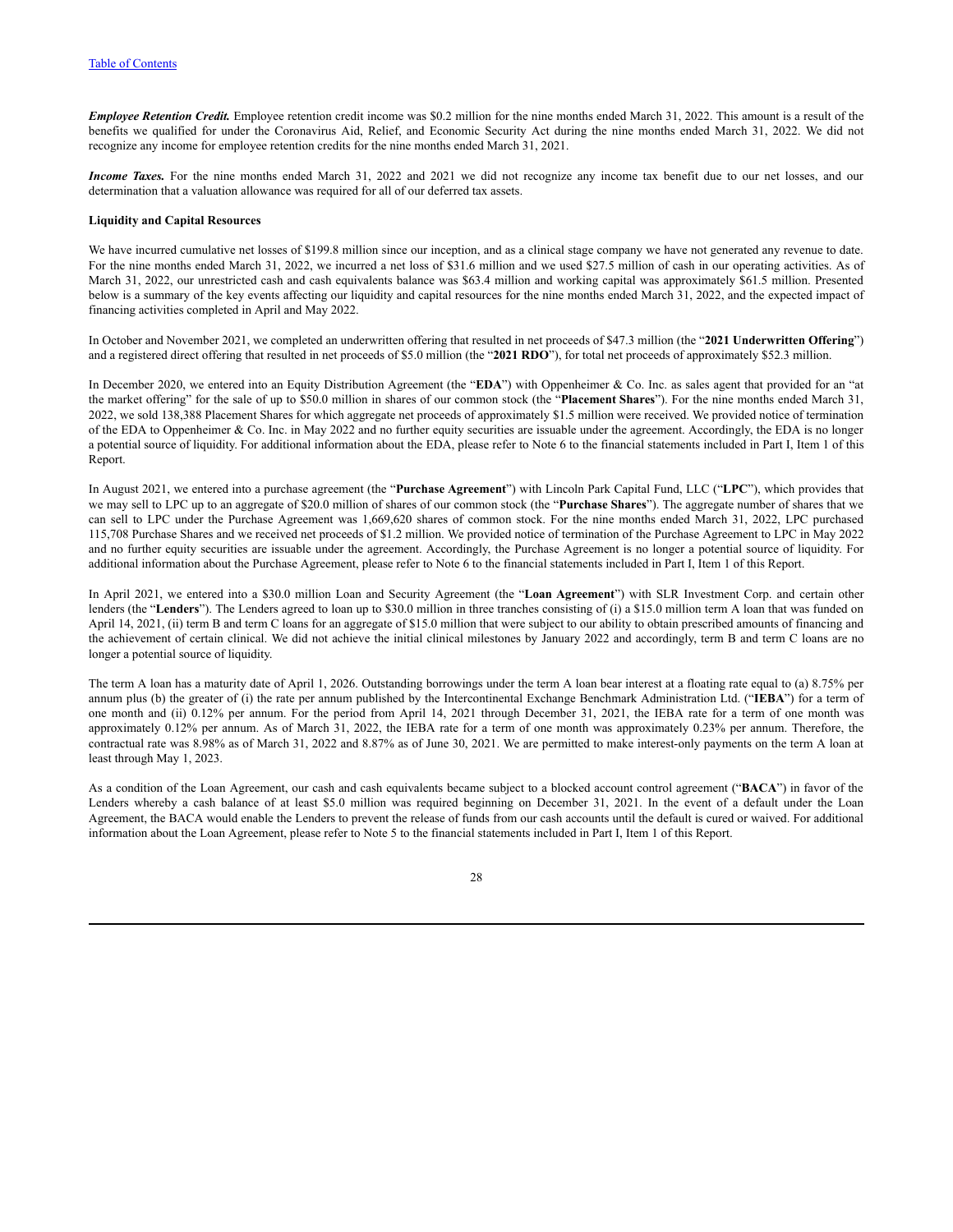***Employee Retention Credit.*** Employee retention credit income was $0.2 million for the nine months ended March 31, 2022. This amount is a result of the benefits we qualified for under the Coronavirus Aid, Relief, and Economic Security Act during the nine months ended March 31, 2022. We did not recognize any income for employee retention credits for the nine months ended March 31, 2021.

***Income Taxes.*** For the nine months ended March 31, 2022 and 2021 we did not recognize any income tax benefit due to our net losses, and our determination that a valuation allowance was required for all of our deferred tax assets.

**Liquidity and Capital Resources**

We have incurred cumulative net losses of $199.8 million since our inception, and as a clinical stage company we have not generated any revenue to date. For the nine months ended March 31, 2022, we incurred a net loss of $31.6 million and we used $27.5 million of cash in our operating activities. As of March 31, 2022, our unrestricted cash and cash equivalents balance was $63.4 million and working capital was approximately $61.5 million. Presented below is a summary of the key events affecting our liquidity and capital resources for the nine months ended March 31, 2022, and the expected impact of financing activities completed in April and May 2022.

In October and November 2021, we completed an underwritten offering that resulted in net proceeds of $47.3 million (the "**2021 Underwritten Offering**") and a registered direct offering that resulted in net proceeds of $5.0 million (the "**2021 RDO**"), for total net proceeds of approximately $52.3 million.

In December 2020, we entered into an Equity Distribution Agreement (the "**EDA**") with Oppenheimer & Co. Inc. as sales agent that provided for an "at the market offering" for the sale of up to $50.0 million in shares of our common stock (the "**Placement Shares**"). For the nine months ended March 31, 2022, we sold 138,388 Placement Shares for which aggregate net proceeds of approximately $1.5 million were received. We provided notice of termination of the EDA to Oppenheimer & Co. Inc. in May 2022 and no further equity securities are issuable under the agreement. Accordingly, the EDA is no longer a potential source of liquidity. For additional information about the EDA, please refer to Note 6 to the financial statements included in Part I, Item 1 of this Report.

In August 2021, we entered into a purchase agreement (the "**Purchase Agreement**") with Lincoln Park Capital Fund, LLC ("**LPC**"), which provides that we may sell to LPC up to an aggregate of $20.0 million of shares of our common stock (the "**Purchase Shares**"). The aggregate number of shares that we can sell to LPC under the Purchase Agreement was 1,669,620 shares of common stock. For the nine months ended March 31, 2022, LPC purchased 115,708 Purchase Shares and we received net proceeds of $1.2 million. We provided notice of termination of the Purchase Agreement to LPC in May 2022 and no further equity securities are issuable under the agreement. Accordingly, the Purchase Agreement is no longer a potential source of liquidity. For additional information about the Purchase Agreement, please refer to Note 6 to the financial statements included in Part I, Item 1 of this Report.

In April 2021, we entered into a $30.0 million Loan and Security Agreement (the "**Loan Agreement**") with SLR Investment Corp. and certain other lenders (the "**Lenders**"). The Lenders agreed to loan up to $30.0 million in three tranches consisting of (i) a $15.0 million term A loan that was funded on April 14, 2021, (ii) term B and term C loans for an aggregate of $15.0 million that were subject to our ability to obtain prescribed amounts of financing and the achievement of certain clinical. We did not achieve the initial clinical milestones by January 2022 and accordingly, term B and term C loans are no longer a potential source of liquidity.

The term A loan has a maturity date of April 1, 2026. Outstanding borrowings under the term A loan bear interest at a floating rate equal to (a) 8.75% per annum plus (b) the greater of (i) the rate per annum published by the Intercontinental Exchange Benchmark Administration Ltd. ("**IEBA**") for a term of one month and (ii) 0.12% per annum. For the period from April 14, 2021 through December 31, 2021, the IEBA rate for a term of one month was approximately 0.12% per annum. As of March 31, 2022, the IEBA rate for a term of one month was approximately 0.23% per annum. Therefore, the contractual rate was 8.98% as of March 31, 2022 and 8.87% as of June 30, 2021. We are permitted to make interest-only payments on the term A loan at least through May 1, 2023.

As a condition of the Loan Agreement, our cash and cash equivalents became subject to a blocked account control agreement ("**BACA**") in favor of the Lenders whereby a cash balance of at least $5.0 million was required beginning on December 31, 2021. In the event of a default under the Loan Agreement, the BACA would enable the Lenders to prevent the release of funds from our cash accounts until the default is cured or waived. For additional information about the Loan Agreement, please refer to Note 5 to the financial statements included in Part I, Item 1 of this Report.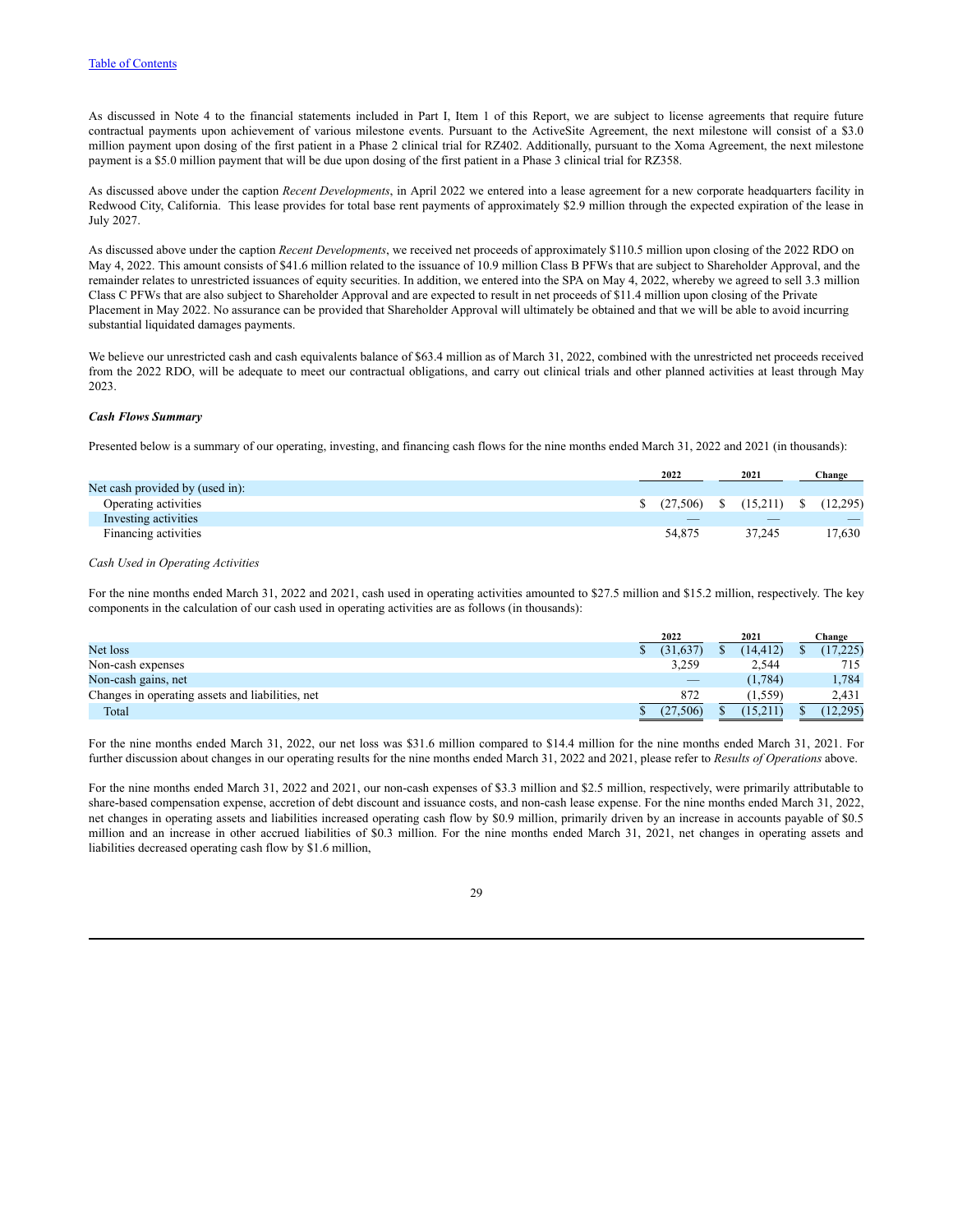As discussed in Note 4 to the financial statements included in Part I, Item 1 of this Report, we are subject to license agreements that require future contractual payments upon achievement of various milestone events. Pursuant to the ActiveSite Agreement, the next milestone will consist of a $3.0 million payment upon dosing of the first patient in a Phase 2 clinical trial for RZ402. Additionally, pursuant to the Xoma Agreement, the next milestone payment is a $5.0 million payment that will be due upon dosing of the first patient in a Phase 3 clinical trial for RZ358.

As discussed above under the caption *Recent Developments*, in April 2022 we entered into a lease agreement for a new corporate headquarters facility in Redwood City, California. This lease provides for total base rent payments of approximately $2.9 million through the expected expiration of the lease in July 2027.

As discussed above under the caption *Recent Developments*, we received net proceeds of approximately $110.5 million upon closing of the 2022 RDO on May 4, 2022. This amount consists of $41.6 million related to the issuance of 10.9 million Class B PFWs that are subject to Shareholder Approval, and the remainder relates to unrestricted issuances of equity securities. In addition, we entered into the SPA on May 4, 2022, whereby we agreed to sell 3.3 million Class C PFWs that are also subject to Shareholder Approval and are expected to result in net proceeds of $11.4 million upon closing of the Private Placement in May 2022. No assurance can be provided that Shareholder Approval will ultimately be obtained and that we will be able to avoid incurring substantial liquidated damages payments.

We believe our unrestricted cash and cash equivalents balance of $63.4 million as of March 31, 2022, combined with the unrestricted net proceeds received from the 2022 RDO, will be adequate to meet our contractual obligations, and carry out clinical trials and other planned activities at least through May 2023.

***Cash Flows Summary***

Presented below is a summary of our operating, investing, and financing cash flows for the nine months ended March 31, 2022 and 2021 (in thousands):

| | 2022 | 2021 | Change |
|---|---|---|---|
| Net cash provided by (used in): | | | |
| Operating activities | $ (27,506) | $ (15,211) | $ (12,295) |
| Investing activities | — | — | — |
| Financing activities | 54,875 | 37,245 | 17,630 |

*Cash Used in Operating Activities*

For the nine months ended March 31, 2022 and 2021, cash used in operating activities amounted to $27.5 million and $15.2 million, respectively. The key components in the calculation of our cash used in operating activities are as follows (in thousands):

| | 2022 | 2021 | Change |
|---|---|---|---|
| Net loss | $ (31,637) | $ (14,412) | $ (17,225) |
| Non-cash expenses | 3,259 | 2,544 | 715 |
| Non-cash gains, net | — | (1,784) | 1,784 |
| Changes in operating assets and liabilities, net | 872 | (1,559) | 2,431 |
| Total | $ (27,506) | $ (15,211) | $ (12,295) |

For the nine months ended March 31, 2022, our net loss was $31.6 million compared to $14.4 million for the nine months ended March 31, 2021. For further discussion about changes in our operating results for the nine months ended March 31, 2022 and 2021, please refer to *Results of Operations* above.

For the nine months ended March 31, 2022 and 2021, our non-cash expenses of $3.3 million and $2.5 million, respectively, were primarily attributable to share-based compensation expense, accretion of debt discount and issuance costs, and non-cash lease expense. For the nine months ended March 31, 2022, net changes in operating assets and liabilities increased operating cash flow by $0.9 million, primarily driven by an increase in accounts payable of $0.5 million and an increase in other accrued liabilities of $0.3 million. For the nine months ended March 31, 2021, net changes in operating assets and liabilities decreased operating cash flow by $1.6 million,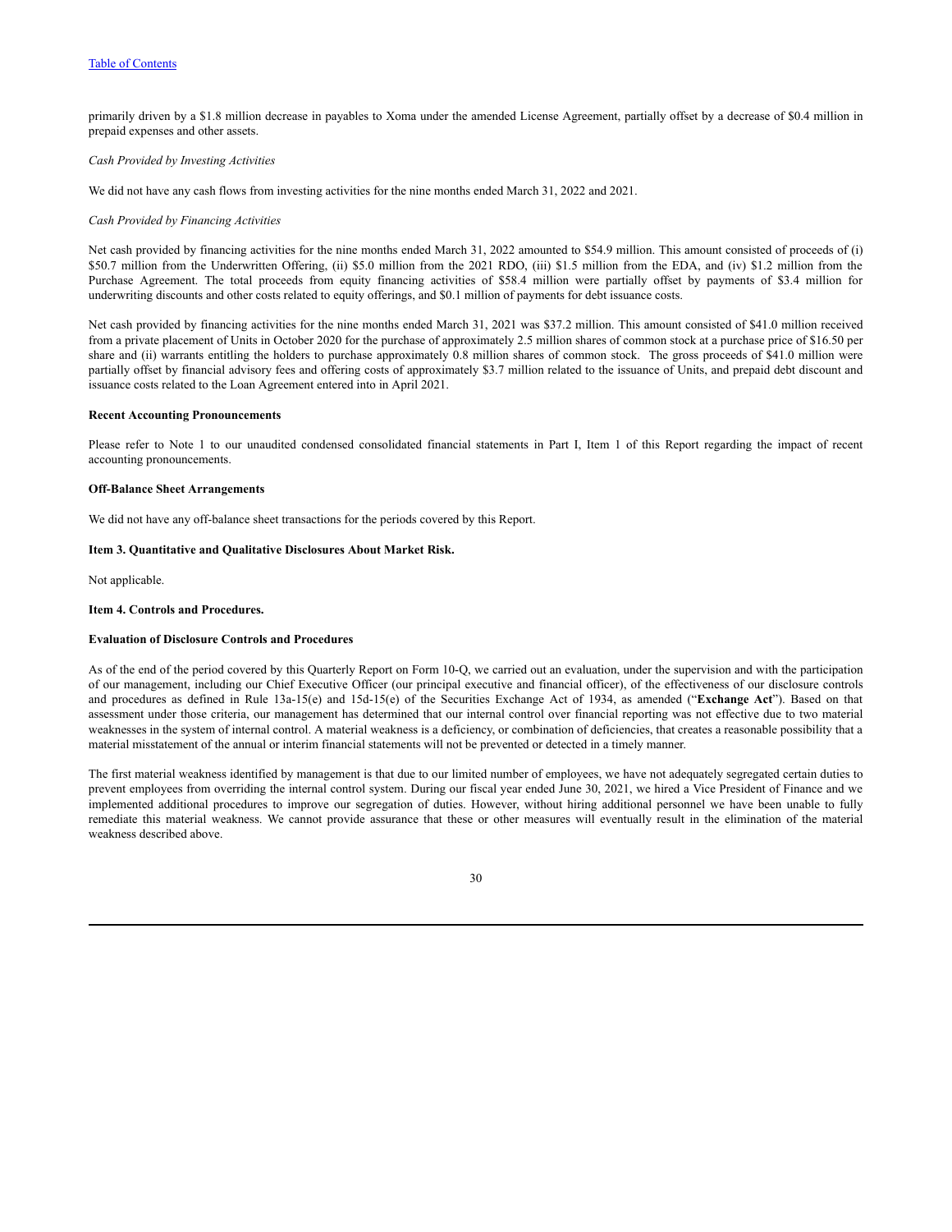primarily driven by a $1.8 million decrease in payables to Xoma under the amended License Agreement, partially offset by a decrease of $0.4 million in prepaid expenses and other assets.

*Cash Provided by Investing Activities*

We did not have any cash flows from investing activities for the nine months ended March 31, 2022 and 2021.

*Cash Provided by Financing Activities*

Net cash provided by financing activities for the nine months ended March 31, 2022 amounted to $54.9 million. This amount consisted of proceeds of (i) $50.7 million from the Underwritten Offering, (ii) $5.0 million from the 2021 RDO, (iii) $1.5 million from the EDA, and (iv) $1.2 million from the Purchase Agreement. The total proceeds from equity financing activities of $58.4 million were partially offset by payments of $3.4 million for underwriting discounts and other costs related to equity offerings, and $0.1 million of payments for debt issuance costs.

Net cash provided by financing activities for the nine months ended March 31, 2021 was $37.2 million. This amount consisted of $41.0 million received from a private placement of Units in October 2020 for the purchase of approximately 2.5 million shares of common stock at a purchase price of $16.50 per share and (ii) warrants entitling the holders to purchase approximately 0.8 million shares of common stock. The gross proceeds of $41.0 million were partially offset by financial advisory fees and offering costs of approximately $3.7 million related to the issuance of Units, and prepaid debt discount and issuance costs related to the Loan Agreement entered into in April 2021.

**Recent Accounting Pronouncements**

Please refer to Note 1 to our unaudited condensed consolidated financial statements in Part I, Item 1 of this Report regarding the impact of recent accounting pronouncements.

**Off-Balance Sheet Arrangements**

We did not have any off-balance sheet transactions for the periods covered by this Report.

**Item 3. Quantitative and Qualitative Disclosures About Market Risk.**

Not applicable.

**Item 4. Controls and Procedures.**

**Evaluation of Disclosure Controls and Procedures**

As of the end of the period covered by this Quarterly Report on Form 10-Q, we carried out an evaluation, under the supervision and with the participation of our management, including our Chief Executive Officer (our principal executive and financial officer), of the effectiveness of our disclosure controls and procedures as defined in Rule 13a-15(e) and 15d-15(e) of the Securities Exchange Act of 1934, as amended ("**Exchange Act**"). Based on that assessment under those criteria, our management has determined that our internal control over financial reporting was not effective due to two material weaknesses in the system of internal control. A material weakness is a deficiency, or combination of deficiencies, that creates a reasonable possibility that a material misstatement of the annual or interim financial statements will not be prevented or detected in a timely manner.

The first material weakness identified by management is that due to our limited number of employees, we have not adequately segregated certain duties to prevent employees from overriding the internal control system. During our fiscal year ended June 30, 2021, we hired a Vice President of Finance and we implemented additional procedures to improve our segregation of duties. However, without hiring additional personnel we have been unable to fully remediate this material weakness. We cannot provide assurance that these or other measures will eventually result in the elimination of the material weakness described above.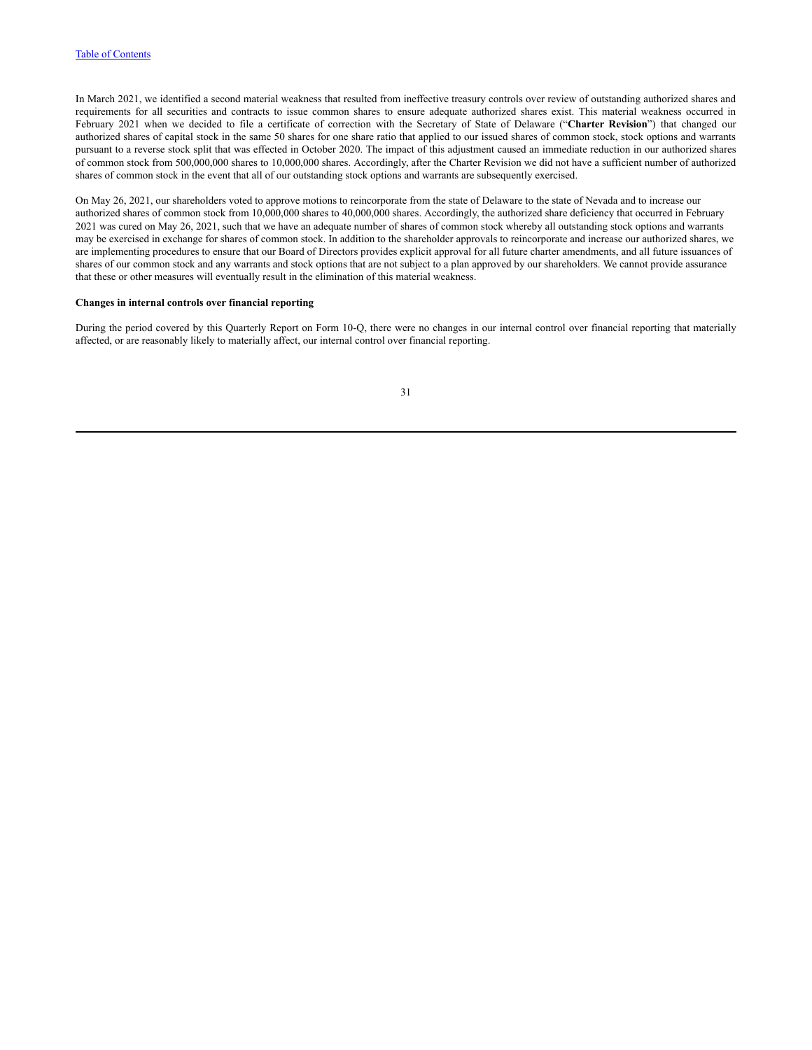In March 2021, we identified a second material weakness that resulted from ineffective treasury controls over review of outstanding authorized shares and requirements for all securities and contracts to issue common shares to ensure adequate authorized shares exist. This material weakness occurred in February 2021 when we decided to file a certificate of correction with the Secretary of State of Delaware ("**Charter Revision**") that changed our authorized shares of capital stock in the same 50 shares for one share ratio that applied to our issued shares of common stock, stock options and warrants pursuant to a reverse stock split that was effected in October 2020. The impact of this adjustment caused an immediate reduction in our authorized shares of common stock from 500,000,000 shares to 10,000,000 shares. Accordingly, after the Charter Revision we did not have a sufficient number of authorized shares of common stock in the event that all of our outstanding stock options and warrants are subsequently exercised.

On May 26, 2021, our shareholders voted to approve motions to reincorporate from the state of Delaware to the state of Nevada and to increase our authorized shares of common stock from 10,000,000 shares to 40,000,000 shares. Accordingly, the authorized share deficiency that occurred in February 2021 was cured on May 26, 2021, such that we have an adequate number of shares of common stock whereby all outstanding stock options and warrants may be exercised in exchange for shares of common stock. In addition to the shareholder approvals to reincorporate and increase our authorized shares, we are implementing procedures to ensure that our Board of Directors provides explicit approval for all future charter amendments, and all future issuances of shares of our common stock and any warrants and stock options that are not subject to a plan approved by our shareholders. We cannot provide assurance that these or other measures will eventually result in the elimination of this material weakness.

**Changes in internal controls over financial reporting**

During the period covered by this Quarterly Report on Form 10-Q, there were no changes in our internal control over financial reporting that materially affected, or are reasonably likely to materially affect, our internal control over financial reporting.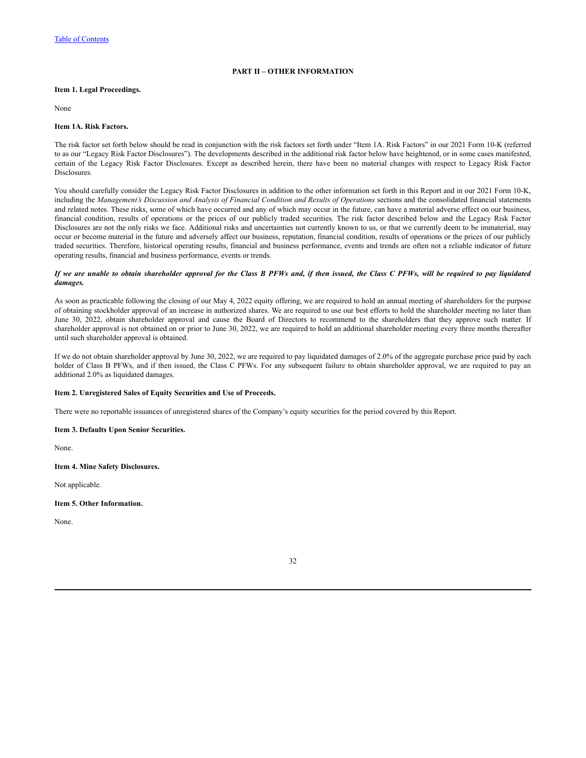## PART II – OTHER INFORMATION

### Item 1. Legal Proceedings.

None

### Item 1A. Risk Factors.

The risk factor set forth below should be read in conjunction with the risk factors set forth under "Item 1A. Risk Factors" in our 2021 Form 10-K (referred to as our "Legacy Risk Factor Disclosures"). The developments described in the additional risk factor below have heightened, or in some cases manifested, certain of the Legacy Risk Factor Disclosures. Except as described herein, there have been no material changes with respect to Legacy Risk Factor Disclosures.

You should carefully consider the Legacy Risk Factor Disclosures in addition to the other information set forth in this Report and in our 2021 Form 10-K, including the *Management's Discussion and Analysis of Financial Condition and Results of Operations* sections and the consolidated financial statements and related notes. These risks, some of which have occurred and any of which may occur in the future, can have a material adverse effect on our business, financial condition, results of operations or the prices of our publicly traded securities. The risk factor described below and the Legacy Risk Factor Disclosures are not the only risks we face. Additional risks and uncertainties not currently known to us, or that we currently deem to be immaterial, may occur or become material in the future and adversely affect our business, reputation, financial condition, results of operations or the prices of our publicly traded securities. Therefore, historical operating results, financial and business performance, events and trends are often not a reliable indicator of future operating results, financial and business performance, events or trends.

***If we are unable to obtain shareholder approval for the Class B PFWs and, if then issued, the Class C PFWs, will be required to pay liquidated damages.***

As soon as practicable following the closing of our May 4, 2022 equity offering, we are required to hold an annual meeting of shareholders for the purpose of obtaining stockholder approval of an increase in authorized shares. We are required to use our best efforts to hold the shareholder meeting no later than June 30, 2022, obtain shareholder approval and cause the Board of Directors to recommend to the shareholders that they approve such matter. If shareholder approval is not obtained on or prior to June 30, 2022, we are required to hold an additional shareholder meeting every three months thereafter until such shareholder approval is obtained.

If we do not obtain shareholder approval by June 30, 2022, we are required to pay liquidated damages of 2.0% of the aggregate purchase price paid by each holder of Class B PFWs, and if then issued, the Class C PFWs. For any subsequent failure to obtain shareholder approval, we are required to pay an additional 2.0% as liquidated damages.

### Item 2. Unregistered Sales of Equity Securities and Use of Proceeds.

There were no reportable issuances of unregistered shares of the Company's equity securities for the period covered by this Report.

### Item 3. Defaults Upon Senior Securities.

None.

### Item 4. Mine Safety Disclosures.

Not applicable.

### Item 5. Other Information.

None.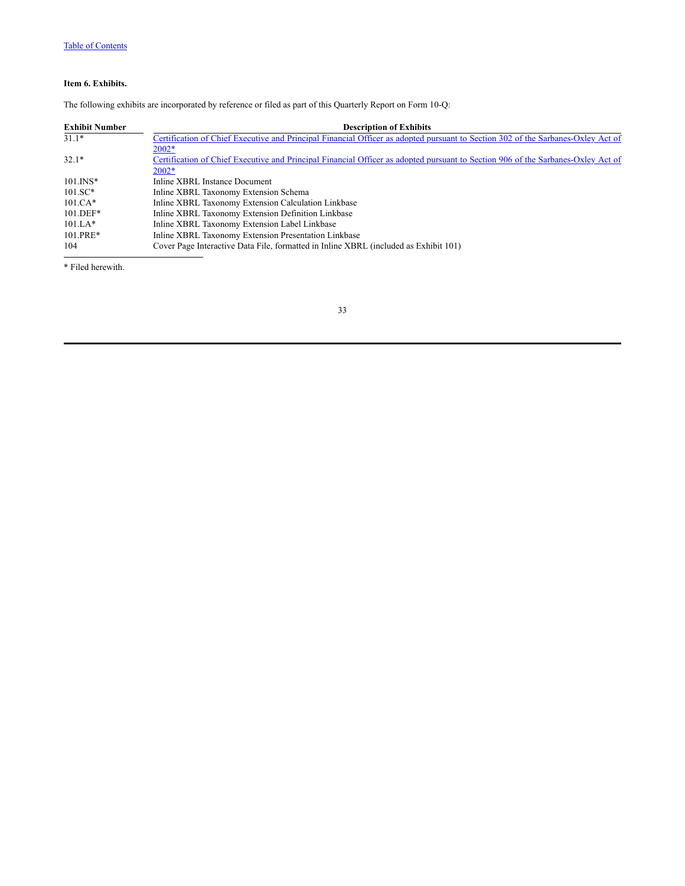**Item 6. Exhibits.**

The following exhibits are incorporated by reference or filed as part of this Quarterly Report on Form 10-Q:

| Exhibit Number | Description of Exhibits |
|---|---|
| 31.1* | Certification of Chief Executive and Principal Financial Officer as adopted pursuant to Section 302 of the Sarbanes-Oxley Act of 2002* |
| 32.1* | Certification of Chief Executive and Principal Financial Officer as adopted pursuant to Section 906 of the Sarbanes-Oxley Act of 2002* |
| 101.INS* | Inline XBRL Instance Document |
| 101.SC* | Inline XBRL Taxonomy Extension Schema |
| 101.CA* | Inline XBRL Taxonomy Extension Calculation Linkbase |
| 101.DEF* | Inline XBRL Taxonomy Extension Definition Linkbase |
| 101.LA* | Inline XBRL Taxonomy Extension Label Linkbase |
| 101.PRE* | Inline XBRL Taxonomy Extension Presentation Linkbase |
| 104 | Cover Page Interactive Data File, formatted in Inline XBRL (included as Exhibit 101) |

* Filed herewith.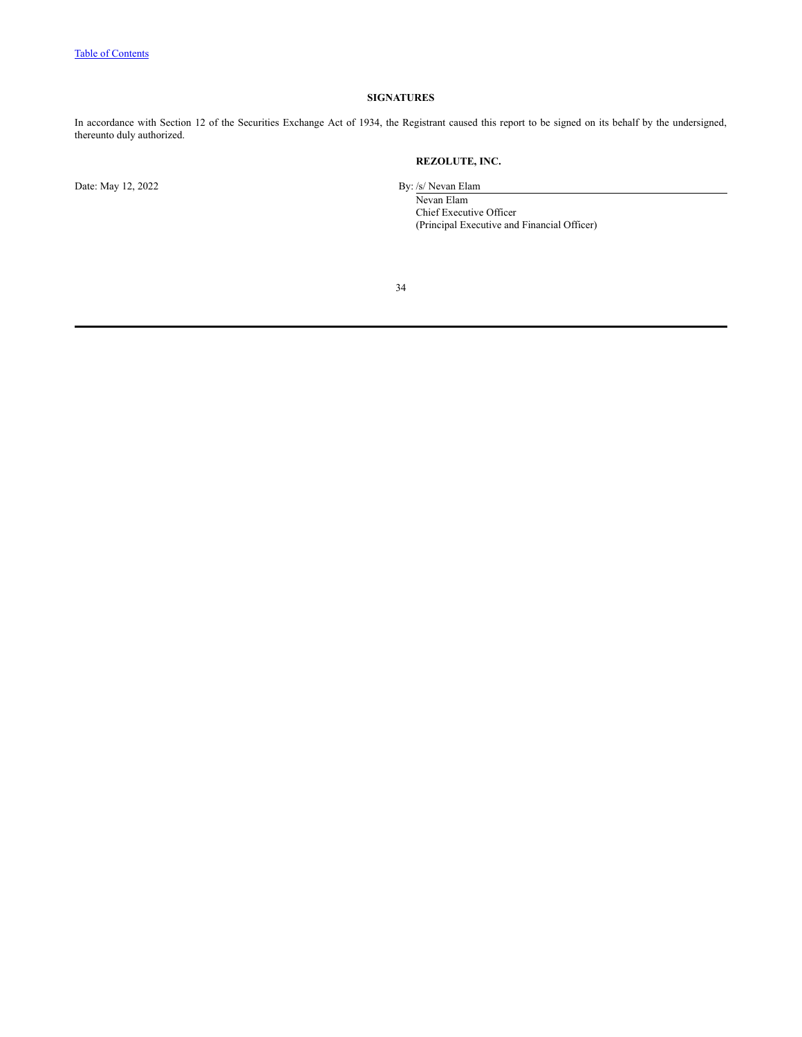**SIGNATURES**

In accordance with Section 12 of the Securities Exchange Act of 1934, the Registrant caused this report to be signed on its behalf by the undersigned, thereunto duly authorized.

**REZOLUTE, INC.**

Date: May 12, 2022

By: /s/ Nevan Elam
Nevan Elam
Chief Executive Officer
(Principal Executive and Financial Officer)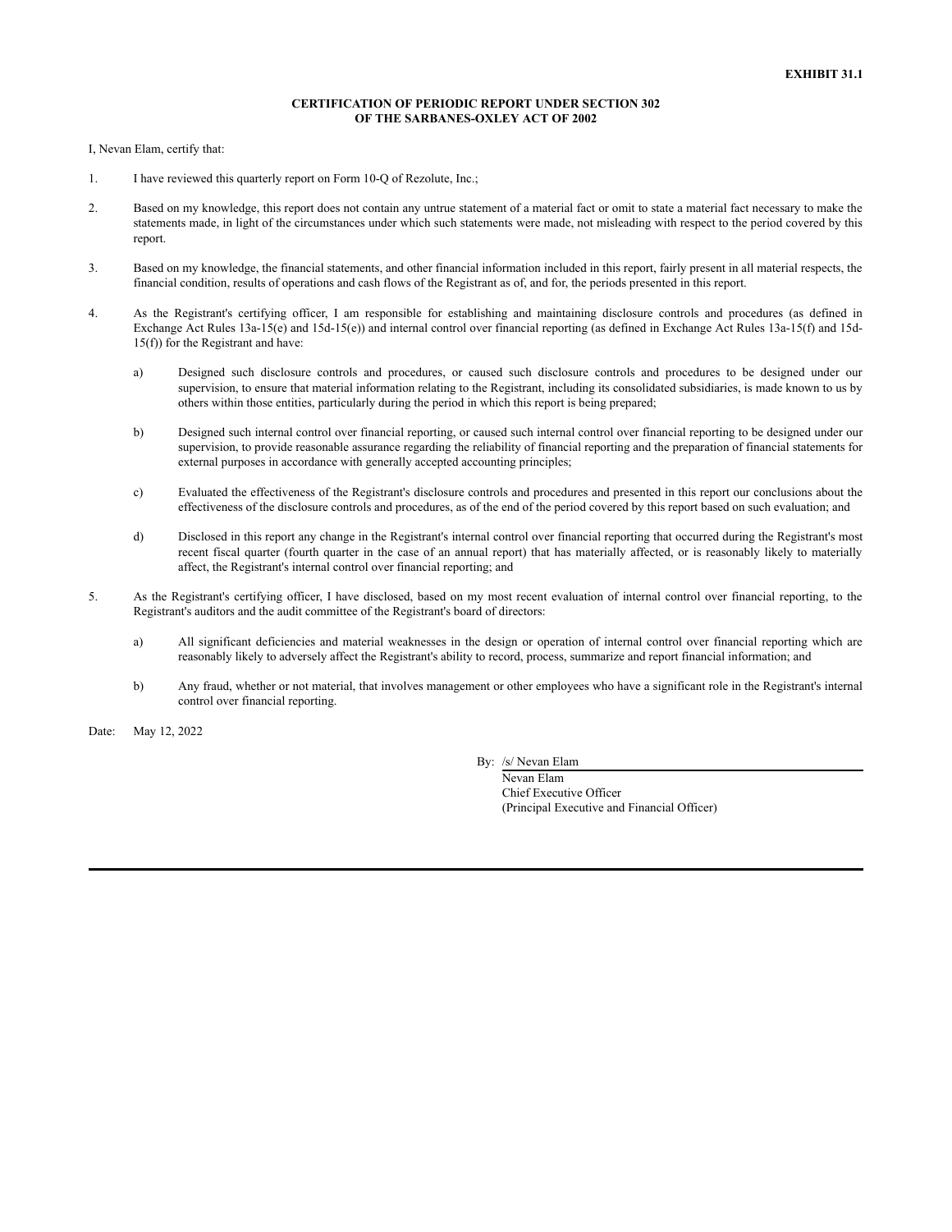**EXHIBIT 31.1**

**CERTIFICATION OF PERIODIC REPORT UNDER SECTION 302 OF THE SARBANES-OXLEY ACT OF 2002**

I, Nevan Elam, certify that:

1. I have reviewed this quarterly report on Form 10-Q of Rezolute, Inc.;

2. Based on my knowledge, this report does not contain any untrue statement of a material fact or omit to state a material fact necessary to make the statements made, in light of the circumstances under which such statements were made, not misleading with respect to the period covered by this report.

3. Based on my knowledge, the financial statements, and other financial information included in this report, fairly present in all material respects, the financial condition, results of operations and cash flows of the Registrant as of, and for, the periods presented in this report.

4. As the Registrant's certifying officer, I am responsible for establishing and maintaining disclosure controls and procedures (as defined in Exchange Act Rules 13a-15(e) and 15d-15(e)) and internal control over financial reporting (as defined in Exchange Act Rules 13a-15(f) and 15d-15(f)) for the Registrant and have:

   a) Designed such disclosure controls and procedures, or caused such disclosure controls and procedures to be designed under our supervision, to ensure that material information relating to the Registrant, including its consolidated subsidiaries, is made known to us by others within those entities, particularly during the period in which this report is being prepared;

   b) Designed such internal control over financial reporting, or caused such internal control over financial reporting to be designed under our supervision, to provide reasonable assurance regarding the reliability of financial reporting and the preparation of financial statements for external purposes in accordance with generally accepted accounting principles;

   c) Evaluated the effectiveness of the Registrant's disclosure controls and procedures and presented in this report our conclusions about the effectiveness of the disclosure controls and procedures, as of the end of the period covered by this report based on such evaluation; and

   d) Disclosed in this report any change in the Registrant's internal control over financial reporting that occurred during the Registrant's most recent fiscal quarter (fourth quarter in the case of an annual report) that has materially affected, or is reasonably likely to materially affect, the Registrant's internal control over financial reporting; and

5. As the Registrant's certifying officer, I have disclosed, based on my most recent evaluation of internal control over financial reporting, to the Registrant's auditors and the audit committee of the Registrant's board of directors:

   a) All significant deficiencies and material weaknesses in the design or operation of internal control over financial reporting which are reasonably likely to adversely affect the Registrant's ability to record, process, summarize and report financial information; and

   b) Any fraud, whether or not material, that involves management or other employees who have a significant role in the Registrant's internal control over financial reporting.

Date: May 12, 2022

By: /s/ Nevan Elam
Nevan Elam
Chief Executive Officer
(Principal Executive and Financial Officer)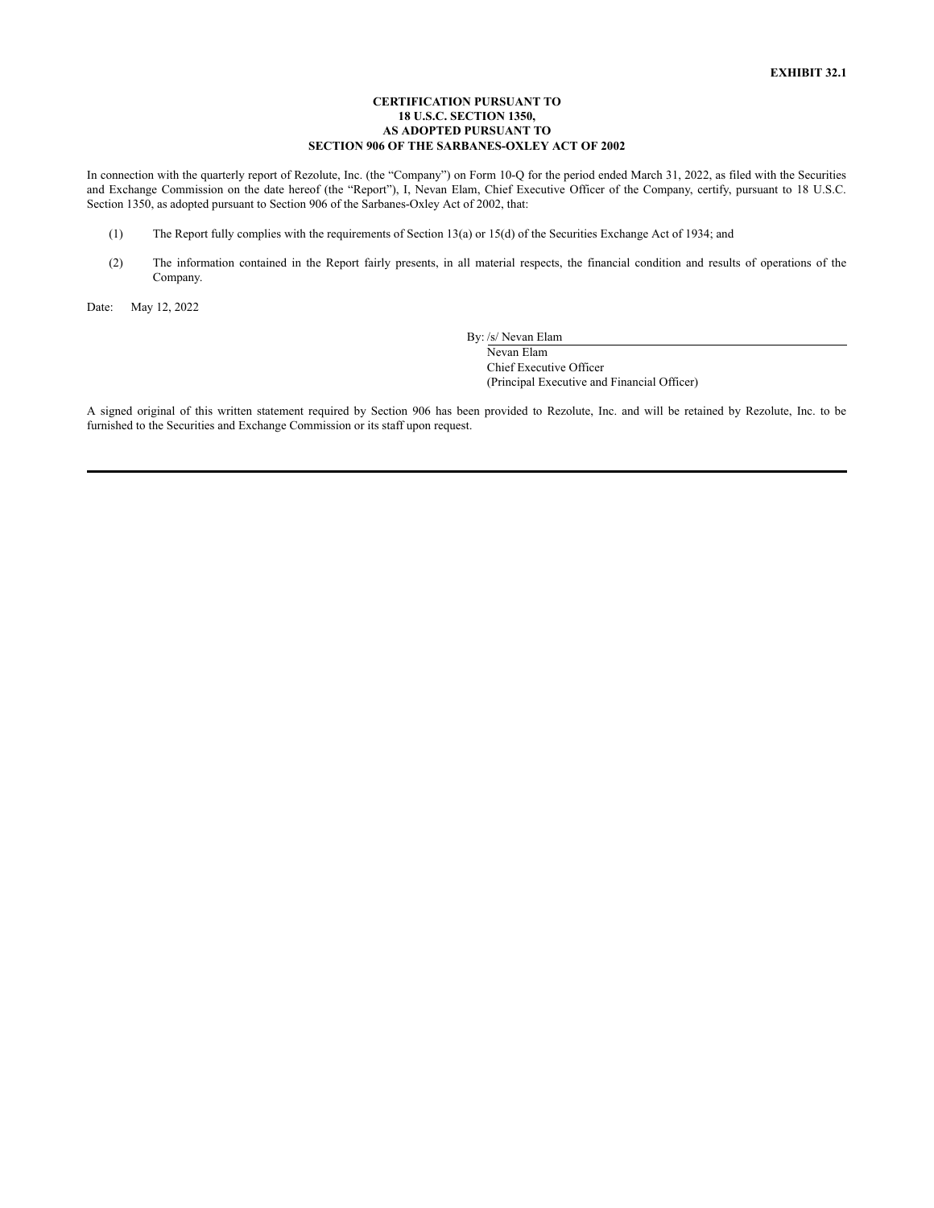**EXHIBIT 32.1**

**CERTIFICATION PURSUANT TO**
**18 U.S.C. SECTION 1350,**
**AS ADOPTED PURSUANT TO**
**SECTION 906 OF THE SARBANES-OXLEY ACT OF 2002**

In connection with the quarterly report of Rezolute, Inc. (the "Company") on Form 10-Q for the period ended March 31, 2022, as filed with the Securities and Exchange Commission on the date hereof (the "Report"), I, Nevan Elam, Chief Executive Officer of the Company, certify, pursuant to 18 U.S.C. Section 1350, as adopted pursuant to Section 906 of the Sarbanes-Oxley Act of 2002, that:

(1) The Report fully complies with the requirements of Section 13(a) or 15(d) of the Securities Exchange Act of 1934; and

(2) The information contained in the Report fairly presents, in all material respects, the financial condition and results of operations of the Company.

Date: May 12, 2022

By: /s/ Nevan Elam
Nevan Elam
Chief Executive Officer
(Principal Executive and Financial Officer)

A signed original of this written statement required by Section 906 has been provided to Rezolute, Inc. and will be retained by Rezolute, Inc. to be furnished to the Securities and Exchange Commission or its staff upon request.